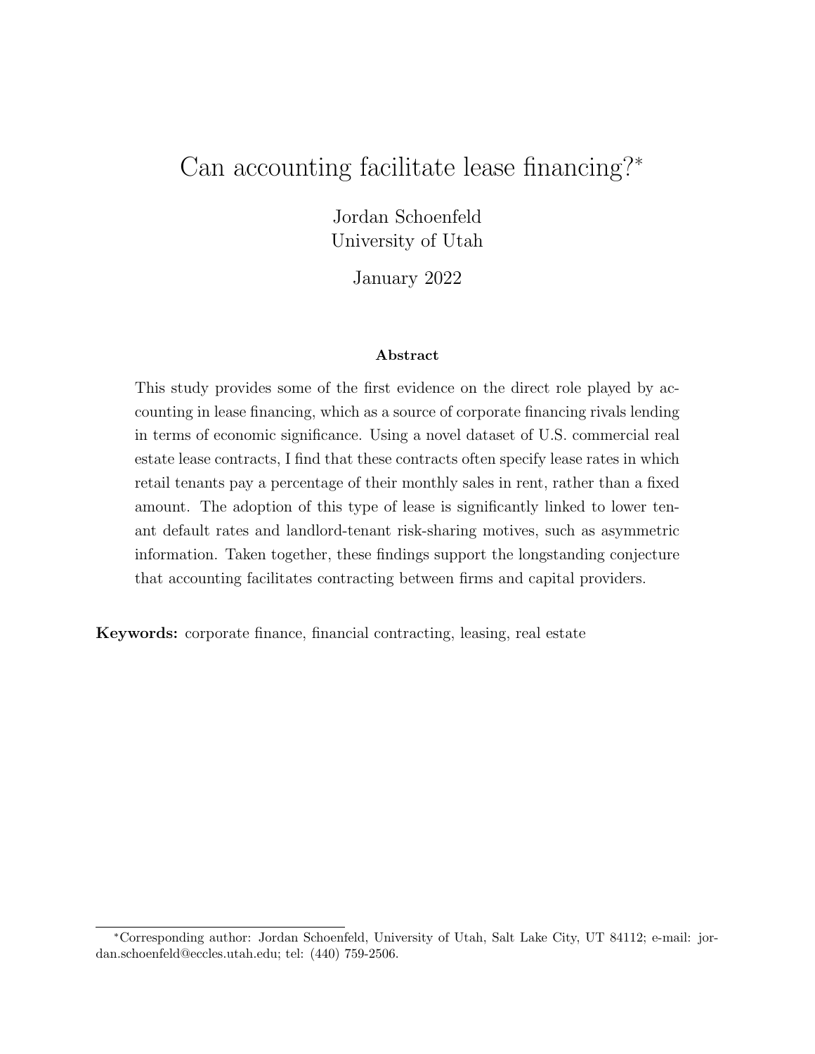# Can accounting facilitate lease financing?*

Jordan Schoenfeld
University of Utah

January 2022

### Abstract

This study provides some of the first evidence on the direct role played by accounting in lease financing, which as a source of corporate financing rivals lending in terms of economic significance. Using a novel dataset of U.S. commercial real estate lease contracts, I find that these contracts often specify lease rates in which retail tenants pay a percentage of their monthly sales in rent, rather than a fixed amount. The adoption of this type of lease is significantly linked to lower tenant default rates and landlord-tenant risk-sharing motives, such as asymmetric information. Taken together, these findings support the longstanding conjecture that accounting facilitates contracting between firms and capital providers.

**Keywords:** corporate finance, financial contracting, leasing, real estate

*Corresponding author: Jordan Schoenfeld, University of Utah, Salt Lake City, UT 84112; e-mail: jordan.schoenfeld@eccles.utah.edu; tel: (440) 759-2506.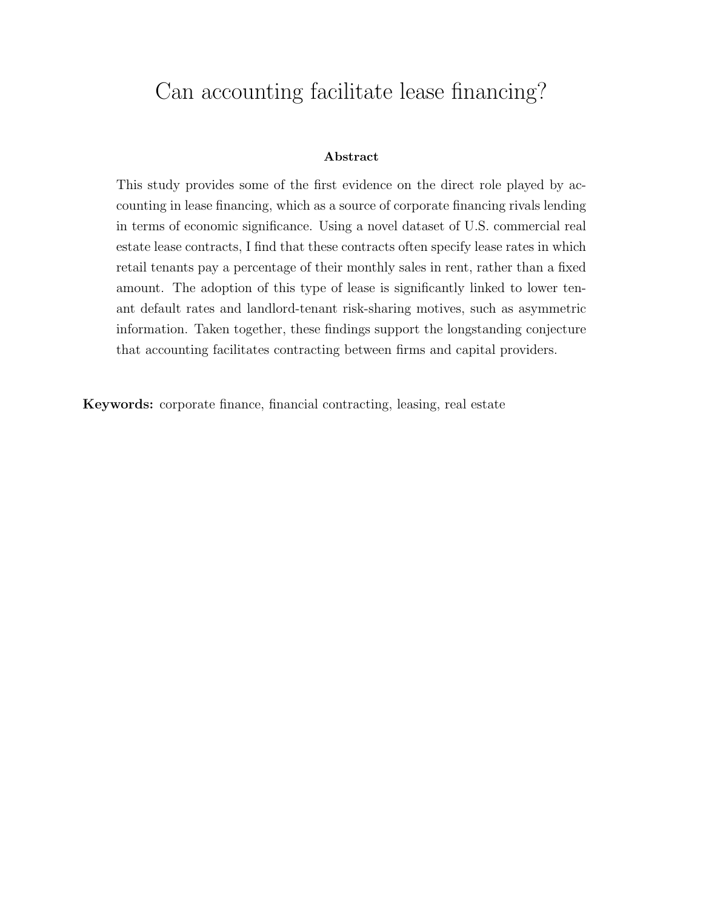# Can accounting facilitate lease financing?

**Abstract**

This study provides some of the first evidence on the direct role played by accounting in lease financing, which as a source of corporate financing rivals lending in terms of economic significance. Using a novel dataset of U.S. commercial real estate lease contracts, I find that these contracts often specify lease rates in which retail tenants pay a percentage of their monthly sales in rent, rather than a fixed amount. The adoption of this type of lease is significantly linked to lower tenant default rates and landlord-tenant risk-sharing motives, such as asymmetric information. Taken together, these findings support the longstanding conjecture that accounting facilitates contracting between firms and capital providers.

**Keywords:** corporate finance, financial contracting, leasing, real estate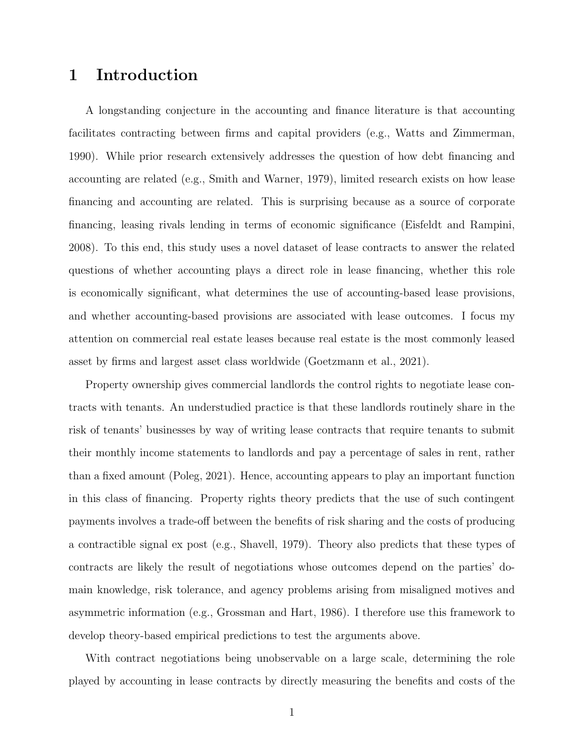# 1 Introduction

A longstanding conjecture in the accounting and finance literature is that accounting facilitates contracting between firms and capital providers (e.g., Watts and Zimmerman, 1990). While prior research extensively addresses the question of how debt financing and accounting are related (e.g., Smith and Warner, 1979), limited research exists on how lease financing and accounting are related. This is surprising because as a source of corporate financing, leasing rivals lending in terms of economic significance (Eisfeldt and Rampini, 2008). To this end, this study uses a novel dataset of lease contracts to answer the related questions of whether accounting plays a direct role in lease financing, whether this role is economically significant, what determines the use of accounting-based lease provisions, and whether accounting-based provisions are associated with lease outcomes. I focus my attention on commercial real estate leases because real estate is the most commonly leased asset by firms and largest asset class worldwide (Goetzmann et al., 2021).

Property ownership gives commercial landlords the control rights to negotiate lease contracts with tenants. An understudied practice is that these landlords routinely share in the risk of tenants' businesses by way of writing lease contracts that require tenants to submit their monthly income statements to landlords and pay a percentage of sales in rent, rather than a fixed amount (Poleg, 2021). Hence, accounting appears to play an important function in this class of financing. Property rights theory predicts that the use of such contingent payments involves a trade-off between the benefits of risk sharing and the costs of producing a contractible signal ex post (e.g., Shavell, 1979). Theory also predicts that these types of contracts are likely the result of negotiations whose outcomes depend on the parties' domain knowledge, risk tolerance, and agency problems arising from misaligned motives and asymmetric information (e.g., Grossman and Hart, 1986). I therefore use this framework to develop theory-based empirical predictions to test the arguments above.

With contract negotiations being unobservable on a large scale, determining the role played by accounting in lease contracts by directly measuring the benefits and costs of the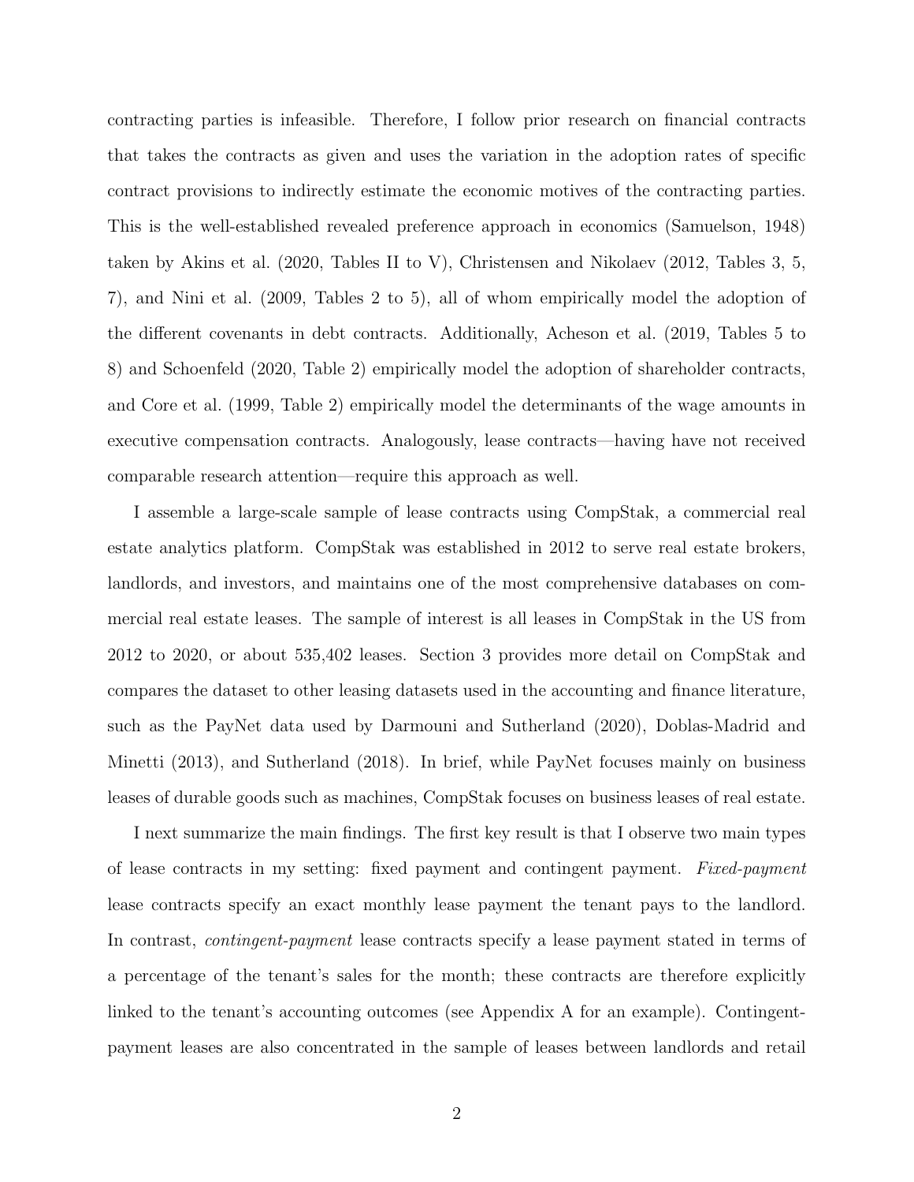contracting parties is infeasible. Therefore, I follow prior research on financial contracts that takes the contracts as given and uses the variation in the adoption rates of specific contract provisions to indirectly estimate the economic motives of the contracting parties. This is the well-established revealed preference approach in economics (Samuelson, 1948) taken by Akins et al. (2020, Tables II to V), Christensen and Nikolaev (2012, Tables 3, 5, 7), and Nini et al. (2009, Tables 2 to 5), all of whom empirically model the adoption of the different covenants in debt contracts. Additionally, Acheson et al. (2019, Tables 5 to 8) and Schoenfeld (2020, Table 2) empirically model the adoption of shareholder contracts, and Core et al. (1999, Table 2) empirically model the determinants of the wage amounts in executive compensation contracts. Analogously, lease contracts—having have not received comparable research attention—require this approach as well.

I assemble a large-scale sample of lease contracts using CompStak, a commercial real estate analytics platform. CompStak was established in 2012 to serve real estate brokers, landlords, and investors, and maintains one of the most comprehensive databases on commercial real estate leases. The sample of interest is all leases in CompStak in the US from 2012 to 2020, or about 535,402 leases. Section 3 provides more detail on CompStak and compares the dataset to other leasing datasets used in the accounting and finance literature, such as the PayNet data used by Darmouni and Sutherland (2020), Doblas-Madrid and Minetti (2013), and Sutherland (2018). In brief, while PayNet focuses mainly on business leases of durable goods such as machines, CompStak focuses on business leases of real estate.

I next summarize the main findings. The first key result is that I observe two main types of lease contracts in my setting: fixed payment and contingent payment. *Fixed-payment* lease contracts specify an exact monthly lease payment the tenant pays to the landlord. In contrast, *contingent-payment* lease contracts specify a lease payment stated in terms of a percentage of the tenant's sales for the month; these contracts are therefore explicitly linked to the tenant's accounting outcomes (see Appendix A for an example). Contingent-payment leases are also concentrated in the sample of leases between landlords and retail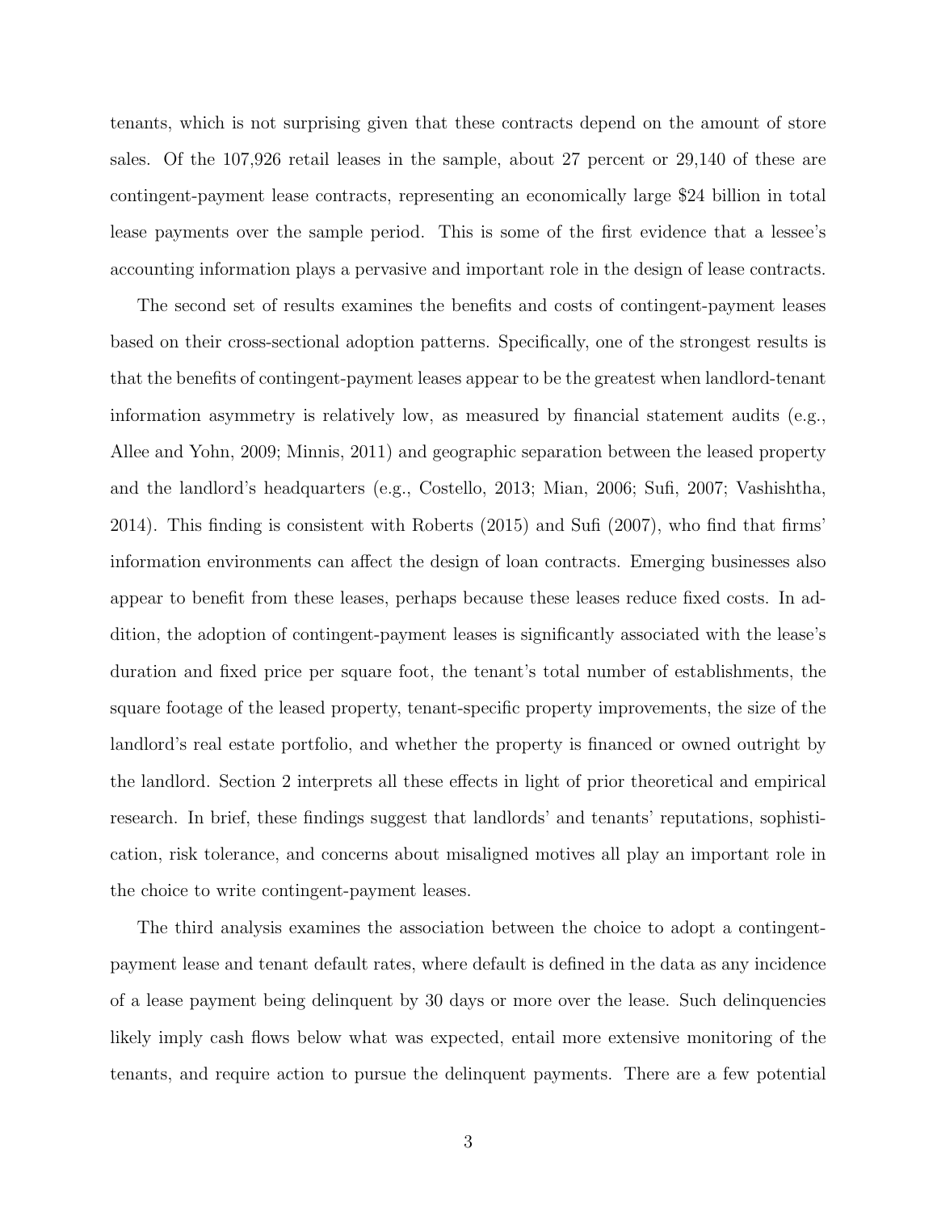tenants, which is not surprising given that these contracts depend on the amount of store sales. Of the 107,926 retail leases in the sample, about 27 percent or 29,140 of these are contingent-payment lease contracts, representing an economically large $24 billion in total lease payments over the sample period. This is some of the first evidence that a lessee's accounting information plays a pervasive and important role in the design of lease contracts.

The second set of results examines the benefits and costs of contingent-payment leases based on their cross-sectional adoption patterns. Specifically, one of the strongest results is that the benefits of contingent-payment leases appear to be the greatest when landlord-tenant information asymmetry is relatively low, as measured by financial statement audits (e.g., Allee and Yohn, 2009; Minnis, 2011) and geographic separation between the leased property and the landlord's headquarters (e.g., Costello, 2013; Mian, 2006; Sufi, 2007; Vashishtha, 2014). This finding is consistent with Roberts (2015) and Sufi (2007), who find that firms' information environments can affect the design of loan contracts. Emerging businesses also appear to benefit from these leases, perhaps because these leases reduce fixed costs. In addition, the adoption of contingent-payment leases is significantly associated with the lease's duration and fixed price per square foot, the tenant's total number of establishments, the square footage of the leased property, tenant-specific property improvements, the size of the landlord's real estate portfolio, and whether the property is financed or owned outright by the landlord. Section 2 interprets all these effects in light of prior theoretical and empirical research. In brief, these findings suggest that landlords' and tenants' reputations, sophistication, risk tolerance, and concerns about misaligned motives all play an important role in the choice to write contingent-payment leases.

The third analysis examines the association between the choice to adopt a contingent-payment lease and tenant default rates, where default is defined in the data as any incidence of a lease payment being delinquent by 30 days or more over the lease. Such delinquencies likely imply cash flows below what was expected, entail more extensive monitoring of the tenants, and require action to pursue the delinquent payments. There are a few potential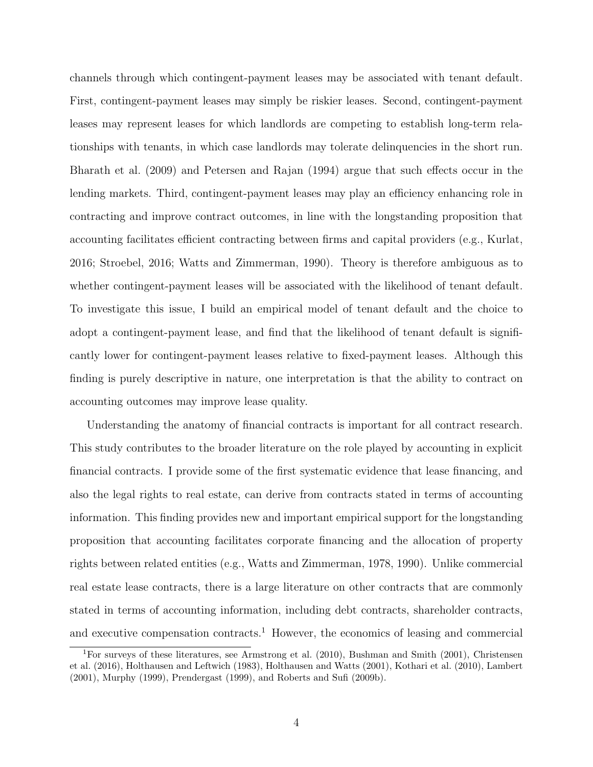channels through which contingent-payment leases may be associated with tenant default. First, contingent-payment leases may simply be riskier leases. Second, contingent-payment leases may represent leases for which landlords are competing to establish long-term relationships with tenants, in which case landlords may tolerate delinquencies in the short run. Bharath et al. (2009) and Petersen and Rajan (1994) argue that such effects occur in the lending markets. Third, contingent-payment leases may play an efficiency enhancing role in contracting and improve contract outcomes, in line with the longstanding proposition that accounting facilitates efficient contracting between firms and capital providers (e.g., Kurlat, 2016; Stroebel, 2016; Watts and Zimmerman, 1990). Theory is therefore ambiguous as to whether contingent-payment leases will be associated with the likelihood of tenant default. To investigate this issue, I build an empirical model of tenant default and the choice to adopt a contingent-payment lease, and find that the likelihood of tenant default is significantly lower for contingent-payment leases relative to fixed-payment leases. Although this finding is purely descriptive in nature, one interpretation is that the ability to contract on accounting outcomes may improve lease quality.

Understanding the anatomy of financial contracts is important for all contract research. This study contributes to the broader literature on the role played by accounting in explicit financial contracts. I provide some of the first systematic evidence that lease financing, and also the legal rights to real estate, can derive from contracts stated in terms of accounting information. This finding provides new and important empirical support for the longstanding proposition that accounting facilitates corporate financing and the allocation of property rights between related entities (e.g., Watts and Zimmerman, 1978, 1990). Unlike commercial real estate lease contracts, there is a large literature on other contracts that are commonly stated in terms of accounting information, including debt contracts, shareholder contracts, and executive compensation contracts.[1] However, the economics of leasing and commercial

[1]For surveys of these literatures, see Armstrong et al. (2010), Bushman and Smith (2001), Christensen et al. (2016), Holthausen and Leftwich (1983), Holthausen and Watts (2001), Kothari et al. (2010), Lambert (2001), Murphy (1999), Prendergast (1999), and Roberts and Sufi (2009b).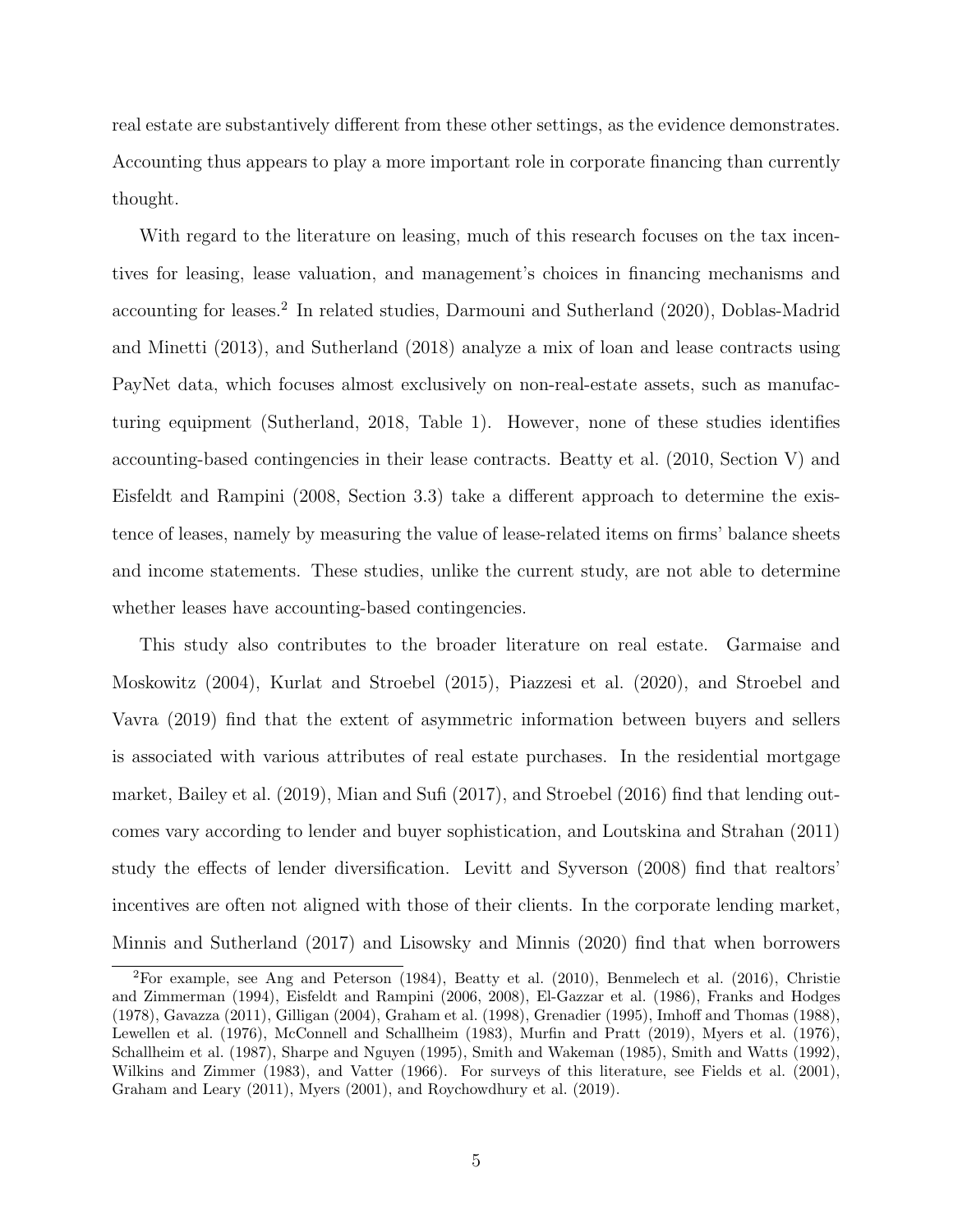real estate are substantively different from these other settings, as the evidence demonstrates. Accounting thus appears to play a more important role in corporate financing than currently thought.

With regard to the literature on leasing, much of this research focuses on the tax incentives for leasing, lease valuation, and management's choices in financing mechanisms and accounting for leases.[2] In related studies, Darmouni and Sutherland (2020), Doblas-Madrid and Minetti (2013), and Sutherland (2018) analyze a mix of loan and lease contracts using PayNet data, which focuses almost exclusively on non-real-estate assets, such as manufacturing equipment (Sutherland, 2018, Table 1). However, none of these studies identifies accounting-based contingencies in their lease contracts. Beatty et al. (2010, Section V) and Eisfeldt and Rampini (2008, Section 3.3) take a different approach to determine the existence of leases, namely by measuring the value of lease-related items on firms' balance sheets and income statements. These studies, unlike the current study, are not able to determine whether leases have accounting-based contingencies.

This study also contributes to the broader literature on real estate. Garmaise and Moskowitz (2004), Kurlat and Stroebel (2015), Piazzesi et al. (2020), and Stroebel and Vavra (2019) find that the extent of asymmetric information between buyers and sellers is associated with various attributes of real estate purchases. In the residential mortgage market, Bailey et al. (2019), Mian and Sufi (2017), and Stroebel (2016) find that lending outcomes vary according to lender and buyer sophistication, and Loutskina and Strahan (2011) study the effects of lender diversification. Levitt and Syverson (2008) find that realtors' incentives are often not aligned with those of their clients. In the corporate lending market, Minnis and Sutherland (2017) and Lisowsky and Minnis (2020) find that when borrowers

[2]For example, see Ang and Peterson (1984), Beatty et al. (2010), Benmelech et al. (2016), Christie and Zimmerman (1994), Eisfeldt and Rampini (2006, 2008), El-Gazzar et al. (1986), Franks and Hodges (1978), Gavazza (2011), Gilligan (2004), Graham et al. (1998), Grenadier (1995), Imhoff and Thomas (1988), Lewellen et al. (1976), McConnell and Schallheim (1983), Murfin and Pratt (2019), Myers et al. (1976), Schallheim et al. (1987), Sharpe and Nguyen (1995), Smith and Wakeman (1985), Smith and Watts (1992), Wilkins and Zimmer (1983), and Vatter (1966). For surveys of this literature, see Fields et al. (2001), Graham and Leary (2011), Myers (2001), and Roychowdhury et al. (2019).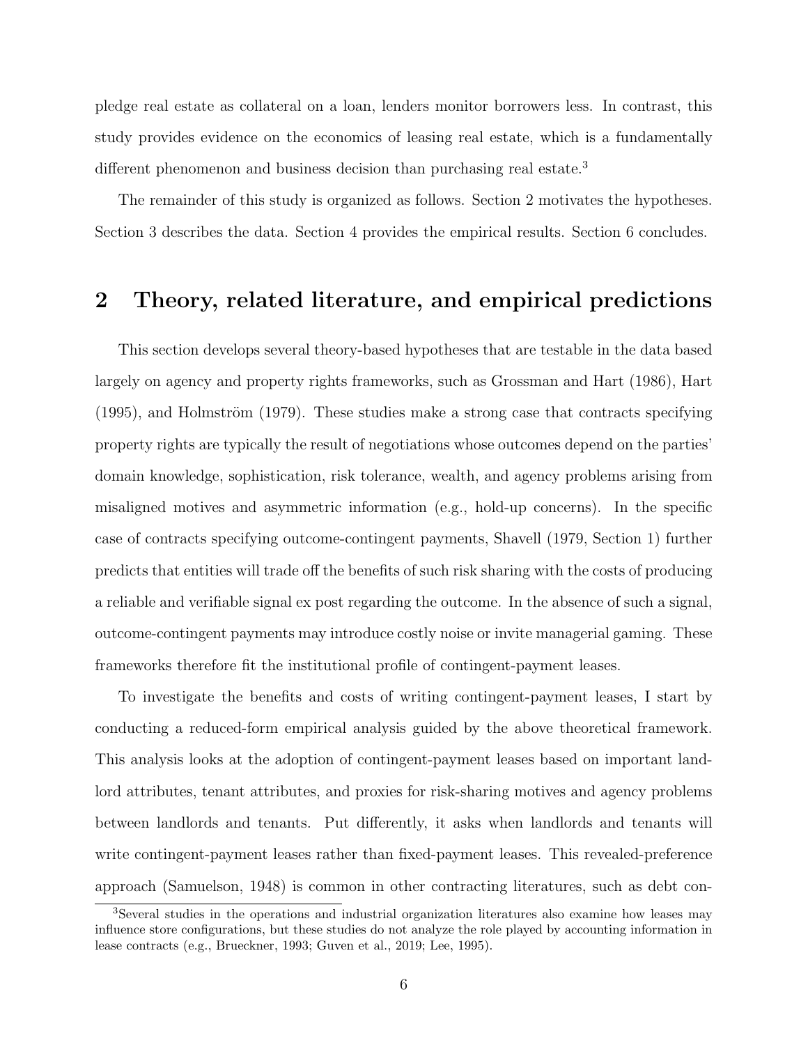pledge real estate as collateral on a loan, lenders monitor borrowers less. In contrast, this study provides evidence on the economics of leasing real estate, which is a fundamentally different phenomenon and business decision than purchasing real estate.[3]

The remainder of this study is organized as follows. Section 2 motivates the hypotheses. Section 3 describes the data. Section 4 provides the empirical results. Section 6 concludes.

## 2 Theory, related literature, and empirical predictions

This section develops several theory-based hypotheses that are testable in the data based largely on agency and property rights frameworks, such as Grossman and Hart (1986), Hart (1995), and Holmström (1979). These studies make a strong case that contracts specifying property rights are typically the result of negotiations whose outcomes depend on the parties' domain knowledge, sophistication, risk tolerance, wealth, and agency problems arising from misaligned motives and asymmetric information (e.g., hold-up concerns). In the specific case of contracts specifying outcome-contingent payments, Shavell (1979, Section 1) further predicts that entities will trade off the benefits of such risk sharing with the costs of producing a reliable and verifiable signal ex post regarding the outcome. In the absence of such a signal, outcome-contingent payments may introduce costly noise or invite managerial gaming. These frameworks therefore fit the institutional profile of contingent-payment leases.

To investigate the benefits and costs of writing contingent-payment leases, I start by conducting a reduced-form empirical analysis guided by the above theoretical framework. This analysis looks at the adoption of contingent-payment leases based on important landlord attributes, tenant attributes, and proxies for risk-sharing motives and agency problems between landlords and tenants. Put differently, it asks when landlords and tenants will write contingent-payment leases rather than fixed-payment leases. This revealed-preference approach (Samuelson, 1948) is common in other contracting literatures, such as debt con-

[3] Several studies in the operations and industrial organization literatures also examine how leases may influence store configurations, but these studies do not analyze the role played by accounting information in lease contracts (e.g., Brueckner, 1993; Guven et al., 2019; Lee, 1995).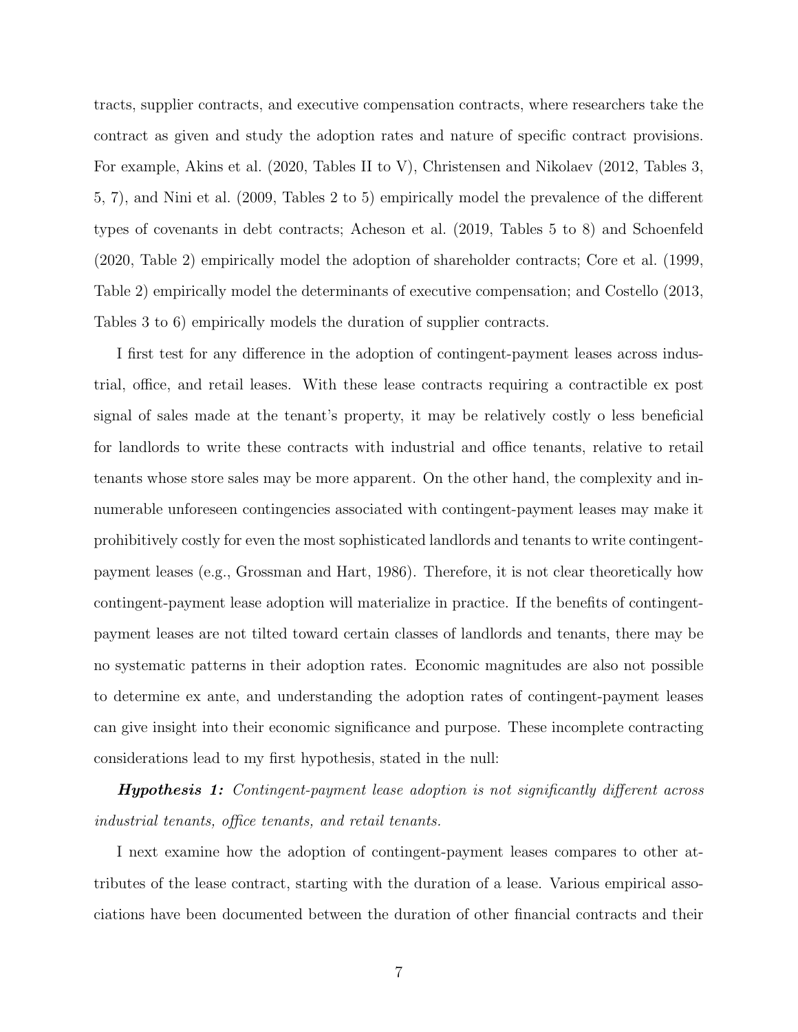tracts, supplier contracts, and executive compensation contracts, where researchers take the contract as given and study the adoption rates and nature of specific contract provisions. For example, Akins et al. (2020, Tables II to V), Christensen and Nikolaev (2012, Tables 3, 5, 7), and Nini et al. (2009, Tables 2 to 5) empirically model the prevalence of the different types of covenants in debt contracts; Acheson et al. (2019, Tables 5 to 8) and Schoenfeld (2020, Table 2) empirically model the adoption of shareholder contracts; Core et al. (1999, Table 2) empirically model the determinants of executive compensation; and Costello (2013, Tables 3 to 6) empirically models the duration of supplier contracts.

I first test for any difference in the adoption of contingent-payment leases across industrial, office, and retail leases. With these lease contracts requiring a contractible ex post signal of sales made at the tenant's property, it may be relatively costly o less beneficial for landlords to write these contracts with industrial and office tenants, relative to retail tenants whose store sales may be more apparent. On the other hand, the complexity and innumerable unforeseen contingencies associated with contingent-payment leases may make it prohibitively costly for even the most sophisticated landlords and tenants to write contingent-payment leases (e.g., Grossman and Hart, 1986). Therefore, it is not clear theoretically how contingent-payment lease adoption will materialize in practice. If the benefits of contingent-payment leases are not tilted toward certain classes of landlords and tenants, there may be no systematic patterns in their adoption rates. Economic magnitudes are also not possible to determine ex ante, and understanding the adoption rates of contingent-payment leases can give insight into their economic significance and purpose. These incomplete contracting considerations lead to my first hypothesis, stated in the null:

***Hypothesis 1:*** *Contingent-payment lease adoption is not significantly different across industrial tenants, office tenants, and retail tenants.*

I next examine how the adoption of contingent-payment leases compares to other attributes of the lease contract, starting with the duration of a lease. Various empirical associations have been documented between the duration of other financial contracts and their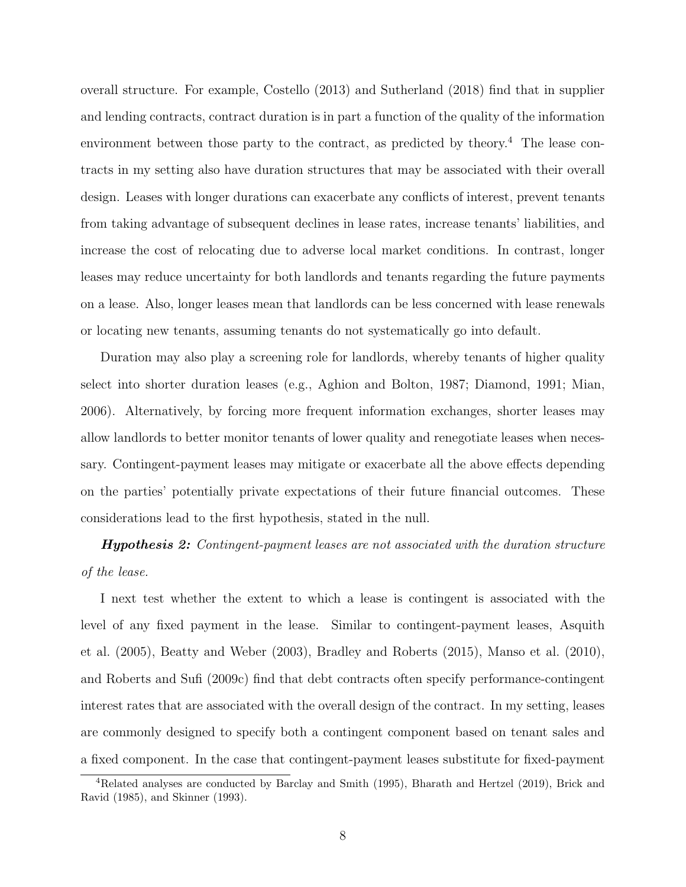overall structure. For example, Costello (2013) and Sutherland (2018) find that in supplier and lending contracts, contract duration is in part a function of the quality of the information environment between those party to the contract, as predicted by theory.[4] The lease contracts in my setting also have duration structures that may be associated with their overall design. Leases with longer durations can exacerbate any conflicts of interest, prevent tenants from taking advantage of subsequent declines in lease rates, increase tenants' liabilities, and increase the cost of relocating due to adverse local market conditions. In contrast, longer leases may reduce uncertainty for both landlords and tenants regarding the future payments on a lease. Also, longer leases mean that landlords can be less concerned with lease renewals or locating new tenants, assuming tenants do not systematically go into default.

Duration may also play a screening role for landlords, whereby tenants of higher quality select into shorter duration leases (e.g., Aghion and Bolton, 1987; Diamond, 1991; Mian, 2006). Alternatively, by forcing more frequent information exchanges, shorter leases may allow landlords to better monitor tenants of lower quality and renegotiate leases when necessary. Contingent-payment leases may mitigate or exacerbate all the above effects depending on the parties' potentially private expectations of their future financial outcomes. These considerations lead to the first hypothesis, stated in the null.

***Hypothesis 2:*** *Contingent-payment leases are not associated with the duration structure of the lease.*

I next test whether the extent to which a lease is contingent is associated with the level of any fixed payment in the lease. Similar to contingent-payment leases, Asquith et al. (2005), Beatty and Weber (2003), Bradley and Roberts (2015), Manso et al. (2010), and Roberts and Sufi (2009c) find that debt contracts often specify performance-contingent interest rates that are associated with the overall design of the contract. In my setting, leases are commonly designed to specify both a contingent component based on tenant sales and a fixed component. In the case that contingent-payment leases substitute for fixed-payment

[4]Related analyses are conducted by Barclay and Smith (1995), Bharath and Hertzel (2019), Brick and Ravid (1985), and Skinner (1993).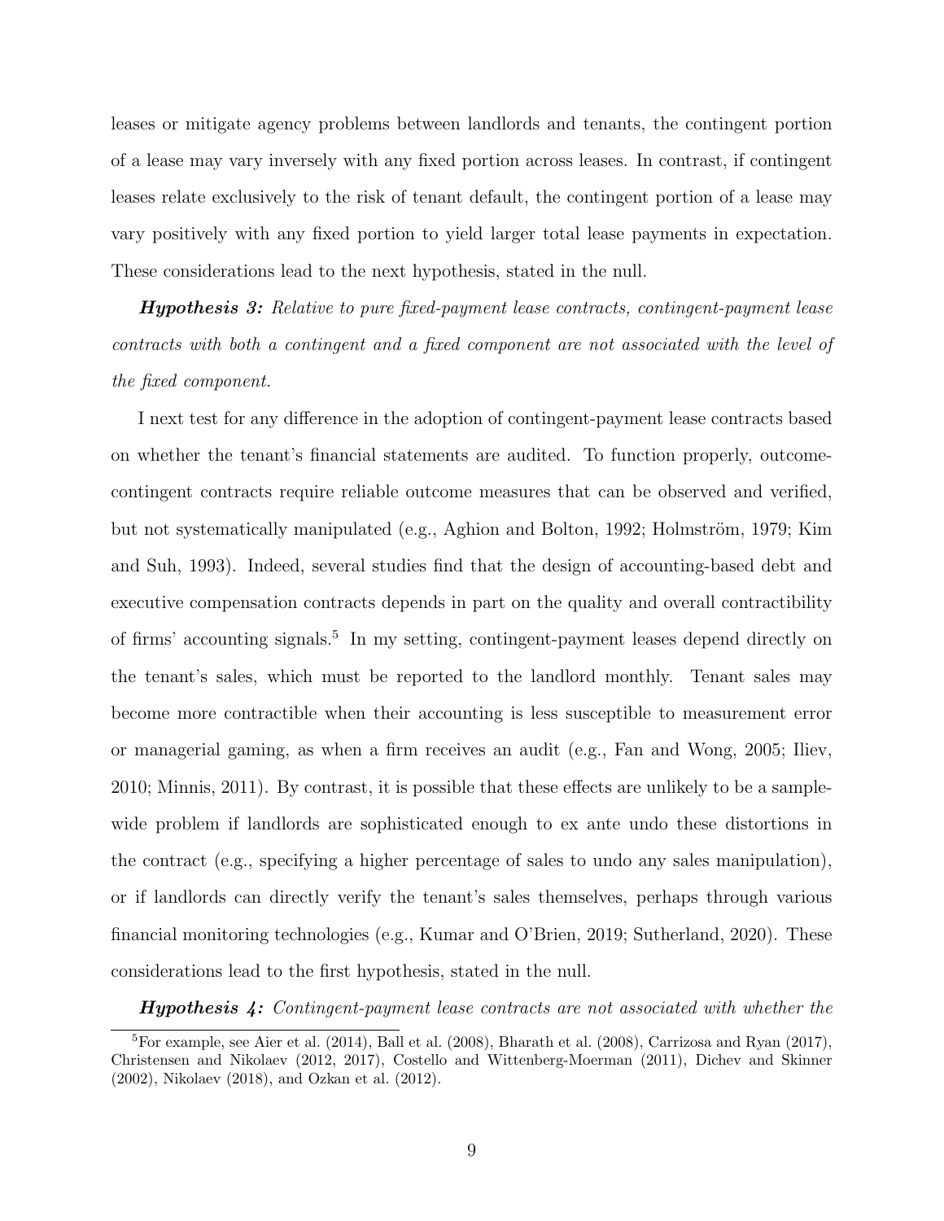leases or mitigate agency problems between landlords and tenants, the contingent portion of a lease may vary inversely with any fixed portion across leases. In contrast, if contingent leases relate exclusively to the risk of tenant default, the contingent portion of a lease may vary positively with any fixed portion to yield larger total lease payments in expectation. These considerations lead to the next hypothesis, stated in the null.

***Hypothesis 3:*** *Relative to pure fixed-payment lease contracts, contingent-payment lease contracts with both a contingent and a fixed component are not associated with the level of the fixed component.*

I next test for any difference in the adoption of contingent-payment lease contracts based on whether the tenant's financial statements are audited. To function properly, outcome-contingent contracts require reliable outcome measures that can be observed and verified, but not systematically manipulated (e.g., Aghion and Bolton, 1992; Holmström, 1979; Kim and Suh, 1993). Indeed, several studies find that the design of accounting-based debt and executive compensation contracts depends in part on the quality and overall contractibility of firms' accounting signals.[5] In my setting, contingent-payment leases depend directly on the tenant's sales, which must be reported to the landlord monthly. Tenant sales may become more contractible when their accounting is less susceptible to measurement error or managerial gaming, as when a firm receives an audit (e.g., Fan and Wong, 2005; Iliev, 2010; Minnis, 2011). By contrast, it is possible that these effects are unlikely to be a sample-wide problem if landlords are sophisticated enough to ex ante undo these distortions in the contract (e.g., specifying a higher percentage of sales to undo any sales manipulation), or if landlords can directly verify the tenant's sales themselves, perhaps through various financial monitoring technologies (e.g., Kumar and O'Brien, 2019; Sutherland, 2020). These considerations lead to the first hypothesis, stated in the null.

***Hypothesis 4:*** *Contingent-payment lease contracts are not associated with whether the*

[5] For example, see Aier et al. (2014), Ball et al. (2008), Bharath et al. (2008), Carrizosa and Ryan (2017), Christensen and Nikolaev (2012, 2017), Costello and Wittenberg-Moerman (2011), Dichev and Skinner (2002), Nikolaev (2018), and Ozkan et al. (2012).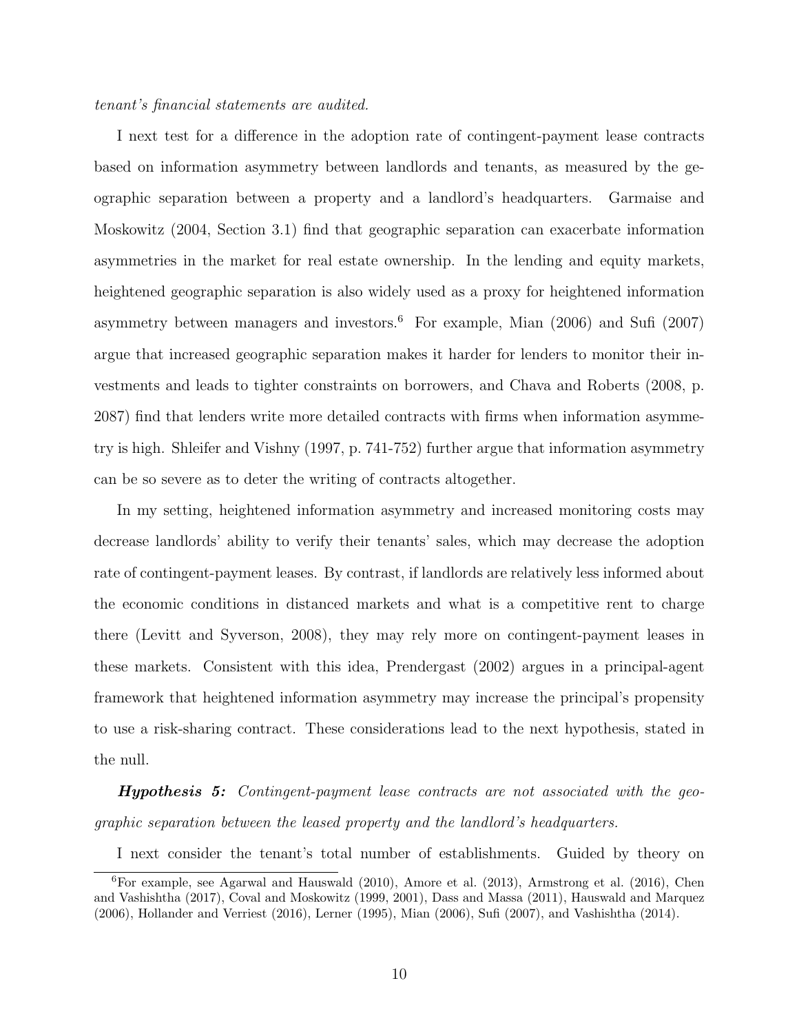*tenant's financial statements are audited.*

I next test for a difference in the adoption rate of contingent-payment lease contracts based on information asymmetry between landlords and tenants, as measured by the geographic separation between a property and a landlord's headquarters. Garmaise and Moskowitz (2004, Section 3.1) find that geographic separation can exacerbate information asymmetries in the market for real estate ownership. In the lending and equity markets, heightened geographic separation is also widely used as a proxy for heightened information asymmetry between managers and investors.[6] For example, Mian (2006) and Sufi (2007) argue that increased geographic separation makes it harder for lenders to monitor their investments and leads to tighter constraints on borrowers, and Chava and Roberts (2008, p. 2087) find that lenders write more detailed contracts with firms when information asymmetry is high. Shleifer and Vishny (1997, p. 741-752) further argue that information asymmetry can be so severe as to deter the writing of contracts altogether.

In my setting, heightened information asymmetry and increased monitoring costs may decrease landlords' ability to verify their tenants' sales, which may decrease the adoption rate of contingent-payment leases. By contrast, if landlords are relatively less informed about the economic conditions in distanced markets and what is a competitive rent to charge there (Levitt and Syverson, 2008), they may rely more on contingent-payment leases in these markets. Consistent with this idea, Prendergast (2002) argues in a principal-agent framework that heightened information asymmetry may increase the principal's propensity to use a risk-sharing contract. These considerations lead to the next hypothesis, stated in the null.

***Hypothesis 5:*** *Contingent-payment lease contracts are not associated with the geographic separation between the leased property and the landlord's headquarters.*

I next consider the tenant's total number of establishments. Guided by theory on

[6] For example, see Agarwal and Hauswald (2010), Amore et al. (2013), Armstrong et al. (2016), Chen and Vashishtha (2017), Coval and Moskowitz (1999, 2001), Dass and Massa (2011), Hauswald and Marquez (2006), Hollander and Verriest (2016), Lerner (1995), Mian (2006), Sufi (2007), and Vashishtha (2014).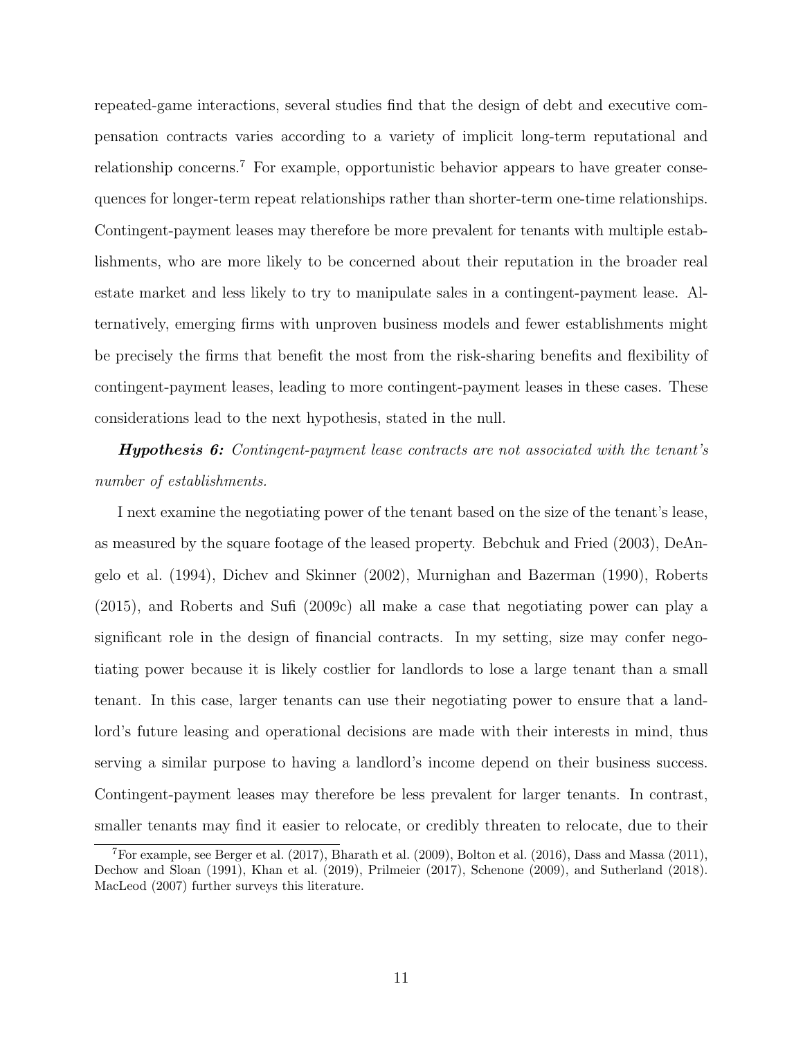repeated-game interactions, several studies find that the design of debt and executive compensation contracts varies according to a variety of implicit long-term reputational and relationship concerns.[7] For example, opportunistic behavior appears to have greater consequences for longer-term repeat relationships rather than shorter-term one-time relationships. Contingent-payment leases may therefore be more prevalent for tenants with multiple establishments, who are more likely to be concerned about their reputation in the broader real estate market and less likely to try to manipulate sales in a contingent-payment lease. Alternatively, emerging firms with unproven business models and fewer establishments might be precisely the firms that benefit the most from the risk-sharing benefits and flexibility of contingent-payment leases, leading to more contingent-payment leases in these cases. These considerations lead to the next hypothesis, stated in the null.

***Hypothesis 6:*** *Contingent-payment lease contracts are not associated with the tenant's number of establishments.*

I next examine the negotiating power of the tenant based on the size of the tenant's lease, as measured by the square footage of the leased property. Bebchuk and Fried (2003), DeAngelo et al. (1994), Dichev and Skinner (2002), Murnighan and Bazerman (1990), Roberts (2015), and Roberts and Sufi (2009c) all make a case that negotiating power can play a significant role in the design of financial contracts. In my setting, size may confer negotiating power because it is likely costlier for landlords to lose a large tenant than a small tenant. In this case, larger tenants can use their negotiating power to ensure that a landlord's future leasing and operational decisions are made with their interests in mind, thus serving a similar purpose to having a landlord's income depend on their business success. Contingent-payment leases may therefore be less prevalent for larger tenants. In contrast, smaller tenants may find it easier to relocate, or credibly threaten to relocate, due to their

[7] For example, see Berger et al. (2017), Bharath et al. (2009), Bolton et al. (2016), Dass and Massa (2011), Dechow and Sloan (1991), Khan et al. (2019), Prilmeier (2017), Schenone (2009), and Sutherland (2018). MacLeod (2007) further surveys this literature.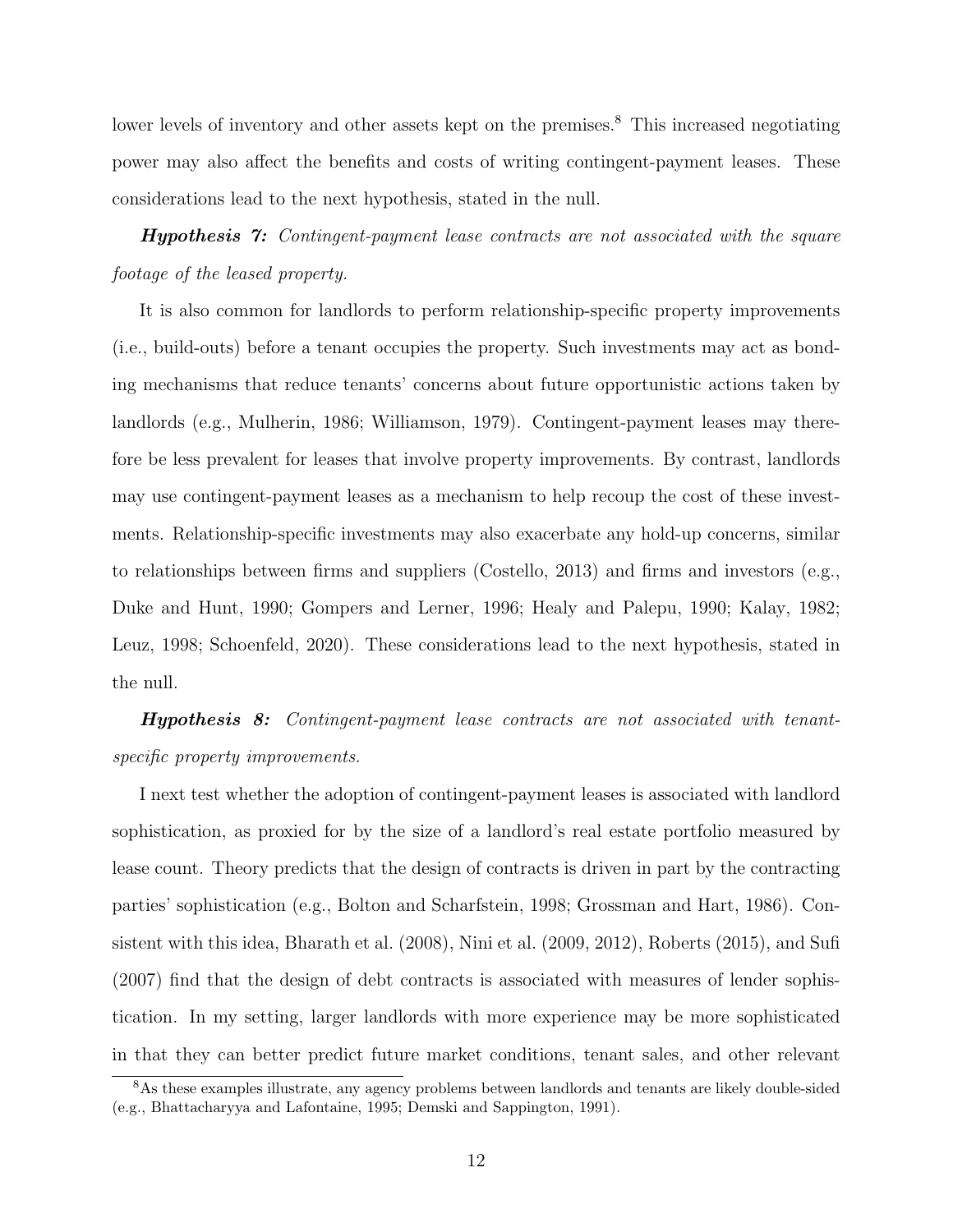lower levels of inventory and other assets kept on the premises.[8] This increased negotiating power may also affect the benefits and costs of writing contingent-payment leases. These considerations lead to the next hypothesis, stated in the null.

***Hypothesis 7:*** *Contingent-payment lease contracts are not associated with the square footage of the leased property.*

It is also common for landlords to perform relationship-specific property improvements (i.e., build-outs) before a tenant occupies the property. Such investments may act as bonding mechanisms that reduce tenants' concerns about future opportunistic actions taken by landlords (e.g., Mulherin, 1986; Williamson, 1979). Contingent-payment leases may therefore be less prevalent for leases that involve property improvements. By contrast, landlords may use contingent-payment leases as a mechanism to help recoup the cost of these investments. Relationship-specific investments may also exacerbate any hold-up concerns, similar to relationships between firms and suppliers (Costello, 2013) and firms and investors (e.g., Duke and Hunt, 1990; Gompers and Lerner, 1996; Healy and Palepu, 1990; Kalay, 1982; Leuz, 1998; Schoenfeld, 2020). These considerations lead to the next hypothesis, stated in the null.

***Hypothesis 8:*** *Contingent-payment lease contracts are not associated with tenant-specific property improvements.*

I next test whether the adoption of contingent-payment leases is associated with landlord sophistication, as proxied for by the size of a landlord's real estate portfolio measured by lease count. Theory predicts that the design of contracts is driven in part by the contracting parties' sophistication (e.g., Bolton and Scharfstein, 1998; Grossman and Hart, 1986). Consistent with this idea, Bharath et al. (2008), Nini et al. (2009, 2012), Roberts (2015), and Sufi (2007) find that the design of debt contracts is associated with measures of lender sophistication. In my setting, larger landlords with more experience may be more sophisticated in that they can better predict future market conditions, tenant sales, and other relevant

[8] As these examples illustrate, any agency problems between landlords and tenants are likely double-sided (e.g., Bhattacharyya and Lafontaine, 1995; Demski and Sappington, 1991).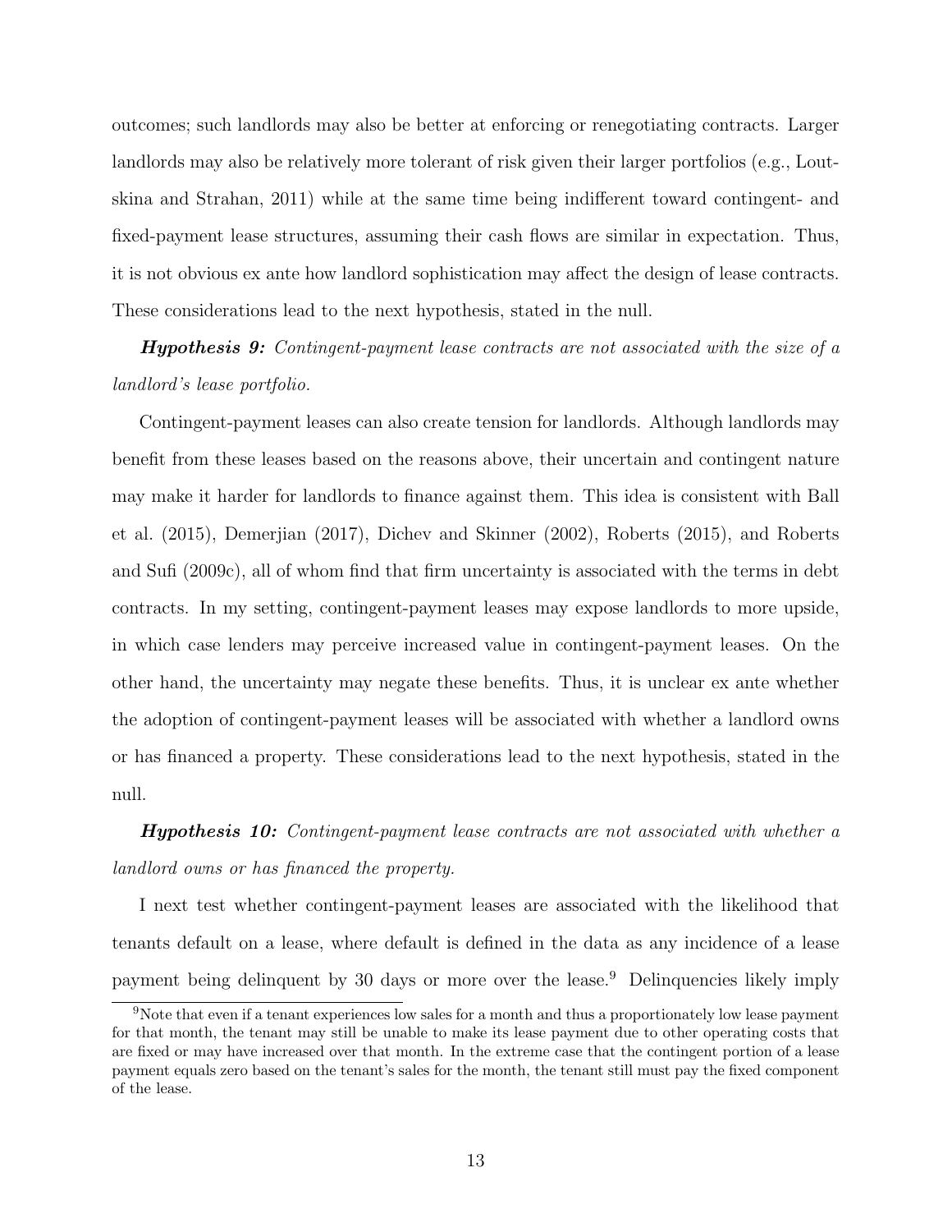outcomes; such landlords may also be better at enforcing or renegotiating contracts. Larger landlords may also be relatively more tolerant of risk given their larger portfolios (e.g., Loutskina and Strahan, 2011) while at the same time being indifferent toward contingent- and fixed-payment lease structures, assuming their cash flows are similar in expectation. Thus, it is not obvious ex ante how landlord sophistication may affect the design of lease contracts. These considerations lead to the next hypothesis, stated in the null.

***Hypothesis 9:*** *Contingent-payment lease contracts are not associated with the size of a landlord's lease portfolio.*

Contingent-payment leases can also create tension for landlords. Although landlords may benefit from these leases based on the reasons above, their uncertain and contingent nature may make it harder for landlords to finance against them. This idea is consistent with Ball et al. (2015), Demerjian (2017), Dichev and Skinner (2002), Roberts (2015), and Roberts and Sufi (2009c), all of whom find that firm uncertainty is associated with the terms in debt contracts. In my setting, contingent-payment leases may expose landlords to more upside, in which case lenders may perceive increased value in contingent-payment leases. On the other hand, the uncertainty may negate these benefits. Thus, it is unclear ex ante whether the adoption of contingent-payment leases will be associated with whether a landlord owns or has financed a property. These considerations lead to the next hypothesis, stated in the null.

***Hypothesis 10:*** *Contingent-payment lease contracts are not associated with whether a landlord owns or has financed the property.*

I next test whether contingent-payment leases are associated with the likelihood that tenants default on a lease, where default is defined in the data as any incidence of a lease payment being delinquent by 30 days or more over the lease.[9] Delinquencies likely imply

[9] Note that even if a tenant experiences low sales for a month and thus a proportionately low lease payment for that month, the tenant may still be unable to make its lease payment due to other operating costs that are fixed or may have increased over that month. In the extreme case that the contingent portion of a lease payment equals zero based on the tenant's sales for the month, the tenant still must pay the fixed component of the lease.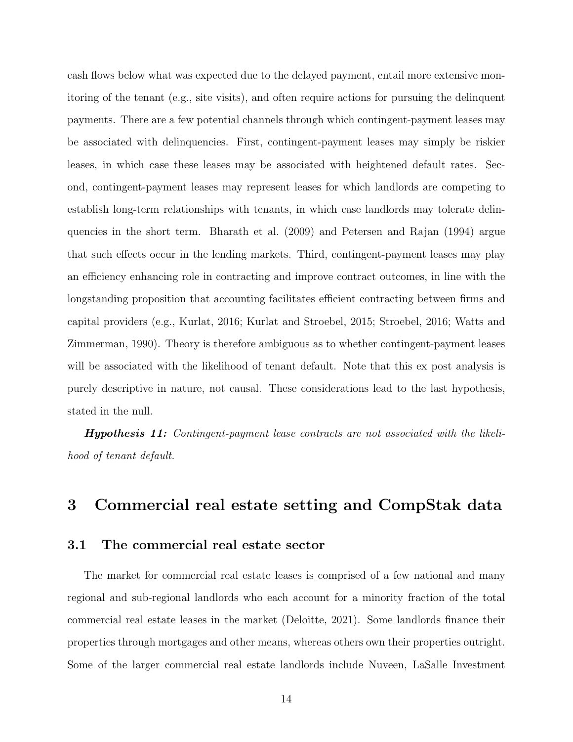cash flows below what was expected due to the delayed payment, entail more extensive monitoring of the tenant (e.g., site visits), and often require actions for pursuing the delinquent payments. There are a few potential channels through which contingent-payment leases may be associated with delinquencies. First, contingent-payment leases may simply be riskier leases, in which case these leases may be associated with heightened default rates. Second, contingent-payment leases may represent leases for which landlords are competing to establish long-term relationships with tenants, in which case landlords may tolerate delinquencies in the short term. Bharath et al. (2009) and Petersen and Rajan (1994) argue that such effects occur in the lending markets. Third, contingent-payment leases may play an efficiency enhancing role in contracting and improve contract outcomes, in line with the longstanding proposition that accounting facilitates efficient contracting between firms and capital providers (e.g., Kurlat, 2016; Kurlat and Stroebel, 2015; Stroebel, 2016; Watts and Zimmerman, 1990). Theory is therefore ambiguous as to whether contingent-payment leases will be associated with the likelihood of tenant default. Note that this ex post analysis is purely descriptive in nature, not causal. These considerations lead to the last hypothesis, stated in the null.

***Hypothesis 11:*** *Contingent-payment lease contracts are not associated with the likelihood of tenant default.*

# 3 Commercial real estate setting and CompStak data

## 3.1 The commercial real estate sector

The market for commercial real estate leases is comprised of a few national and many regional and sub-regional landlords who each account for a minority fraction of the total commercial real estate leases in the market (Deloitte, 2021). Some landlords finance their properties through mortgages and other means, whereas others own their properties outright. Some of the larger commercial real estate landlords include Nuveen, LaSalle Investment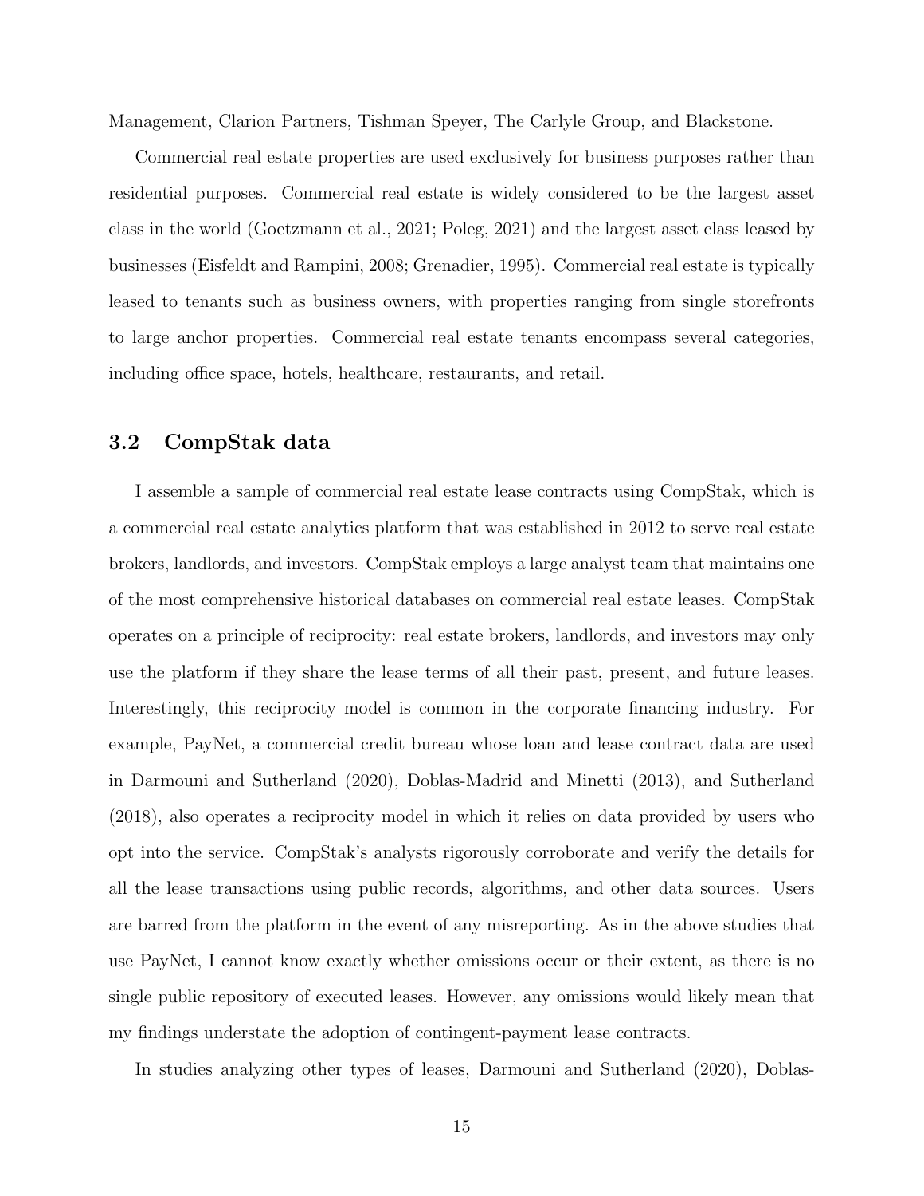Management, Clarion Partners, Tishman Speyer, The Carlyle Group, and Blackstone.

Commercial real estate properties are used exclusively for business purposes rather than residential purposes. Commercial real estate is widely considered to be the largest asset class in the world (Goetzmann et al., 2021; Poleg, 2021) and the largest asset class leased by businesses (Eisfeldt and Rampini, 2008; Grenadier, 1995). Commercial real estate is typically leased to tenants such as business owners, with properties ranging from single storefronts to large anchor properties. Commercial real estate tenants encompass several categories, including office space, hotels, healthcare, restaurants, and retail.

## 3.2 CompStak data

I assemble a sample of commercial real estate lease contracts using CompStak, which is a commercial real estate analytics platform that was established in 2012 to serve real estate brokers, landlords, and investors. CompStak employs a large analyst team that maintains one of the most comprehensive historical databases on commercial real estate leases. CompStak operates on a principle of reciprocity: real estate brokers, landlords, and investors may only use the platform if they share the lease terms of all their past, present, and future leases. Interestingly, this reciprocity model is common in the corporate financing industry. For example, PayNet, a commercial credit bureau whose loan and lease contract data are used in Darmouni and Sutherland (2020), Doblas-Madrid and Minetti (2013), and Sutherland (2018), also operates a reciprocity model in which it relies on data provided by users who opt into the service. CompStak's analysts rigorously corroborate and verify the details for all the lease transactions using public records, algorithms, and other data sources. Users are barred from the platform in the event of any misreporting. As in the above studies that use PayNet, I cannot know exactly whether omissions occur or their extent, as there is no single public repository of executed leases. However, any omissions would likely mean that my findings understate the adoption of contingent-payment lease contracts.

In studies analyzing other types of leases, Darmouni and Sutherland (2020), Doblas-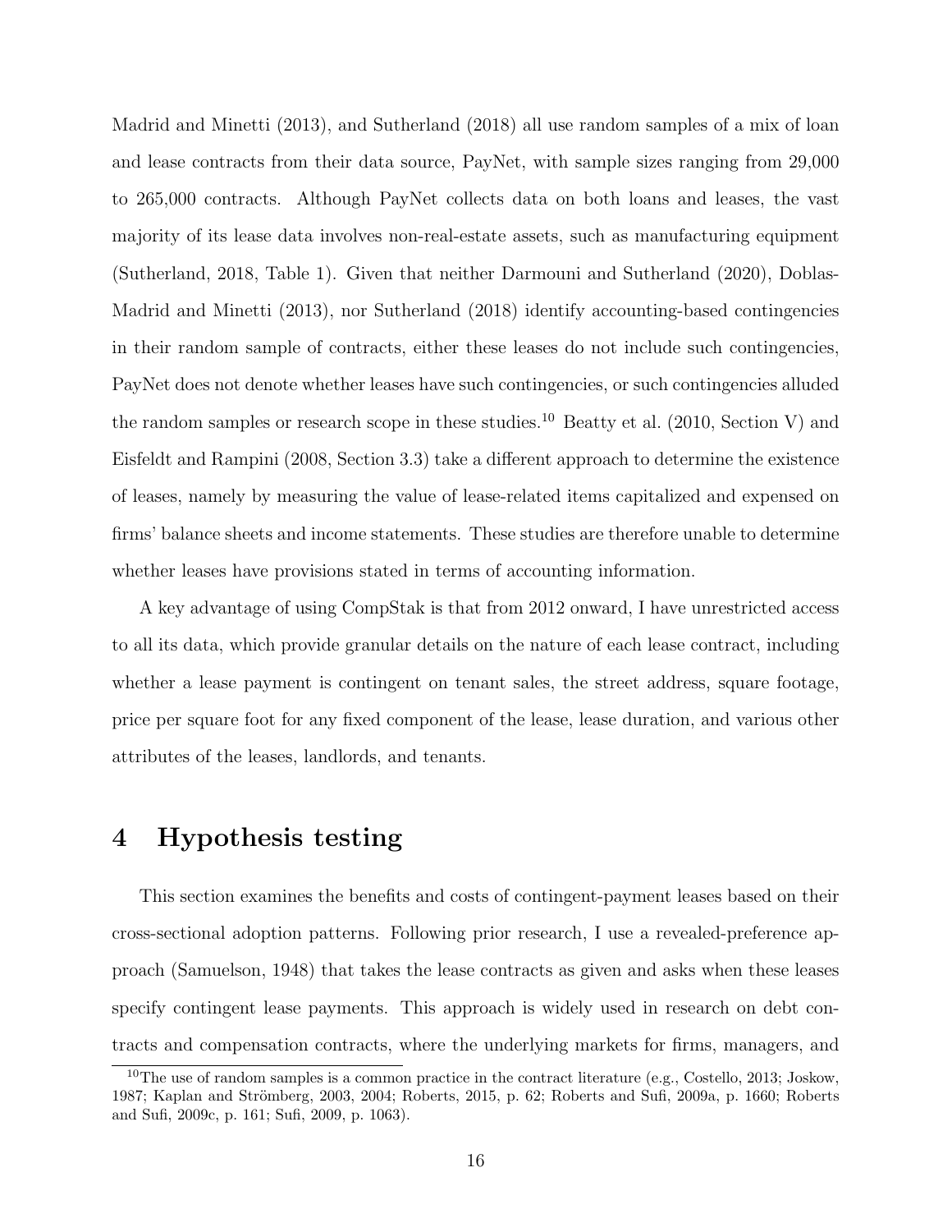Madrid and Minetti (2013), and Sutherland (2018) all use random samples of a mix of loan and lease contracts from their data source, PayNet, with sample sizes ranging from 29,000 to 265,000 contracts. Although PayNet collects data on both loans and leases, the vast majority of its lease data involves non-real-estate assets, such as manufacturing equipment (Sutherland, 2018, Table 1). Given that neither Darmouni and Sutherland (2020), Doblas-Madrid and Minetti (2013), nor Sutherland (2018) identify accounting-based contingencies in their random sample of contracts, either these leases do not include such contingencies, PayNet does not denote whether leases have such contingencies, or such contingencies alluded the random samples or research scope in these studies.[10] Beatty et al. (2010, Section V) and Eisfeldt and Rampini (2008, Section 3.3) take a different approach to determine the existence of leases, namely by measuring the value of lease-related items capitalized and expensed on firms' balance sheets and income statements. These studies are therefore unable to determine whether leases have provisions stated in terms of accounting information.

A key advantage of using CompStak is that from 2012 onward, I have unrestricted access to all its data, which provide granular details on the nature of each lease contract, including whether a lease payment is contingent on tenant sales, the street address, square footage, price per square foot for any fixed component of the lease, lease duration, and various other attributes of the leases, landlords, and tenants.

# 4 Hypothesis testing

This section examines the benefits and costs of contingent-payment leases based on their cross-sectional adoption patterns. Following prior research, I use a revealed-preference approach (Samuelson, 1948) that takes the lease contracts as given and asks when these leases specify contingent lease payments. This approach is widely used in research on debt contracts and compensation contracts, where the underlying markets for firms, managers, and

[10] The use of random samples is a common practice in the contract literature (e.g., Costello, 2013; Joskow, 1987; Kaplan and Strömberg, 2003, 2004; Roberts, 2015, p. 62; Roberts and Sufi, 2009a, p. 1660; Roberts and Sufi, 2009c, p. 161; Sufi, 2009, p. 1063).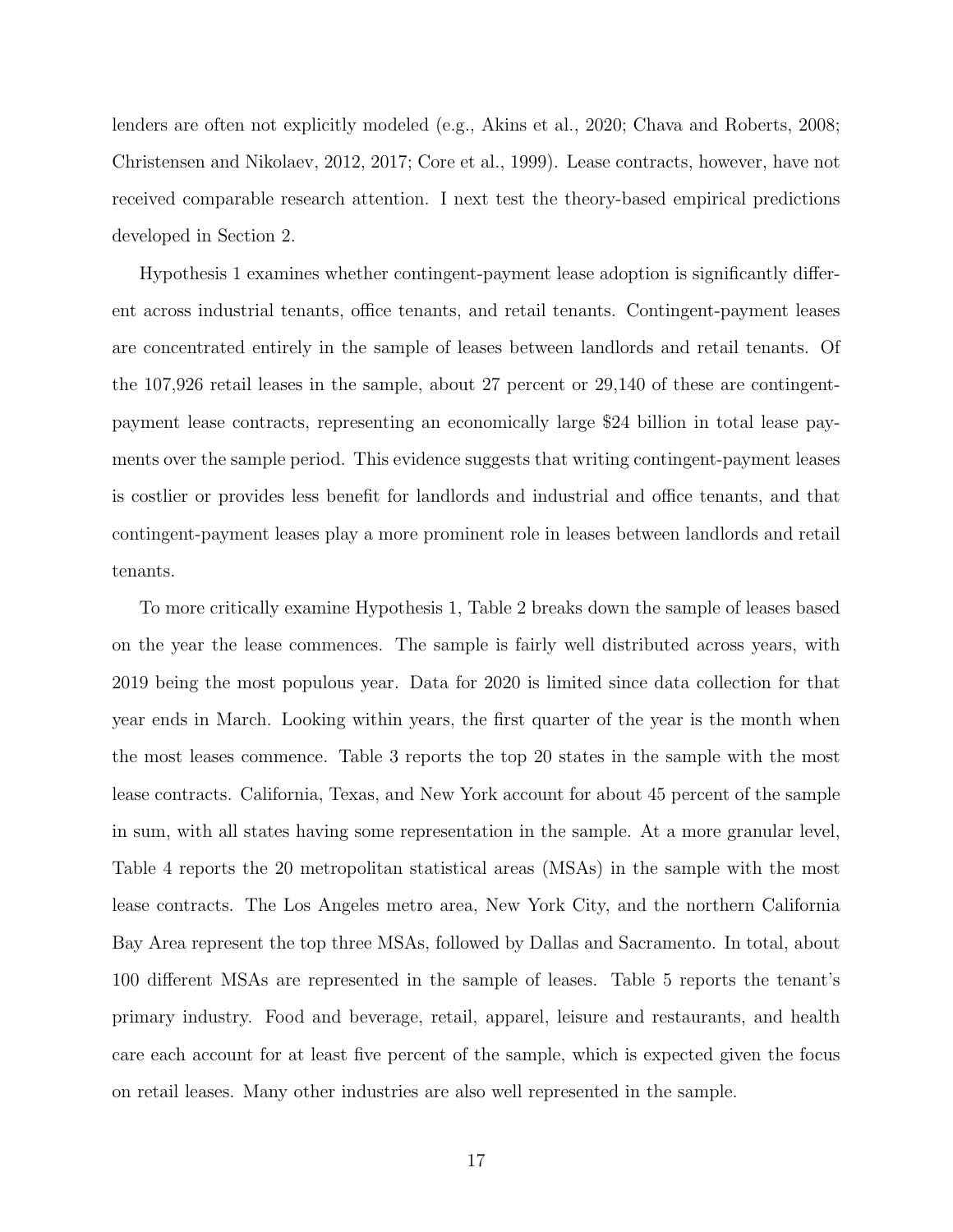lenders are often not explicitly modeled (e.g., Akins et al., 2020; Chava and Roberts, 2008; Christensen and Nikolaev, 2012, 2017; Core et al., 1999). Lease contracts, however, have not received comparable research attention. I next test the theory-based empirical predictions developed in Section 2.

Hypothesis 1 examines whether contingent-payment lease adoption is significantly different across industrial tenants, office tenants, and retail tenants. Contingent-payment leases are concentrated entirely in the sample of leases between landlords and retail tenants. Of the 107,926 retail leases in the sample, about 27 percent or 29,140 of these are contingent-payment lease contracts, representing an economically large $24 billion in total lease payments over the sample period. This evidence suggests that writing contingent-payment leases is costlier or provides less benefit for landlords and industrial and office tenants, and that contingent-payment leases play a more prominent role in leases between landlords and retail tenants.

To more critically examine Hypothesis 1, Table 2 breaks down the sample of leases based on the year the lease commences. The sample is fairly well distributed across years, with 2019 being the most populous year. Data for 2020 is limited since data collection for that year ends in March. Looking within years, the first quarter of the year is the month when the most leases commence. Table 3 reports the top 20 states in the sample with the most lease contracts. California, Texas, and New York account for about 45 percent of the sample in sum, with all states having some representation in the sample. At a more granular level, Table 4 reports the 20 metropolitan statistical areas (MSAs) in the sample with the most lease contracts. The Los Angeles metro area, New York City, and the northern California Bay Area represent the top three MSAs, followed by Dallas and Sacramento. In total, about 100 different MSAs are represented in the sample of leases. Table 5 reports the tenant's primary industry. Food and beverage, retail, apparel, leisure and restaurants, and health care each account for at least five percent of the sample, which is expected given the focus on retail leases. Many other industries are also well represented in the sample.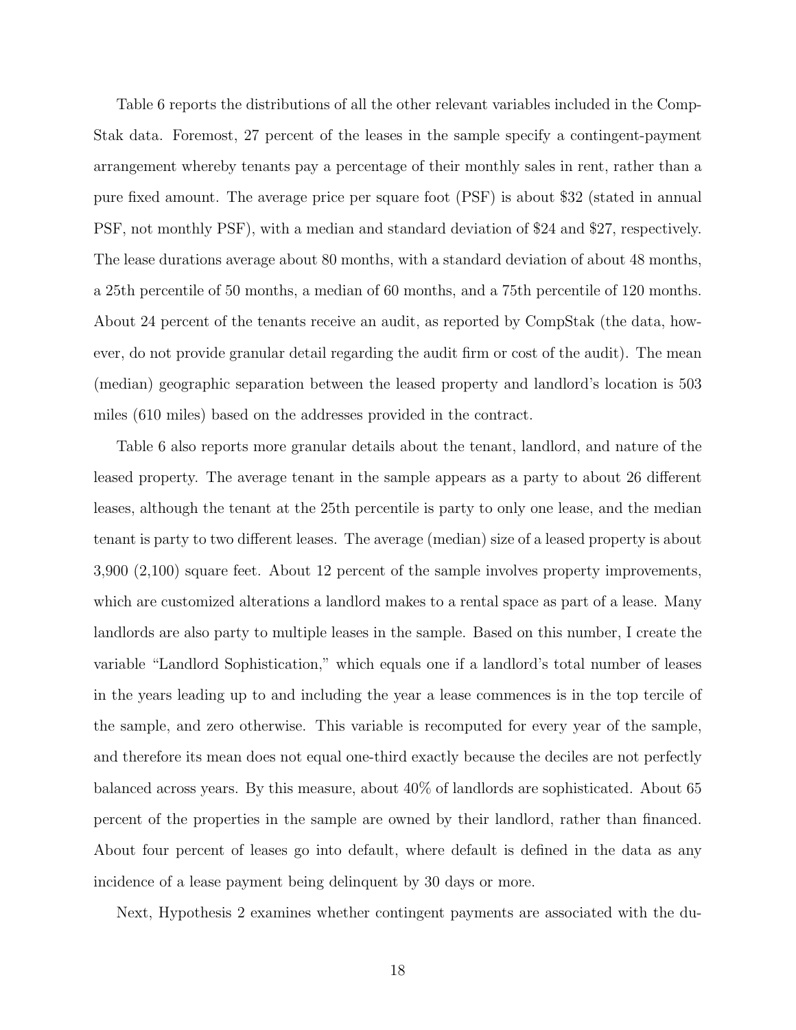Table 6 reports the distributions of all the other relevant variables included in the CompStak data. Foremost, 27 percent of the leases in the sample specify a contingent-payment arrangement whereby tenants pay a percentage of their monthly sales in rent, rather than a pure fixed amount. The average price per square foot (PSF) is about $32 (stated in annual PSF, not monthly PSF), with a median and standard deviation of $24 and $27, respectively. The lease durations average about 80 months, with a standard deviation of about 48 months, a 25th percentile of 50 months, a median of 60 months, and a 75th percentile of 120 months. About 24 percent of the tenants receive an audit, as reported by CompStak (the data, however, do not provide granular detail regarding the audit firm or cost of the audit). The mean (median) geographic separation between the leased property and landlord's location is 503 miles (610 miles) based on the addresses provided in the contract.

Table 6 also reports more granular details about the tenant, landlord, and nature of the leased property. The average tenant in the sample appears as a party to about 26 different leases, although the tenant at the 25th percentile is party to only one lease, and the median tenant is party to two different leases. The average (median) size of a leased property is about 3,900 (2,100) square feet. About 12 percent of the sample involves property improvements, which are customized alterations a landlord makes to a rental space as part of a lease. Many landlords are also party to multiple leases in the sample. Based on this number, I create the variable "Landlord Sophistication," which equals one if a landlord's total number of leases in the years leading up to and including the year a lease commences is in the top tercile of the sample, and zero otherwise. This variable is recomputed for every year of the sample, and therefore its mean does not equal one-third exactly because the deciles are not perfectly balanced across years. By this measure, about 40% of landlords are sophisticated. About 65 percent of the properties in the sample are owned by their landlord, rather than financed. About four percent of leases go into default, where default is defined in the data as any incidence of a lease payment being delinquent by 30 days or more.

Next, Hypothesis 2 examines whether contingent payments are associated with the du-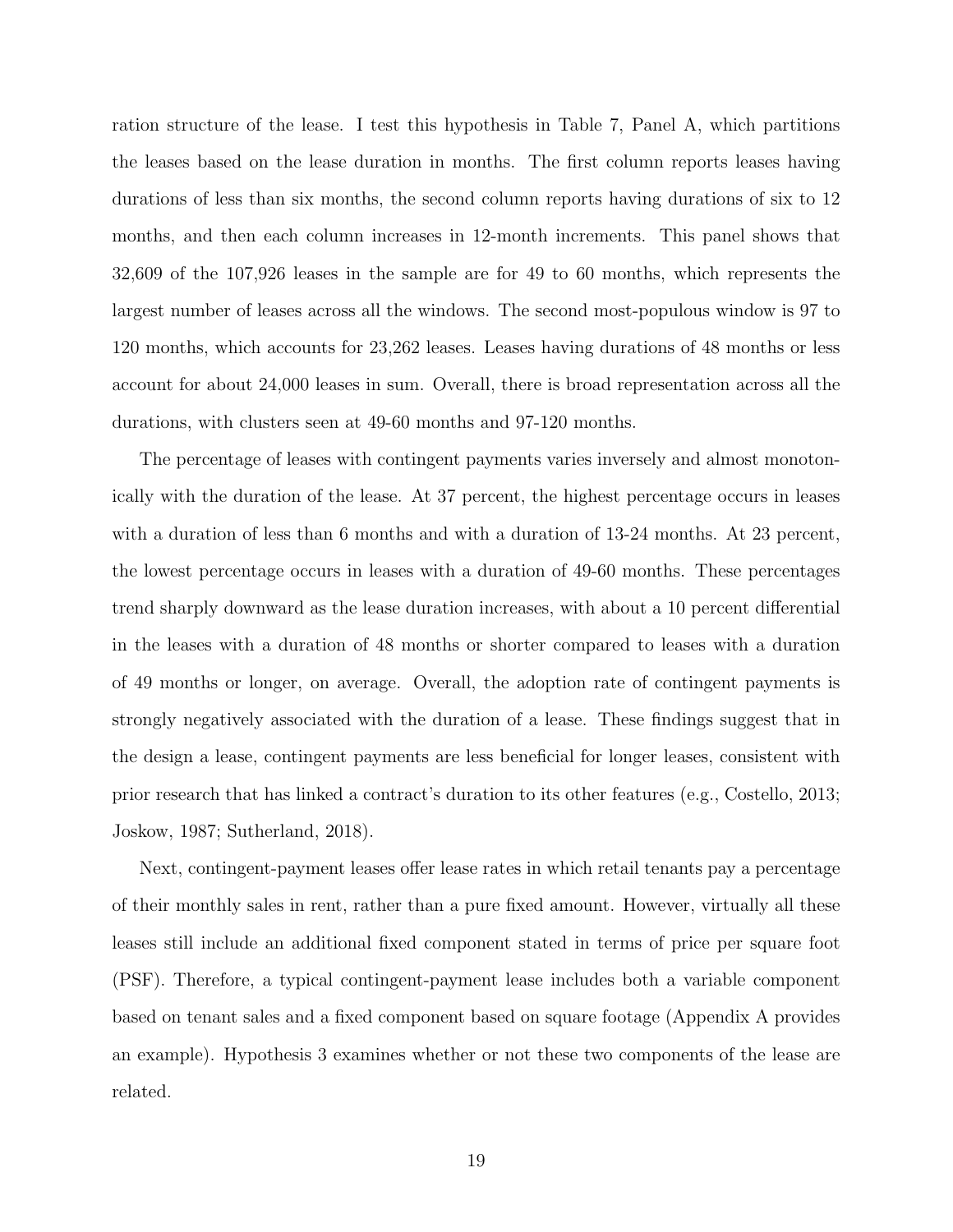ration structure of the lease. I test this hypothesis in Table 7, Panel A, which partitions the leases based on the lease duration in months. The first column reports leases having durations of less than six months, the second column reports having durations of six to 12 months, and then each column increases in 12-month increments. This panel shows that 32,609 of the 107,926 leases in the sample are for 49 to 60 months, which represents the largest number of leases across all the windows. The second most-populous window is 97 to 120 months, which accounts for 23,262 leases. Leases having durations of 48 months or less account for about 24,000 leases in sum. Overall, there is broad representation across all the durations, with clusters seen at 49-60 months and 97-120 months.

The percentage of leases with contingent payments varies inversely and almost monotonically with the duration of the lease. At 37 percent, the highest percentage occurs in leases with a duration of less than 6 months and with a duration of 13-24 months. At 23 percent, the lowest percentage occurs in leases with a duration of 49-60 months. These percentages trend sharply downward as the lease duration increases, with about a 10 percent differential in the leases with a duration of 48 months or shorter compared to leases with a duration of 49 months or longer, on average. Overall, the adoption rate of contingent payments is strongly negatively associated with the duration of a lease. These findings suggest that in the design a lease, contingent payments are less beneficial for longer leases, consistent with prior research that has linked a contract's duration to its other features (e.g., Costello, 2013; Joskow, 1987; Sutherland, 2018).

Next, contingent-payment leases offer lease rates in which retail tenants pay a percentage of their monthly sales in rent, rather than a pure fixed amount. However, virtually all these leases still include an additional fixed component stated in terms of price per square foot (PSF). Therefore, a typical contingent-payment lease includes both a variable component based on tenant sales and a fixed component based on square footage (Appendix A provides an example). Hypothesis 3 examines whether or not these two components of the lease are related.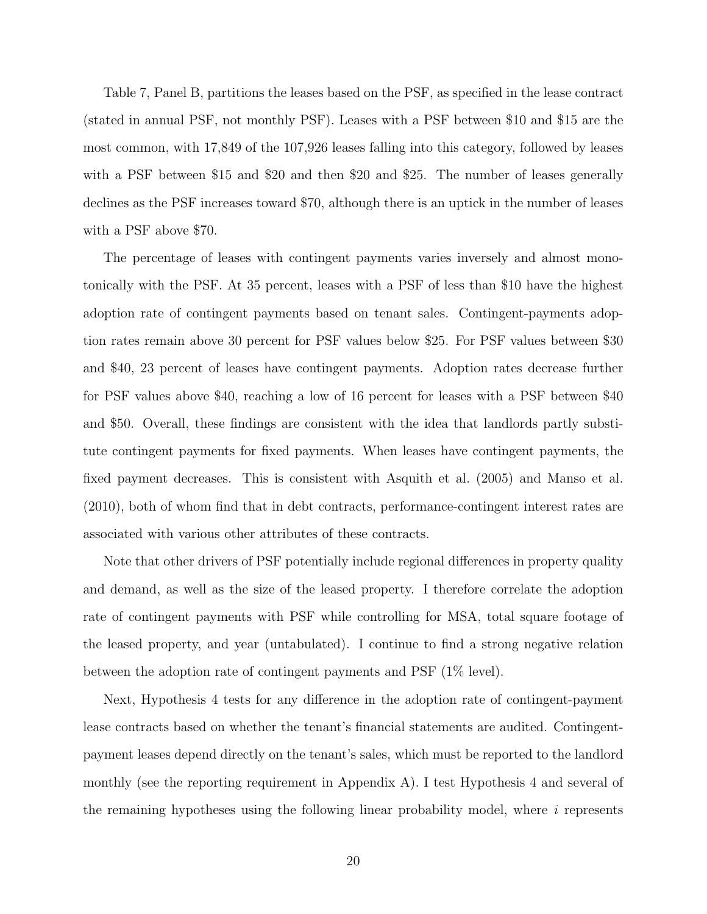Table 7, Panel B, partitions the leases based on the PSF, as specified in the lease contract (stated in annual PSF, not monthly PSF). Leases with a PSF between \$10 and \$15 are the most common, with 17,849 of the 107,926 leases falling into this category, followed by leases with a PSF between \$15 and \$20 and then \$20 and \$25. The number of leases generally declines as the PSF increases toward \$70, although there is an uptick in the number of leases with a PSF above \$70.

The percentage of leases with contingent payments varies inversely and almost monotonically with the PSF. At 35 percent, leases with a PSF of less than \$10 have the highest adoption rate of contingent payments based on tenant sales. Contingent-payments adoption rates remain above 30 percent for PSF values below \$25. For PSF values between \$30 and \$40, 23 percent of leases have contingent payments. Adoption rates decrease further for PSF values above \$40, reaching a low of 16 percent for leases with a PSF between \$40 and \$50. Overall, these findings are consistent with the idea that landlords partly substitute contingent payments for fixed payments. When leases have contingent payments, the fixed payment decreases. This is consistent with Asquith et al. (2005) and Manso et al. (2010), both of whom find that in debt contracts, performance-contingent interest rates are associated with various other attributes of these contracts.

Note that other drivers of PSF potentially include regional differences in property quality and demand, as well as the size of the leased property. I therefore correlate the adoption rate of contingent payments with PSF while controlling for MSA, total square footage of the leased property, and year (untabulated). I continue to find a strong negative relation between the adoption rate of contingent payments and PSF (1% level).

Next, Hypothesis 4 tests for any difference in the adoption rate of contingent-payment lease contracts based on whether the tenant's financial statements are audited. Contingent-payment leases depend directly on the tenant's sales, which must be reported to the landlord monthly (see the reporting requirement in Appendix A). I test Hypothesis 4 and several of the remaining hypotheses using the following linear probability model, where $i$ represents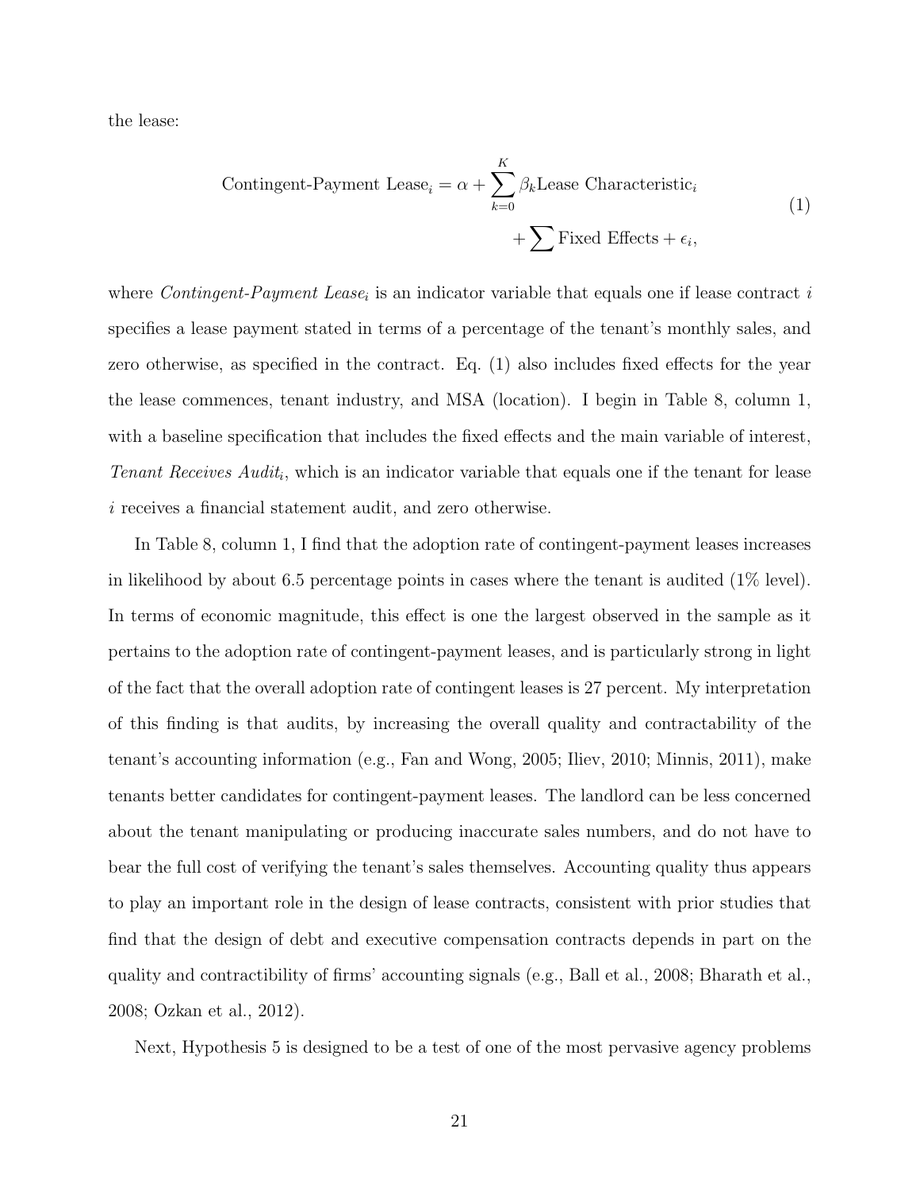the lease:

$$
\begin{aligned}
\text{Contingent-Payment Lease}_i = \alpha + \sum_{k=0}^{K} \beta_k \text{Lease Characteristic}_i \\
+ \sum \text{Fixed Effects} + \epsilon_i,
\end{aligned}
\tag{1}
$$

where *Contingent-Payment Lease*$_i$ is an indicator variable that equals one if lease contract $i$ specifies a lease payment stated in terms of a percentage of the tenant's monthly sales, and zero otherwise, as specified in the contract. Eq. (1) also includes fixed effects for the year the lease commences, tenant industry, and MSA (location). I begin in Table 8, column 1, with a baseline specification that includes the fixed effects and the main variable of interest, *Tenant Receives Audit*$_i$, which is an indicator variable that equals one if the tenant for lease $i$ receives a financial statement audit, and zero otherwise.

In Table 8, column 1, I find that the adoption rate of contingent-payment leases increases in likelihood by about 6.5 percentage points in cases where the tenant is audited (1% level). In terms of economic magnitude, this effect is one the largest observed in the sample as it pertains to the adoption rate of contingent-payment leases, and is particularly strong in light of the fact that the overall adoption rate of contingent leases is 27 percent. My interpretation of this finding is that audits, by increasing the overall quality and contractability of the tenant's accounting information (e.g., Fan and Wong, 2005; Iliev, 2010; Minnis, 2011), make tenants better candidates for contingent-payment leases. The landlord can be less concerned about the tenant manipulating or producing inaccurate sales numbers, and do not have to bear the full cost of verifying the tenant's sales themselves. Accounting quality thus appears to play an important role in the design of lease contracts, consistent with prior studies that find that the design of debt and executive compensation contracts depends in part on the quality and contractibility of firms' accounting signals (e.g., Ball et al., 2008; Bharath et al., 2008; Ozkan et al., 2012).

Next, Hypothesis 5 is designed to be a test of one of the most pervasive agency problems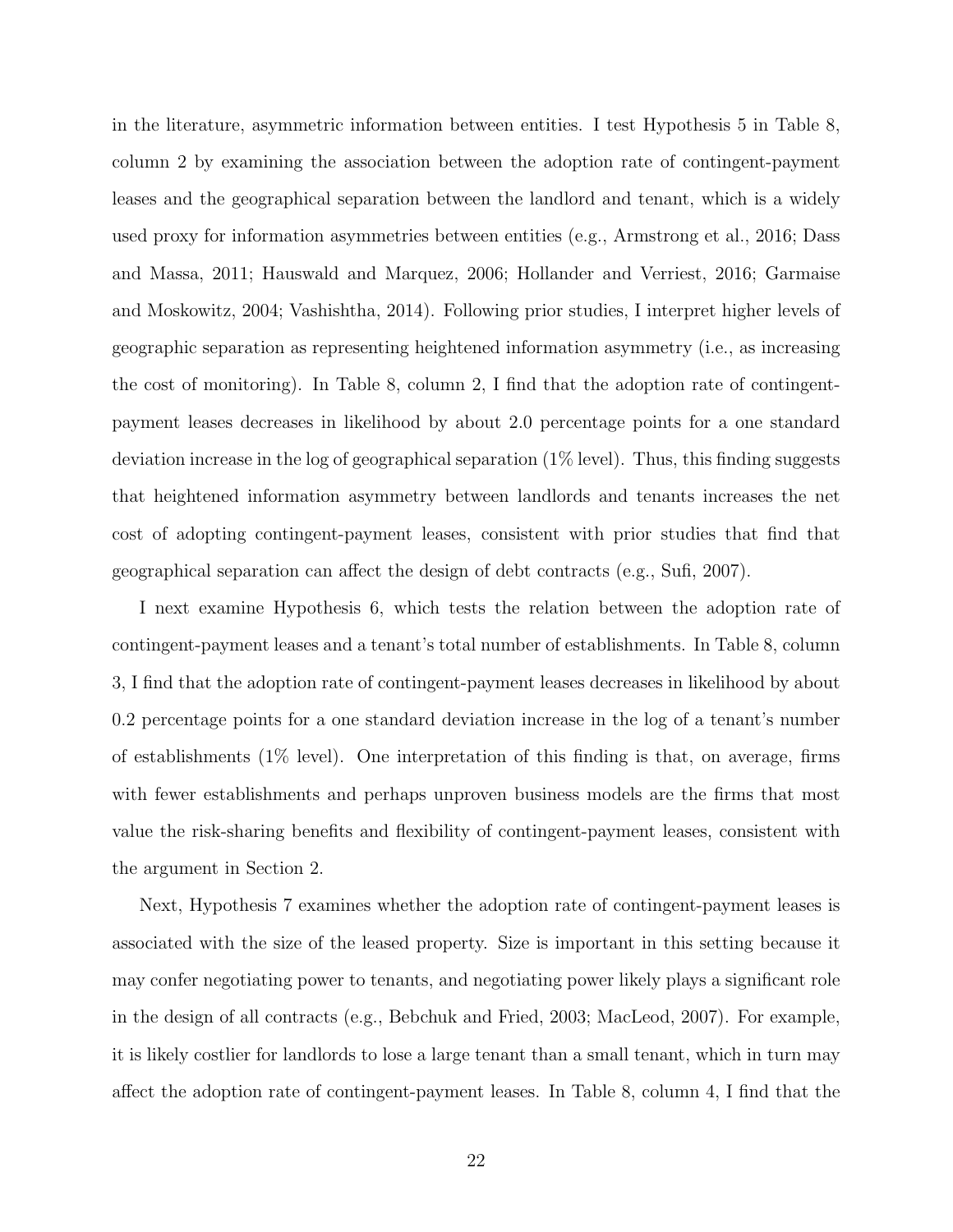in the literature, asymmetric information between entities. I test Hypothesis 5 in Table 8, column 2 by examining the association between the adoption rate of contingent-payment leases and the geographical separation between the landlord and tenant, which is a widely used proxy for information asymmetries between entities (e.g., Armstrong et al., 2016; Dass and Massa, 2011; Hauswald and Marquez, 2006; Hollander and Verriest, 2016; Garmaise and Moskowitz, 2004; Vashishtha, 2014). Following prior studies, I interpret higher levels of geographic separation as representing heightened information asymmetry (i.e., as increasing the cost of monitoring). In Table 8, column 2, I find that the adoption rate of contingent-payment leases decreases in likelihood by about 2.0 percentage points for a one standard deviation increase in the log of geographical separation (1% level). Thus, this finding suggests that heightened information asymmetry between landlords and tenants increases the net cost of adopting contingent-payment leases, consistent with prior studies that find that geographical separation can affect the design of debt contracts (e.g., Sufi, 2007).

I next examine Hypothesis 6, which tests the relation between the adoption rate of contingent-payment leases and a tenant's total number of establishments. In Table 8, column 3, I find that the adoption rate of contingent-payment leases decreases in likelihood by about 0.2 percentage points for a one standard deviation increase in the log of a tenant's number of establishments (1% level). One interpretation of this finding is that, on average, firms with fewer establishments and perhaps unproven business models are the firms that most value the risk-sharing benefits and flexibility of contingent-payment leases, consistent with the argument in Section 2.

Next, Hypothesis 7 examines whether the adoption rate of contingent-payment leases is associated with the size of the leased property. Size is important in this setting because it may confer negotiating power to tenants, and negotiating power likely plays a significant role in the design of all contracts (e.g., Bebchuk and Fried, 2003; MacLeod, 2007). For example, it is likely costlier for landlords to lose a large tenant than a small tenant, which in turn may affect the adoption rate of contingent-payment leases. In Table 8, column 4, I find that the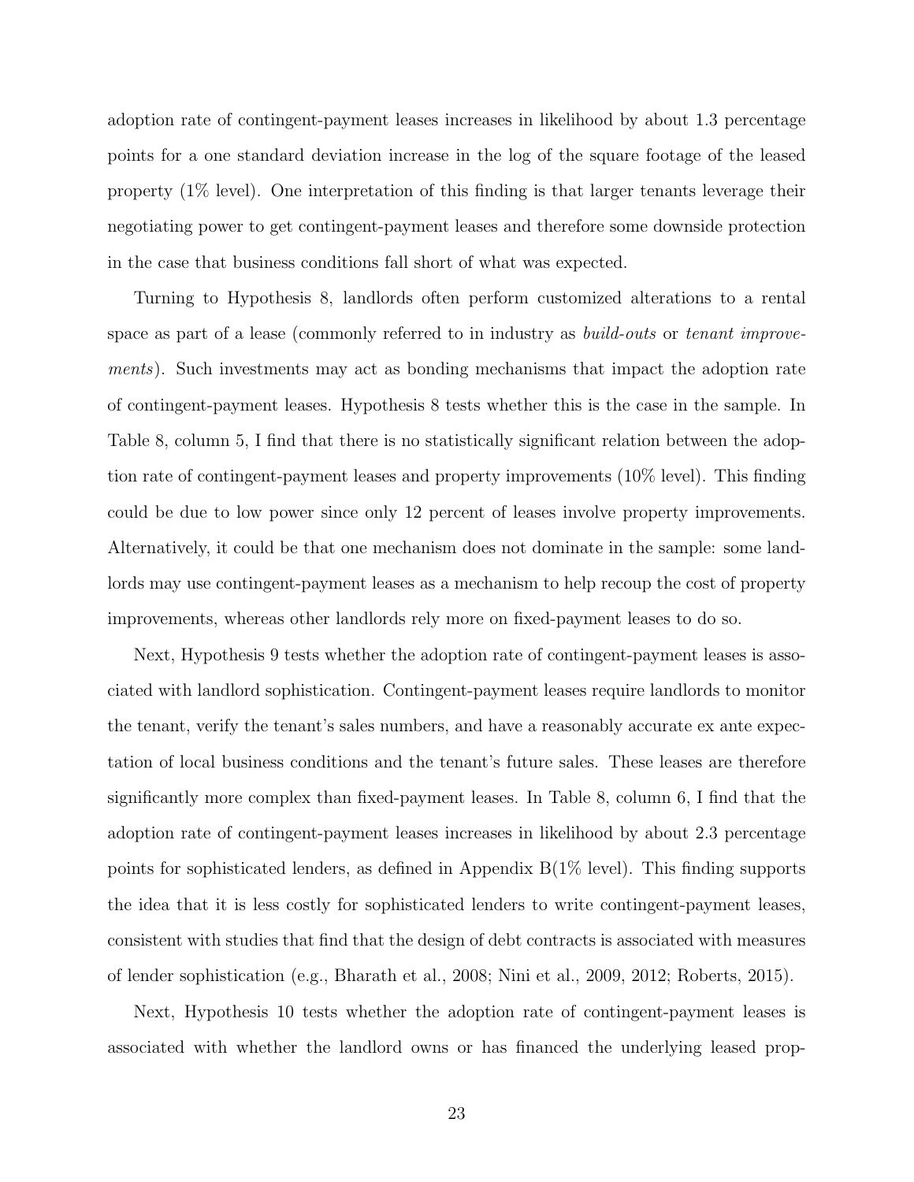adoption rate of contingent-payment leases increases in likelihood by about 1.3 percentage points for a one standard deviation increase in the log of the square footage of the leased property (1% level). One interpretation of this finding is that larger tenants leverage their negotiating power to get contingent-payment leases and therefore some downside protection in the case that business conditions fall short of what was expected.

Turning to Hypothesis 8, landlords often perform customized alterations to a rental space as part of a lease (commonly referred to in industry as *build-outs* or *tenant improvements*). Such investments may act as bonding mechanisms that impact the adoption rate of contingent-payment leases. Hypothesis 8 tests whether this is the case in the sample. In Table 8, column 5, I find that there is no statistically significant relation between the adoption rate of contingent-payment leases and property improvements (10% level). This finding could be due to low power since only 12 percent of leases involve property improvements. Alternatively, it could be that one mechanism does not dominate in the sample: some landlords may use contingent-payment leases as a mechanism to help recoup the cost of property improvements, whereas other landlords rely more on fixed-payment leases to do so.

Next, Hypothesis 9 tests whether the adoption rate of contingent-payment leases is associated with landlord sophistication. Contingent-payment leases require landlords to monitor the tenant, verify the tenant's sales numbers, and have a reasonably accurate ex ante expectation of local business conditions and the tenant's future sales. These leases are therefore significantly more complex than fixed-payment leases. In Table 8, column 6, I find that the adoption rate of contingent-payment leases increases in likelihood by about 2.3 percentage points for sophisticated lenders, as defined in Appendix B(1% level). This finding supports the idea that it is less costly for sophisticated lenders to write contingent-payment leases, consistent with studies that find that the design of debt contracts is associated with measures of lender sophistication (e.g., Bharath et al., 2008; Nini et al., 2009, 2012; Roberts, 2015).

Next, Hypothesis 10 tests whether the adoption rate of contingent-payment leases is associated with whether the landlord owns or has financed the underlying leased prop-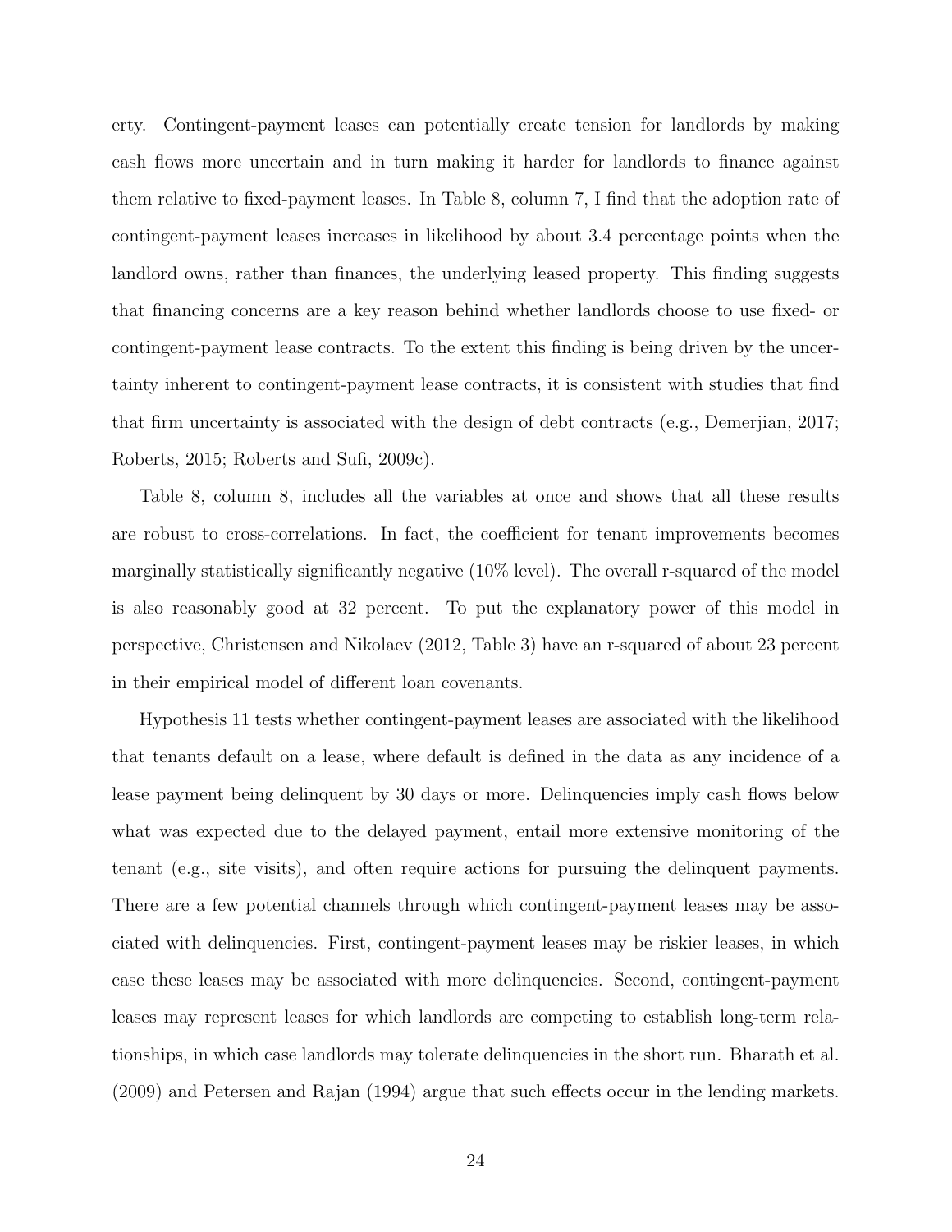erty. Contingent-payment leases can potentially create tension for landlords by making cash flows more uncertain and in turn making it harder for landlords to finance against them relative to fixed-payment leases. In Table 8, column 7, I find that the adoption rate of contingent-payment leases increases in likelihood by about 3.4 percentage points when the landlord owns, rather than finances, the underlying leased property. This finding suggests that financing concerns are a key reason behind whether landlords choose to use fixed- or contingent-payment lease contracts. To the extent this finding is being driven by the uncertainty inherent to contingent-payment lease contracts, it is consistent with studies that find that firm uncertainty is associated with the design of debt contracts (e.g., Demerjian, 2017; Roberts, 2015; Roberts and Sufi, 2009c).

Table 8, column 8, includes all the variables at once and shows that all these results are robust to cross-correlations. In fact, the coefficient for tenant improvements becomes marginally statistically significantly negative (10% level). The overall r-squared of the model is also reasonably good at 32 percent. To put the explanatory power of this model in perspective, Christensen and Nikolaev (2012, Table 3) have an r-squared of about 23 percent in their empirical model of different loan covenants.

Hypothesis 11 tests whether contingent-payment leases are associated with the likelihood that tenants default on a lease, where default is defined in the data as any incidence of a lease payment being delinquent by 30 days or more. Delinquencies imply cash flows below what was expected due to the delayed payment, entail more extensive monitoring of the tenant (e.g., site visits), and often require actions for pursuing the delinquent payments. There are a few potential channels through which contingent-payment leases may be associated with delinquencies. First, contingent-payment leases may be riskier leases, in which case these leases may be associated with more delinquencies. Second, contingent-payment leases may represent leases for which landlords are competing to establish long-term relationships, in which case landlords may tolerate delinquencies in the short run. Bharath et al. (2009) and Petersen and Rajan (1994) argue that such effects occur in the lending markets.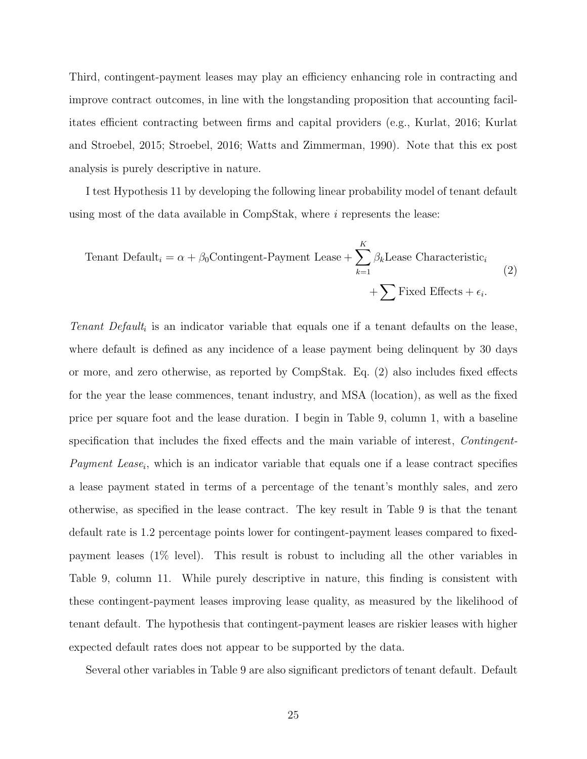Third, contingent-payment leases may play an efficiency enhancing role in contracting and improve contract outcomes, in line with the longstanding proposition that accounting facilitates efficient contracting between firms and capital providers (e.g., Kurlat, 2016; Kurlat and Stroebel, 2015; Stroebel, 2016; Watts and Zimmerman, 1990). Note that this ex post analysis is purely descriptive in nature.

I test Hypothesis 11 by developing the following linear probability model of tenant default using most of the data available in CompStak, where $i$ represents the lease:

$$
\begin{aligned}
\text{Tenant Default}_i = \alpha + \beta_0 \text{Contingent-Payment Lease} + \sum_{k=1}^{K} \beta_k \text{Lease Characteristic}_i \\
+ \sum \text{Fixed Effects} + \epsilon_i.
\end{aligned}
\tag{2}
$$

*Tenant Default$_i$* is an indicator variable that equals one if a tenant defaults on the lease, where default is defined as any incidence of a lease payment being delinquent by 30 days or more, and zero otherwise, as reported by CompStak. Eq. (2) also includes fixed effects for the year the lease commences, tenant industry, and MSA (location), as well as the fixed price per square foot and the lease duration. I begin in Table 9, column 1, with a baseline specification that includes the fixed effects and the main variable of interest, *Contingent-Payment Lease$_i$*, which is an indicator variable that equals one if a lease contract specifies a lease payment stated in terms of a percentage of the tenant's monthly sales, and zero otherwise, as specified in the lease contract. The key result in Table 9 is that the tenant default rate is 1.2 percentage points lower for contingent-payment leases compared to fixed-payment leases (1% level). This result is robust to including all the other variables in Table 9, column 11. While purely descriptive in nature, this finding is consistent with these contingent-payment leases improving lease quality, as measured by the likelihood of tenant default. The hypothesis that contingent-payment leases are riskier leases with higher expected default rates does not appear to be supported by the data.

Several other variables in Table 9 are also significant predictors of tenant default. Default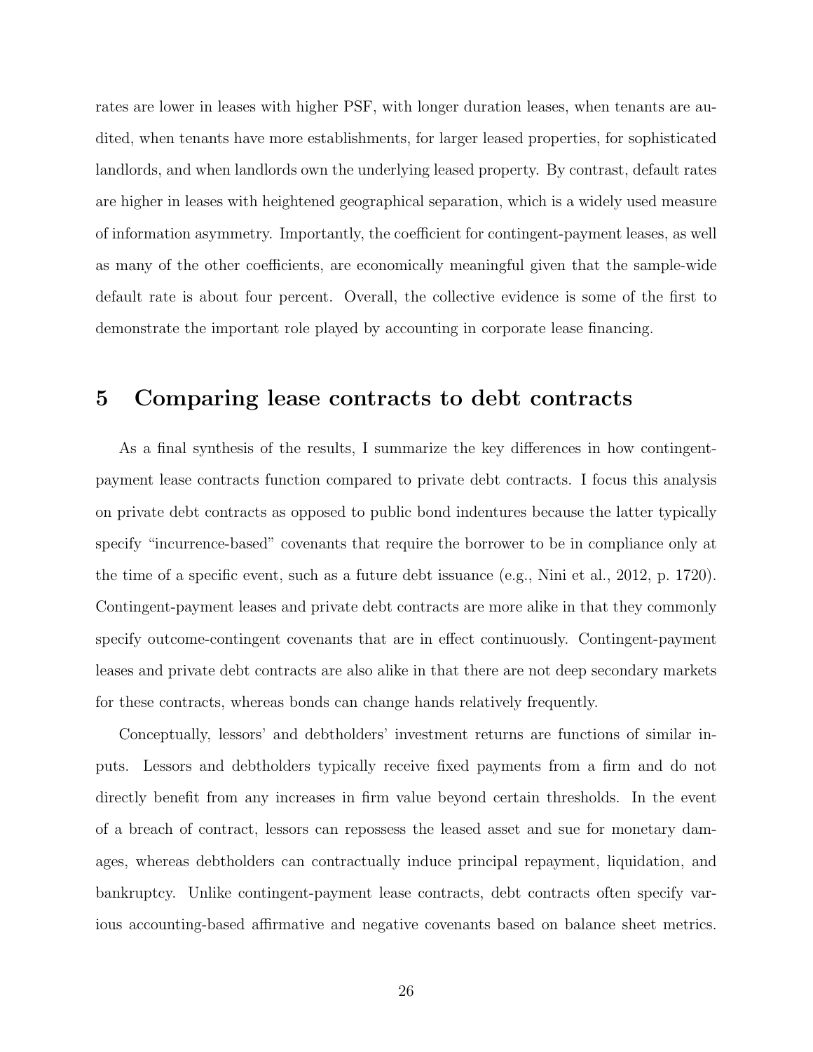rates are lower in leases with higher PSF, with longer duration leases, when tenants are audited, when tenants have more establishments, for larger leased properties, for sophisticated landlords, and when landlords own the underlying leased property. By contrast, default rates are higher in leases with heightened geographical separation, which is a widely used measure of information asymmetry. Importantly, the coefficient for contingent-payment leases, as well as many of the other coefficients, are economically meaningful given that the sample-wide default rate is about four percent. Overall, the collective evidence is some of the first to demonstrate the important role played by accounting in corporate lease financing.

# 5 Comparing lease contracts to debt contracts

As a final synthesis of the results, I summarize the key differences in how contingent-payment lease contracts function compared to private debt contracts. I focus this analysis on private debt contracts as opposed to public bond indentures because the latter typically specify "incurrence-based" covenants that require the borrower to be in compliance only at the time of a specific event, such as a future debt issuance (e.g., Nini et al., 2012, p. 1720). Contingent-payment leases and private debt contracts are more alike in that they commonly specify outcome-contingent covenants that are in effect continuously. Contingent-payment leases and private debt contracts are also alike in that there are not deep secondary markets for these contracts, whereas bonds can change hands relatively frequently.

Conceptually, lessors' and debtholders' investment returns are functions of similar inputs. Lessors and debtholders typically receive fixed payments from a firm and do not directly benefit from any increases in firm value beyond certain thresholds. In the event of a breach of contract, lessors can repossess the leased asset and sue for monetary damages, whereas debtholders can contractually induce principal repayment, liquidation, and bankruptcy. Unlike contingent-payment lease contracts, debt contracts often specify various accounting-based affirmative and negative covenants based on balance sheet metrics.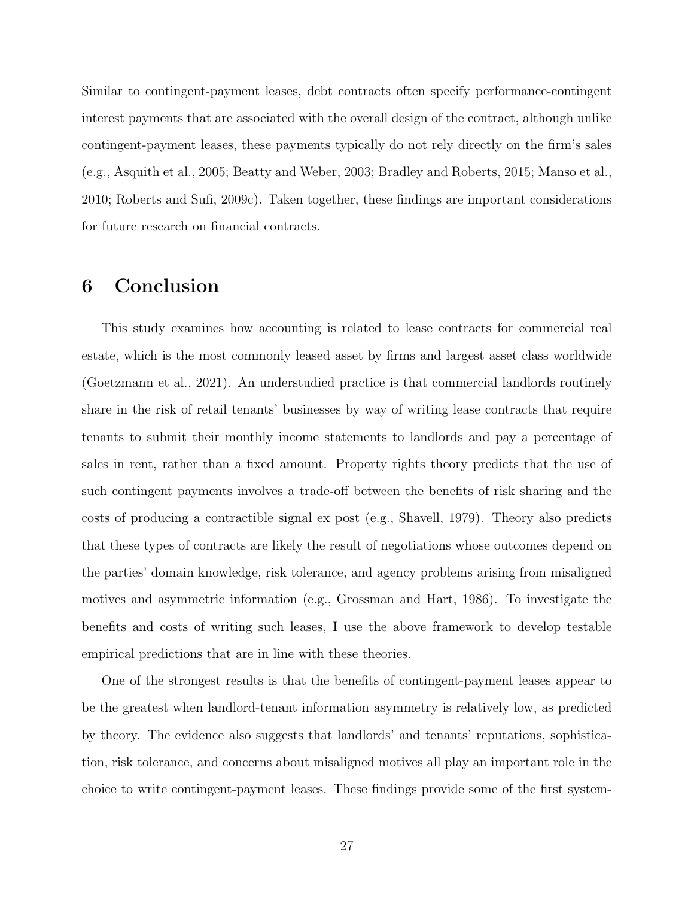Similar to contingent-payment leases, debt contracts often specify performance-contingent interest payments that are associated with the overall design of the contract, although unlike contingent-payment leases, these payments typically do not rely directly on the firm's sales (e.g., Asquith et al., 2005; Beatty and Weber, 2003; Bradley and Roberts, 2015; Manso et al., 2010; Roberts and Sufi, 2009c). Taken together, these findings are important considerations for future research on financial contracts.

# 6 Conclusion

This study examines how accounting is related to lease contracts for commercial real estate, which is the most commonly leased asset by firms and largest asset class worldwide (Goetzmann et al., 2021). An understudied practice is that commercial landlords routinely share in the risk of retail tenants' businesses by way of writing lease contracts that require tenants to submit their monthly income statements to landlords and pay a percentage of sales in rent, rather than a fixed amount. Property rights theory predicts that the use of such contingent payments involves a trade-off between the benefits of risk sharing and the costs of producing a contractible signal ex post (e.g., Shavell, 1979). Theory also predicts that these types of contracts are likely the result of negotiations whose outcomes depend on the parties' domain knowledge, risk tolerance, and agency problems arising from misaligned motives and asymmetric information (e.g., Grossman and Hart, 1986). To investigate the benefits and costs of writing such leases, I use the above framework to develop testable empirical predictions that are in line with these theories.

One of the strongest results is that the benefits of contingent-payment leases appear to be the greatest when landlord-tenant information asymmetry is relatively low, as predicted by theory. The evidence also suggests that landlords' and tenants' reputations, sophistication, risk tolerance, and concerns about misaligned motives all play an important role in the choice to write contingent-payment leases. These findings provide some of the first system-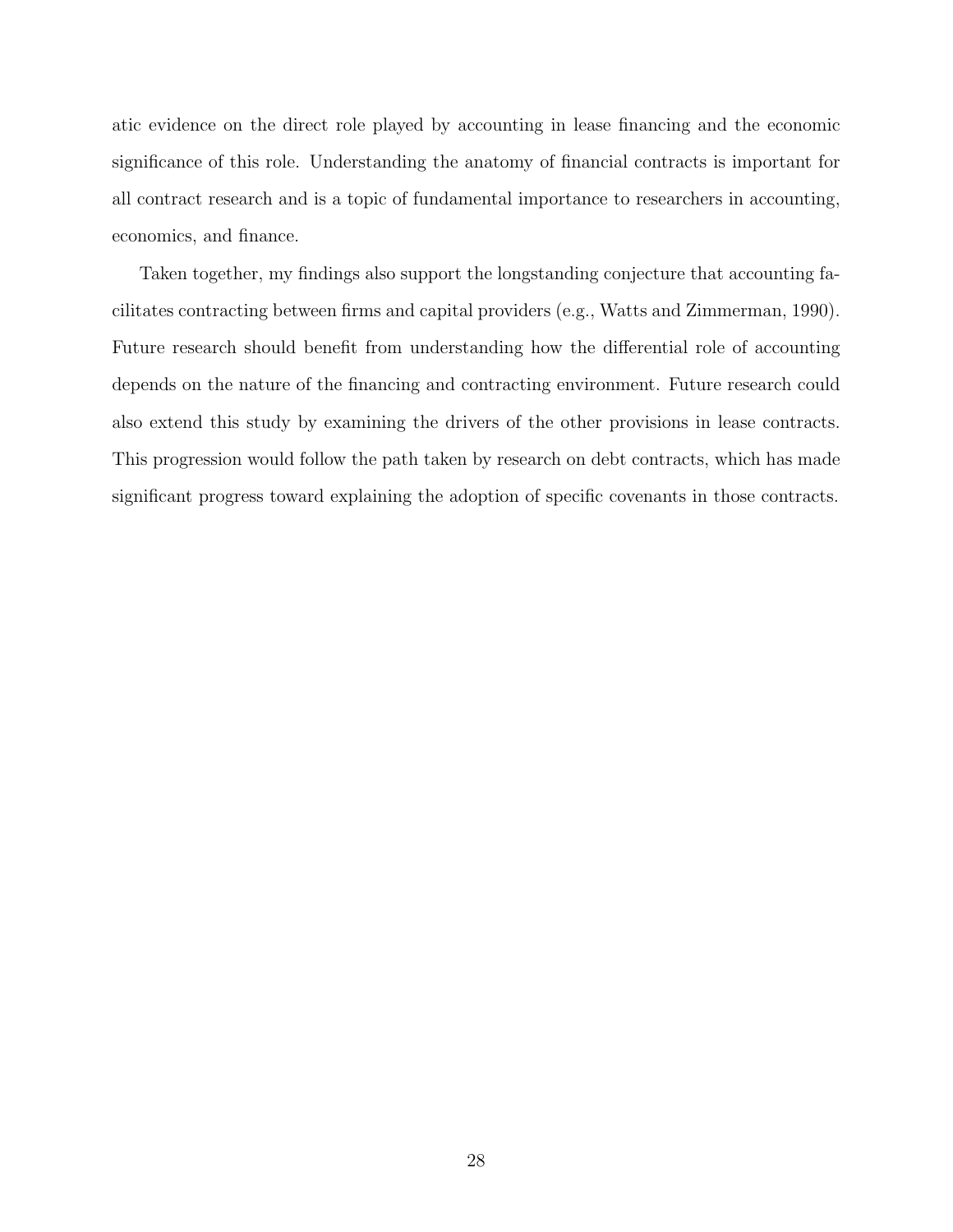atic evidence on the direct role played by accounting in lease financing and the economic significance of this role. Understanding the anatomy of financial contracts is important for all contract research and is a topic of fundamental importance to researchers in accounting, economics, and finance.

Taken together, my findings also support the longstanding conjecture that accounting facilitates contracting between firms and capital providers (e.g., Watts and Zimmerman, 1990). Future research should benefit from understanding how the differential role of accounting depends on the nature of the financing and contracting environment. Future research could also extend this study by examining the drivers of the other provisions in lease contracts. This progression would follow the path taken by research on debt contracts, which has made significant progress toward explaining the adoption of specific covenants in those contracts.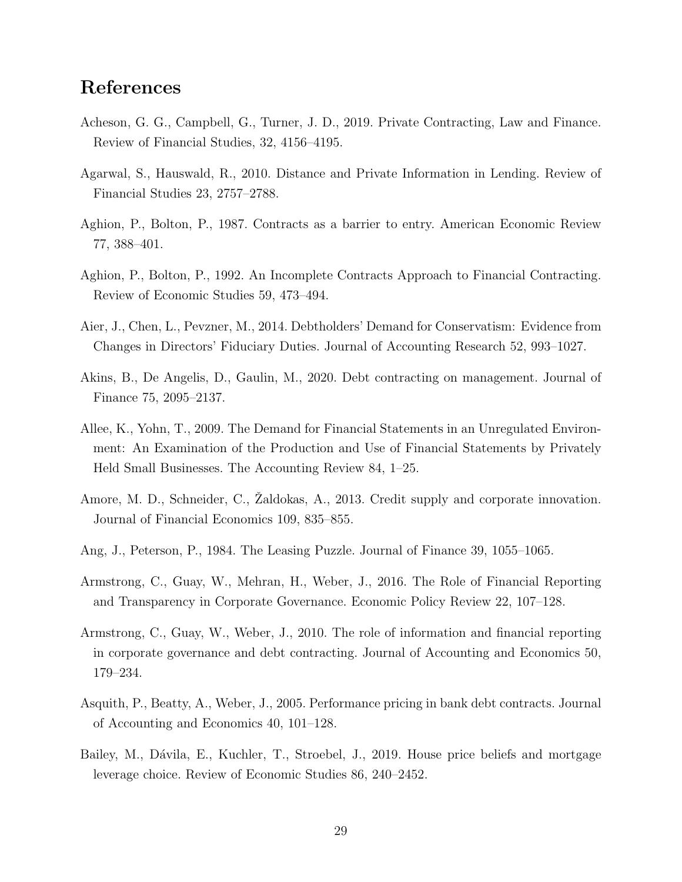## References

Acheson, G. G., Campbell, G., Turner, J. D., 2019. Private Contracting, Law and Finance. Review of Financial Studies, 32, 4156–4195.

Agarwal, S., Hauswald, R., 2010. Distance and Private Information in Lending. Review of Financial Studies 23, 2757–2788.

Aghion, P., Bolton, P., 1987. Contracts as a barrier to entry. American Economic Review 77, 388–401.

Aghion, P., Bolton, P., 1992. An Incomplete Contracts Approach to Financial Contracting. Review of Economic Studies 59, 473–494.

Aier, J., Chen, L., Pevzner, M., 2014. Debtholders' Demand for Conservatism: Evidence from Changes in Directors' Fiduciary Duties. Journal of Accounting Research 52, 993–1027.

Akins, B., De Angelis, D., Gaulin, M., 2020. Debt contracting on management. Journal of Finance 75, 2095–2137.

Allee, K., Yohn, T., 2009. The Demand for Financial Statements in an Unregulated Environment: An Examination of the Production and Use of Financial Statements by Privately Held Small Businesses. The Accounting Review 84, 1–25.

Amore, M. D., Schneider, C., Žaldokas, A., 2013. Credit supply and corporate innovation. Journal of Financial Economics 109, 835–855.

Ang, J., Peterson, P., 1984. The Leasing Puzzle. Journal of Finance 39, 1055–1065.

Armstrong, C., Guay, W., Mehran, H., Weber, J., 2016. The Role of Financial Reporting and Transparency in Corporate Governance. Economic Policy Review 22, 107–128.

Armstrong, C., Guay, W., Weber, J., 2010. The role of information and financial reporting in corporate governance and debt contracting. Journal of Accounting and Economics 50, 179–234.

Asquith, P., Beatty, A., Weber, J., 2005. Performance pricing in bank debt contracts. Journal of Accounting and Economics 40, 101–128.

Bailey, M., Dávila, E., Kuchler, T., Stroebel, J., 2019. House price beliefs and mortgage leverage choice. Review of Economic Studies 86, 240–2452.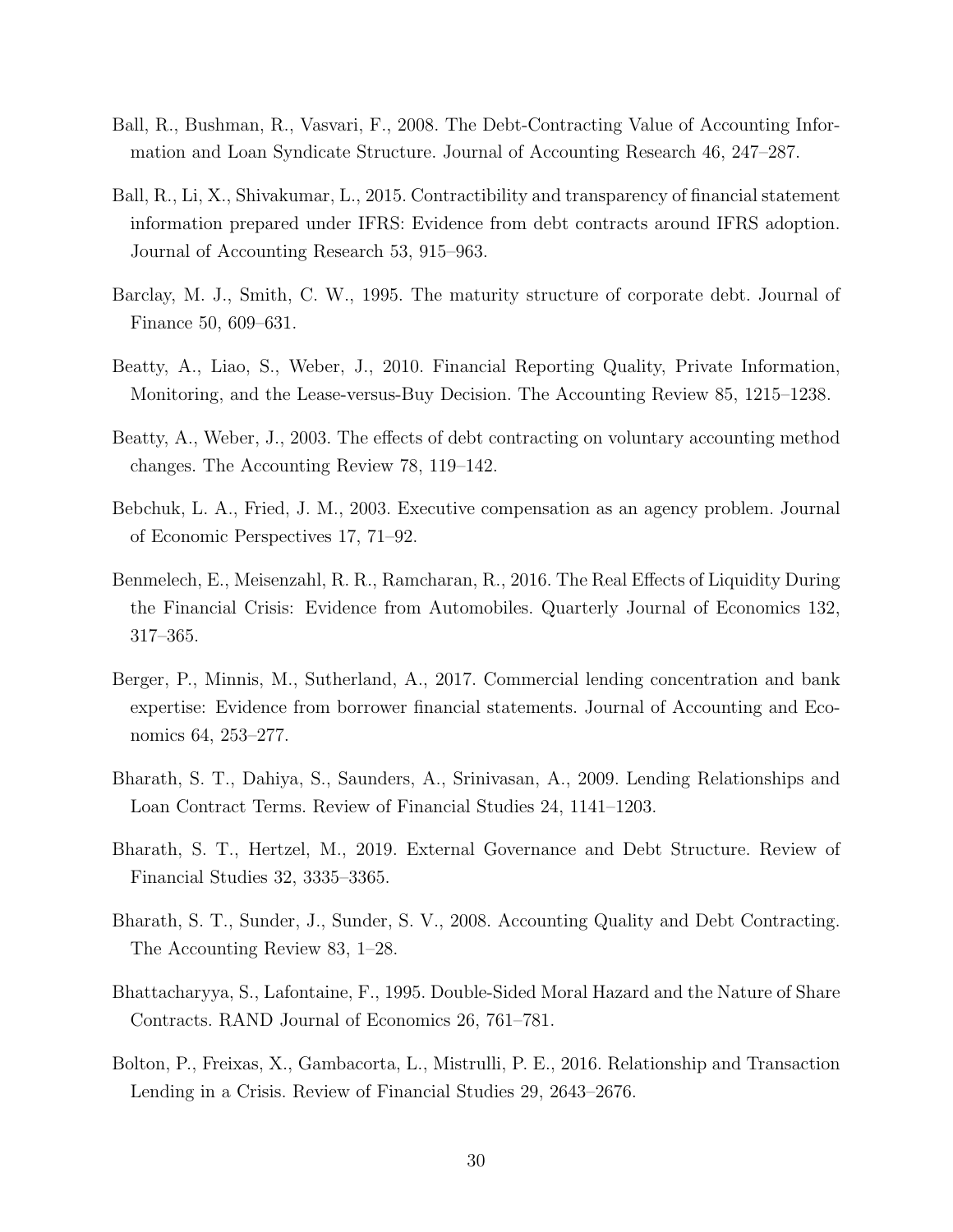Ball, R., Bushman, R., Vasvari, F., 2008. The Debt-Contracting Value of Accounting Information and Loan Syndicate Structure. Journal of Accounting Research 46, 247–287.

Ball, R., Li, X., Shivakumar, L., 2015. Contractibility and transparency of financial statement information prepared under IFRS: Evidence from debt contracts around IFRS adoption. Journal of Accounting Research 53, 915–963.

Barclay, M. J., Smith, C. W., 1995. The maturity structure of corporate debt. Journal of Finance 50, 609–631.

Beatty, A., Liao, S., Weber, J., 2010. Financial Reporting Quality, Private Information, Monitoring, and the Lease-versus-Buy Decision. The Accounting Review 85, 1215–1238.

Beatty, A., Weber, J., 2003. The effects of debt contracting on voluntary accounting method changes. The Accounting Review 78, 119–142.

Bebchuk, L. A., Fried, J. M., 2003. Executive compensation as an agency problem. Journal of Economic Perspectives 17, 71–92.

Benmelech, E., Meisenzahl, R. R., Ramcharan, R., 2016. The Real Effects of Liquidity During the Financial Crisis: Evidence from Automobiles. Quarterly Journal of Economics 132, 317–365.

Berger, P., Minnis, M., Sutherland, A., 2017. Commercial lending concentration and bank expertise: Evidence from borrower financial statements. Journal of Accounting and Economics 64, 253–277.

Bharath, S. T., Dahiya, S., Saunders, A., Srinivasan, A., 2009. Lending Relationships and Loan Contract Terms. Review of Financial Studies 24, 1141–1203.

Bharath, S. T., Hertzel, M., 2019. External Governance and Debt Structure. Review of Financial Studies 32, 3335–3365.

Bharath, S. T., Sunder, J., Sunder, S. V., 2008. Accounting Quality and Debt Contracting. The Accounting Review 83, 1–28.

Bhattacharyya, S., Lafontaine, F., 1995. Double-Sided Moral Hazard and the Nature of Share Contracts. RAND Journal of Economics 26, 761–781.

Bolton, P., Freixas, X., Gambacorta, L., Mistrulli, P. E., 2016. Relationship and Transaction Lending in a Crisis. Review of Financial Studies 29, 2643–2676.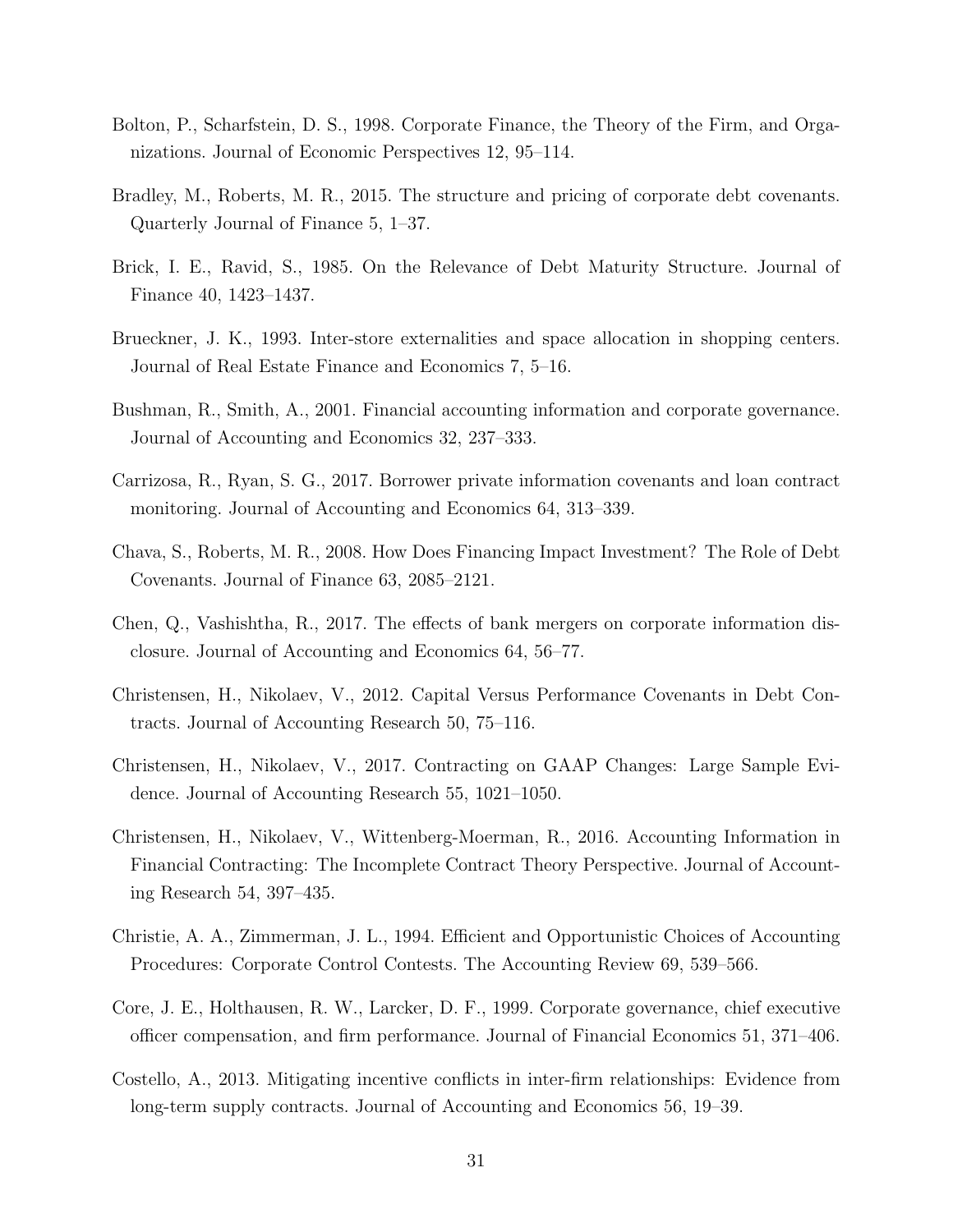Bolton, P., Scharfstein, D. S., 1998. Corporate Finance, the Theory of the Firm, and Organizations. Journal of Economic Perspectives 12, 95–114.

Bradley, M., Roberts, M. R., 2015. The structure and pricing of corporate debt covenants. Quarterly Journal of Finance 5, 1–37.

Brick, I. E., Ravid, S., 1985. On the Relevance of Debt Maturity Structure. Journal of Finance 40, 1423–1437.

Brueckner, J. K., 1993. Inter-store externalities and space allocation in shopping centers. Journal of Real Estate Finance and Economics 7, 5–16.

Bushman, R., Smith, A., 2001. Financial accounting information and corporate governance. Journal of Accounting and Economics 32, 237–333.

Carrizosa, R., Ryan, S. G., 2017. Borrower private information covenants and loan contract monitoring. Journal of Accounting and Economics 64, 313–339.

Chava, S., Roberts, M. R., 2008. How Does Financing Impact Investment? The Role of Debt Covenants. Journal of Finance 63, 2085–2121.

Chen, Q., Vashishtha, R., 2017. The effects of bank mergers on corporate information disclosure. Journal of Accounting and Economics 64, 56–77.

Christensen, H., Nikolaev, V., 2012. Capital Versus Performance Covenants in Debt Contracts. Journal of Accounting Research 50, 75–116.

Christensen, H., Nikolaev, V., 2017. Contracting on GAAP Changes: Large Sample Evidence. Journal of Accounting Research 55, 1021–1050.

Christensen, H., Nikolaev, V., Wittenberg-Moerman, R., 2016. Accounting Information in Financial Contracting: The Incomplete Contract Theory Perspective. Journal of Accounting Research 54, 397–435.

Christie, A. A., Zimmerman, J. L., 1994. Efficient and Opportunistic Choices of Accounting Procedures: Corporate Control Contests. The Accounting Review 69, 539–566.

Core, J. E., Holthausen, R. W., Larcker, D. F., 1999. Corporate governance, chief executive officer compensation, and firm performance. Journal of Financial Economics 51, 371–406.

Costello, A., 2013. Mitigating incentive conflicts in inter-firm relationships: Evidence from long-term supply contracts. Journal of Accounting and Economics 56, 19–39.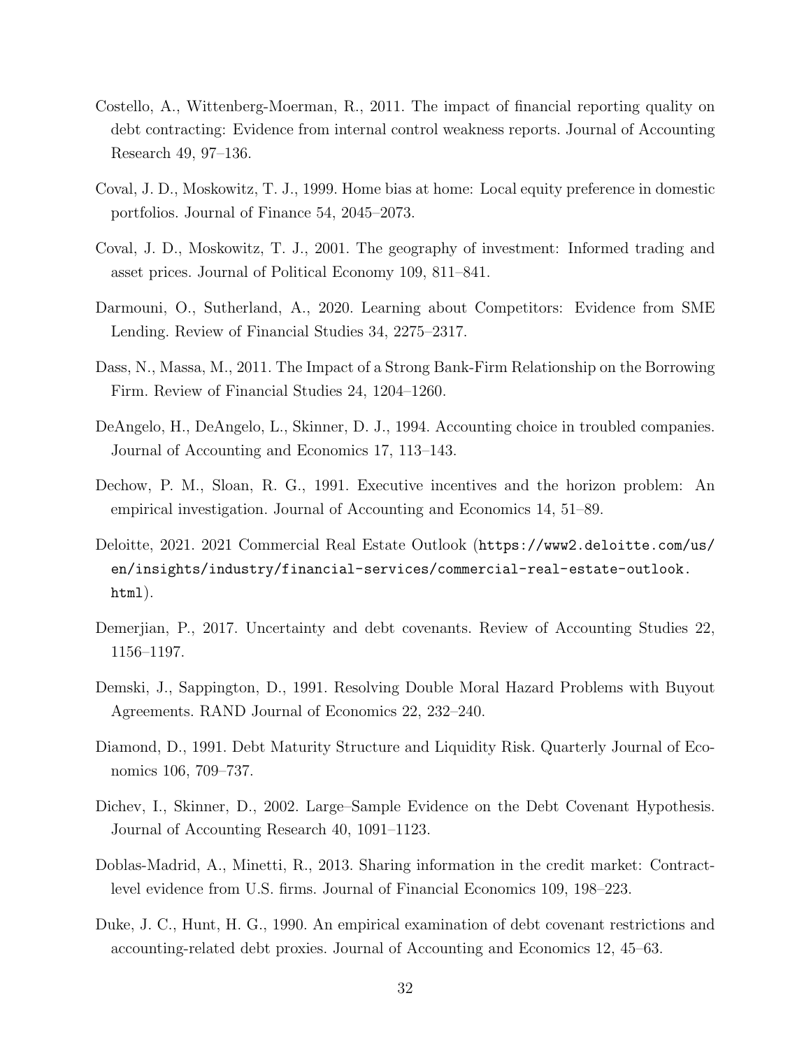Costello, A., Wittenberg-Moerman, R., 2011. The impact of financial reporting quality on debt contracting: Evidence from internal control weakness reports. Journal of Accounting Research 49, 97–136.

Coval, J. D., Moskowitz, T. J., 1999. Home bias at home: Local equity preference in domestic portfolios. Journal of Finance 54, 2045–2073.

Coval, J. D., Moskowitz, T. J., 2001. The geography of investment: Informed trading and asset prices. Journal of Political Economy 109, 811–841.

Darmouni, O., Sutherland, A., 2020. Learning about Competitors: Evidence from SME Lending. Review of Financial Studies 34, 2275–2317.

Dass, N., Massa, M., 2011. The Impact of a Strong Bank-Firm Relationship on the Borrowing Firm. Review of Financial Studies 24, 1204–1260.

DeAngelo, H., DeAngelo, L., Skinner, D. J., 1994. Accounting choice in troubled companies. Journal of Accounting and Economics 17, 113–143.

Dechow, P. M., Sloan, R. G., 1991. Executive incentives and the horizon problem: An empirical investigation. Journal of Accounting and Economics 14, 51–89.

Deloitte, 2021. 2021 Commercial Real Estate Outlook (`https://www2.deloitte.com/us/en/insights/industry/financial-services/commercial-real-estate-outlook.html`).

Demerjian, P., 2017. Uncertainty and debt covenants. Review of Accounting Studies 22, 1156–1197.

Demski, J., Sappington, D., 1991. Resolving Double Moral Hazard Problems with Buyout Agreements. RAND Journal of Economics 22, 232–240.

Diamond, D., 1991. Debt Maturity Structure and Liquidity Risk. Quarterly Journal of Economics 106, 709–737.

Dichev, I., Skinner, D., 2002. Large–Sample Evidence on the Debt Covenant Hypothesis. Journal of Accounting Research 40, 1091–1123.

Doblas-Madrid, A., Minetti, R., 2013. Sharing information in the credit market: Contract-level evidence from U.S. firms. Journal of Financial Economics 109, 198–223.

Duke, J. C., Hunt, H. G., 1990. An empirical examination of debt covenant restrictions and accounting-related debt proxies. Journal of Accounting and Economics 12, 45–63.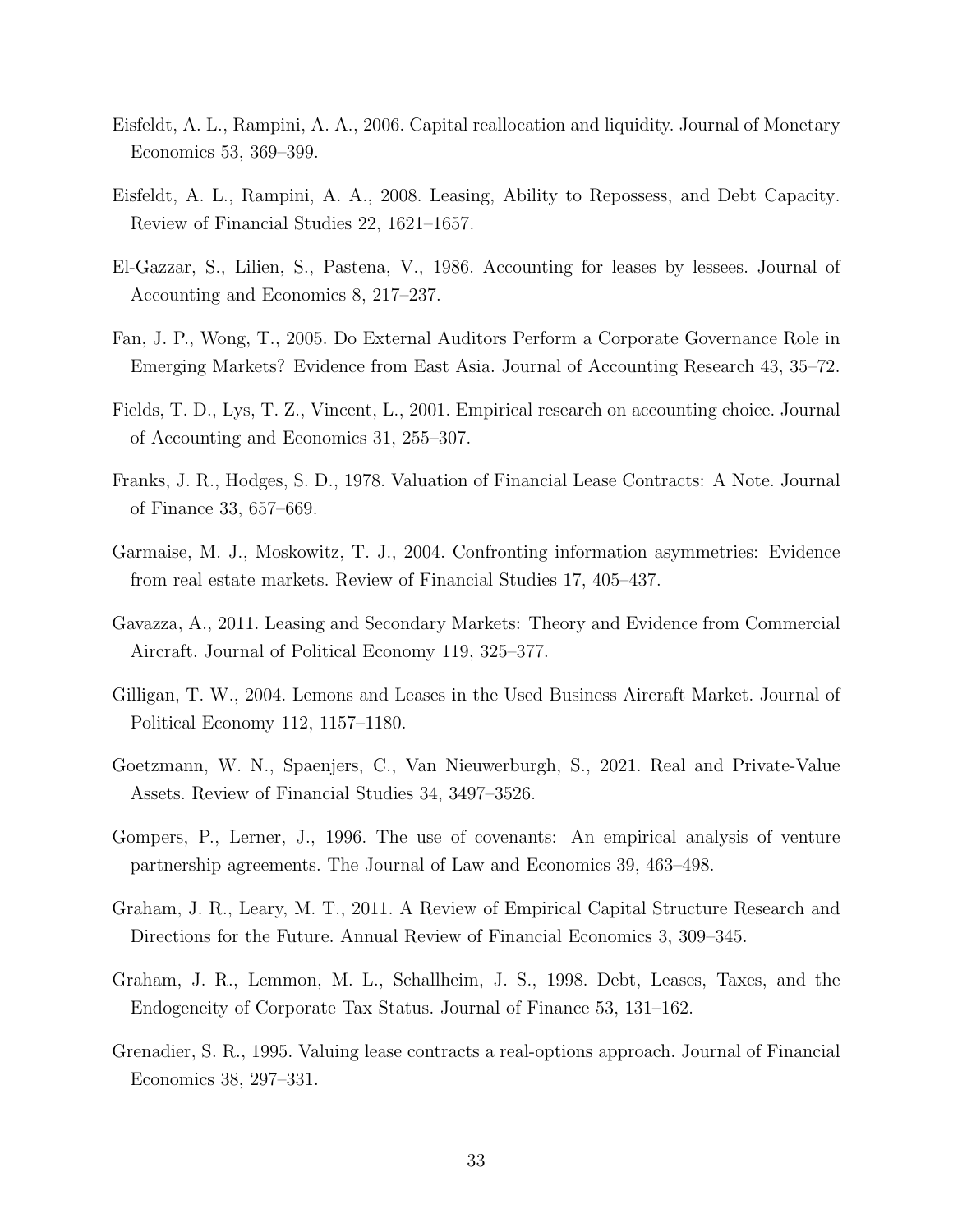Eisfeldt, A. L., Rampini, A. A., 2006. Capital reallocation and liquidity. Journal of Monetary Economics 53, 369–399.

Eisfeldt, A. L., Rampini, A. A., 2008. Leasing, Ability to Repossess, and Debt Capacity. Review of Financial Studies 22, 1621–1657.

El-Gazzar, S., Lilien, S., Pastena, V., 1986. Accounting for leases by lessees. Journal of Accounting and Economics 8, 217–237.

Fan, J. P., Wong, T., 2005. Do External Auditors Perform a Corporate Governance Role in Emerging Markets? Evidence from East Asia. Journal of Accounting Research 43, 35–72.

Fields, T. D., Lys, T. Z., Vincent, L., 2001. Empirical research on accounting choice. Journal of Accounting and Economics 31, 255–307.

Franks, J. R., Hodges, S. D., 1978. Valuation of Financial Lease Contracts: A Note. Journal of Finance 33, 657–669.

Garmaise, M. J., Moskowitz, T. J., 2004. Confronting information asymmetries: Evidence from real estate markets. Review of Financial Studies 17, 405–437.

Gavazza, A., 2011. Leasing and Secondary Markets: Theory and Evidence from Commercial Aircraft. Journal of Political Economy 119, 325–377.

Gilligan, T. W., 2004. Lemons and Leases in the Used Business Aircraft Market. Journal of Political Economy 112, 1157–1180.

Goetzmann, W. N., Spaenjers, C., Van Nieuwerburgh, S., 2021. Real and Private-Value Assets. Review of Financial Studies 34, 3497–3526.

Gompers, P., Lerner, J., 1996. The use of covenants: An empirical analysis of venture partnership agreements. The Journal of Law and Economics 39, 463–498.

Graham, J. R., Leary, M. T., 2011. A Review of Empirical Capital Structure Research and Directions for the Future. Annual Review of Financial Economics 3, 309–345.

Graham, J. R., Lemmon, M. L., Schallheim, J. S., 1998. Debt, Leases, Taxes, and the Endogeneity of Corporate Tax Status. Journal of Finance 53, 131–162.

Grenadier, S. R., 1995. Valuing lease contracts a real-options approach. Journal of Financial Economics 38, 297–331.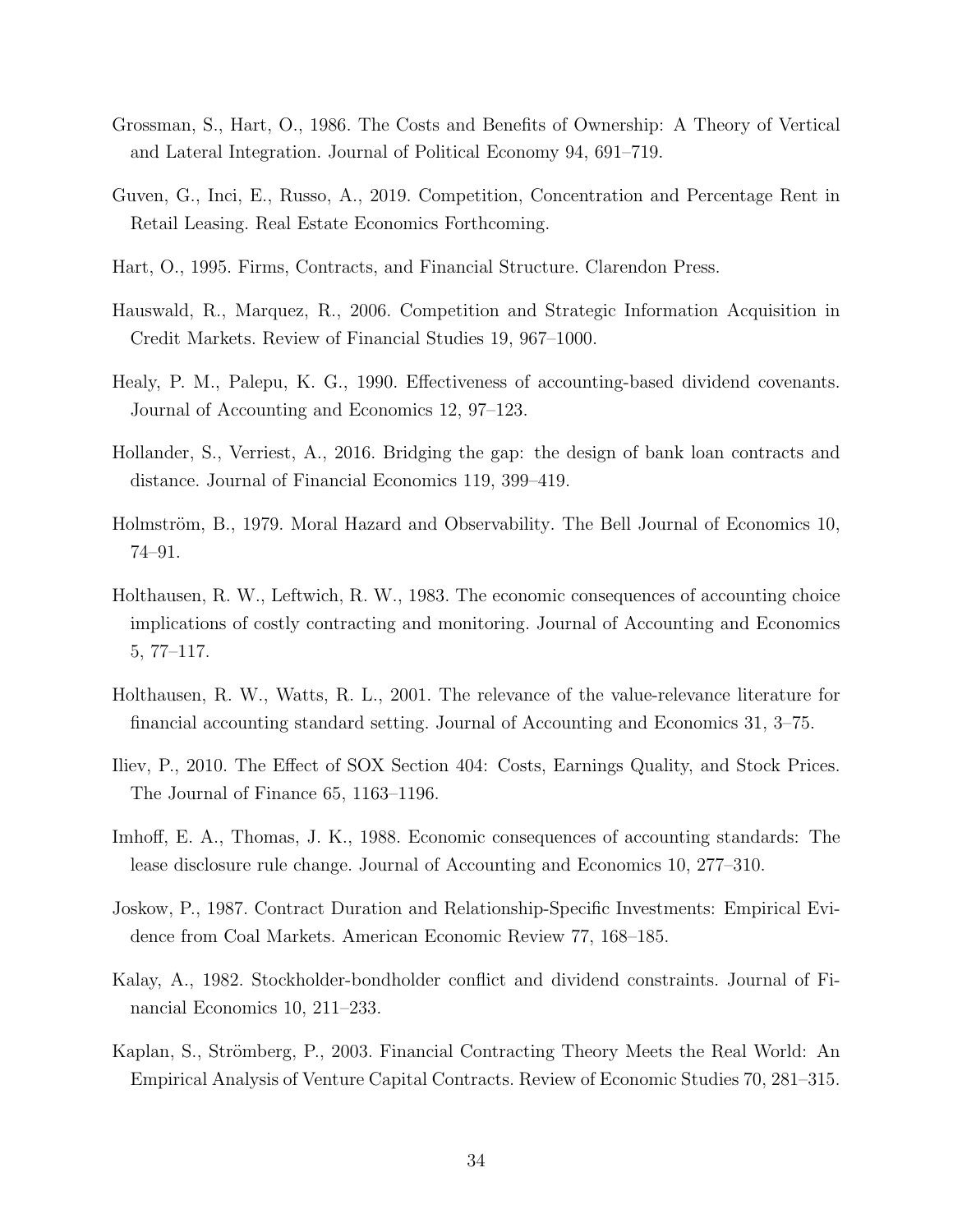Grossman, S., Hart, O., 1986. The Costs and Benefits of Ownership: A Theory of Vertical and Lateral Integration. Journal of Political Economy 94, 691–719.

Guven, G., Inci, E., Russo, A., 2019. Competition, Concentration and Percentage Rent in Retail Leasing. Real Estate Economics Forthcoming.

Hart, O., 1995. Firms, Contracts, and Financial Structure. Clarendon Press.

Hauswald, R., Marquez, R., 2006. Competition and Strategic Information Acquisition in Credit Markets. Review of Financial Studies 19, 967–1000.

Healy, P. M., Palepu, K. G., 1990. Effectiveness of accounting-based dividend covenants. Journal of Accounting and Economics 12, 97–123.

Hollander, S., Verriest, A., 2016. Bridging the gap: the design of bank loan contracts and distance. Journal of Financial Economics 119, 399–419.

Holmström, B., 1979. Moral Hazard and Observability. The Bell Journal of Economics 10, 74–91.

Holthausen, R. W., Leftwich, R. W., 1983. The economic consequences of accounting choice implications of costly contracting and monitoring. Journal of Accounting and Economics 5, 77–117.

Holthausen, R. W., Watts, R. L., 2001. The relevance of the value-relevance literature for financial accounting standard setting. Journal of Accounting and Economics 31, 3–75.

Iliev, P., 2010. The Effect of SOX Section 404: Costs, Earnings Quality, and Stock Prices. The Journal of Finance 65, 1163–1196.

Imhoff, E. A., Thomas, J. K., 1988. Economic consequences of accounting standards: The lease disclosure rule change. Journal of Accounting and Economics 10, 277–310.

Joskow, P., 1987. Contract Duration and Relationship-Specific Investments: Empirical Evidence from Coal Markets. American Economic Review 77, 168–185.

Kalay, A., 1982. Stockholder-bondholder conflict and dividend constraints. Journal of Financial Economics 10, 211–233.

Kaplan, S., Strömberg, P., 2003. Financial Contracting Theory Meets the Real World: An Empirical Analysis of Venture Capital Contracts. Review of Economic Studies 70, 281–315.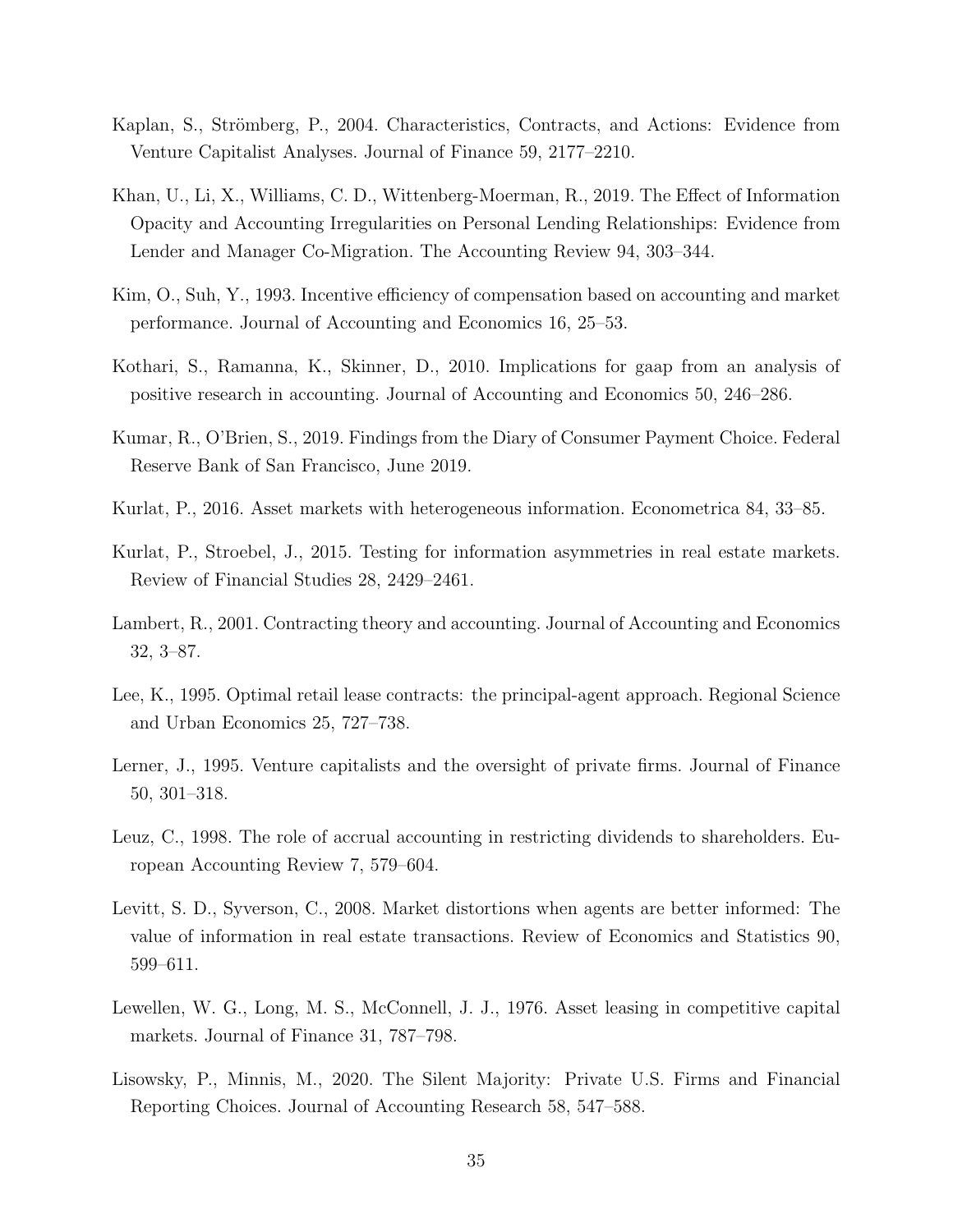Kaplan, S., Strömberg, P., 2004. Characteristics, Contracts, and Actions: Evidence from Venture Capitalist Analyses. Journal of Finance 59, 2177–2210.

Khan, U., Li, X., Williams, C. D., Wittenberg-Moerman, R., 2019. The Effect of Information Opacity and Accounting Irregularities on Personal Lending Relationships: Evidence from Lender and Manager Co-Migration. The Accounting Review 94, 303–344.

Kim, O., Suh, Y., 1993. Incentive efficiency of compensation based on accounting and market performance. Journal of Accounting and Economics 16, 25–53.

Kothari, S., Ramanna, K., Skinner, D., 2010. Implications for gaap from an analysis of positive research in accounting. Journal of Accounting and Economics 50, 246–286.

Kumar, R., O'Brien, S., 2019. Findings from the Diary of Consumer Payment Choice. Federal Reserve Bank of San Francisco, June 2019.

Kurlat, P., 2016. Asset markets with heterogeneous information. Econometrica 84, 33–85.

Kurlat, P., Stroebel, J., 2015. Testing for information asymmetries in real estate markets. Review of Financial Studies 28, 2429–2461.

Lambert, R., 2001. Contracting theory and accounting. Journal of Accounting and Economics 32, 3–87.

Lee, K., 1995. Optimal retail lease contracts: the principal-agent approach. Regional Science and Urban Economics 25, 727–738.

Lerner, J., 1995. Venture capitalists and the oversight of private firms. Journal of Finance 50, 301–318.

Leuz, C., 1998. The role of accrual accounting in restricting dividends to shareholders. European Accounting Review 7, 579–604.

Levitt, S. D., Syverson, C., 2008. Market distortions when agents are better informed: The value of information in real estate transactions. Review of Economics and Statistics 90, 599–611.

Lewellen, W. G., Long, M. S., McConnell, J. J., 1976. Asset leasing in competitive capital markets. Journal of Finance 31, 787–798.

Lisowsky, P., Minnis, M., 2020. The Silent Majority: Private U.S. Firms and Financial Reporting Choices. Journal of Accounting Research 58, 547–588.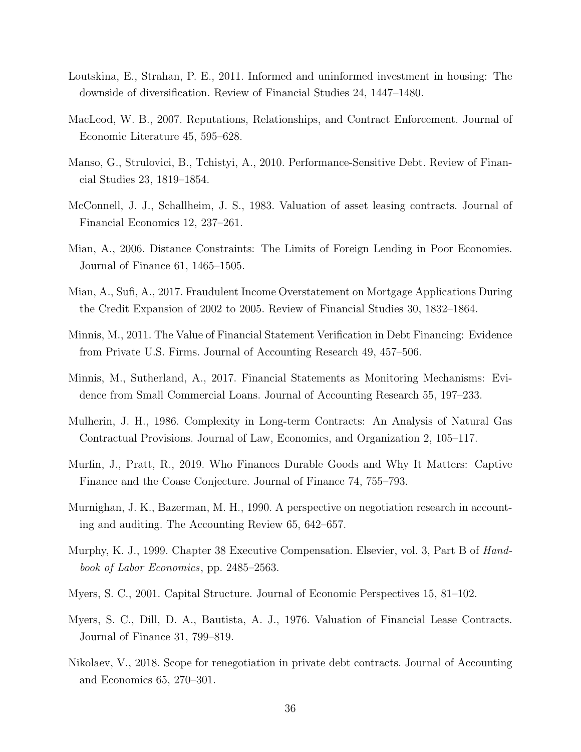Loutskina, E., Strahan, P. E., 2011. Informed and uninformed investment in housing: The downside of diversification. Review of Financial Studies 24, 1447–1480.

MacLeod, W. B., 2007. Reputations, Relationships, and Contract Enforcement. Journal of Economic Literature 45, 595–628.

Manso, G., Strulovici, B., Tchistyi, A., 2010. Performance-Sensitive Debt. Review of Financial Studies 23, 1819–1854.

McConnell, J. J., Schallheim, J. S., 1983. Valuation of asset leasing contracts. Journal of Financial Economics 12, 237–261.

Mian, A., 2006. Distance Constraints: The Limits of Foreign Lending in Poor Economies. Journal of Finance 61, 1465–1505.

Mian, A., Sufi, A., 2017. Fraudulent Income Overstatement on Mortgage Applications During the Credit Expansion of 2002 to 2005. Review of Financial Studies 30, 1832–1864.

Minnis, M., 2011. The Value of Financial Statement Verification in Debt Financing: Evidence from Private U.S. Firms. Journal of Accounting Research 49, 457–506.

Minnis, M., Sutherland, A., 2017. Financial Statements as Monitoring Mechanisms: Evidence from Small Commercial Loans. Journal of Accounting Research 55, 197–233.

Mulherin, J. H., 1986. Complexity in Long-term Contracts: An Analysis of Natural Gas Contractual Provisions. Journal of Law, Economics, and Organization 2, 105–117.

Murfin, J., Pratt, R., 2019. Who Finances Durable Goods and Why It Matters: Captive Finance and the Coase Conjecture. Journal of Finance 74, 755–793.

Murnighan, J. K., Bazerman, M. H., 1990. A perspective on negotiation research in accounting and auditing. The Accounting Review 65, 642–657.

Murphy, K. J., 1999. Chapter 38 Executive Compensation. Elsevier, vol. 3, Part B of *Handbook of Labor Economics*, pp. 2485–2563.

Myers, S. C., 2001. Capital Structure. Journal of Economic Perspectives 15, 81–102.

Myers, S. C., Dill, D. A., Bautista, A. J., 1976. Valuation of Financial Lease Contracts. Journal of Finance 31, 799–819.

Nikolaev, V., 2018. Scope for renegotiation in private debt contracts. Journal of Accounting and Economics 65, 270–301.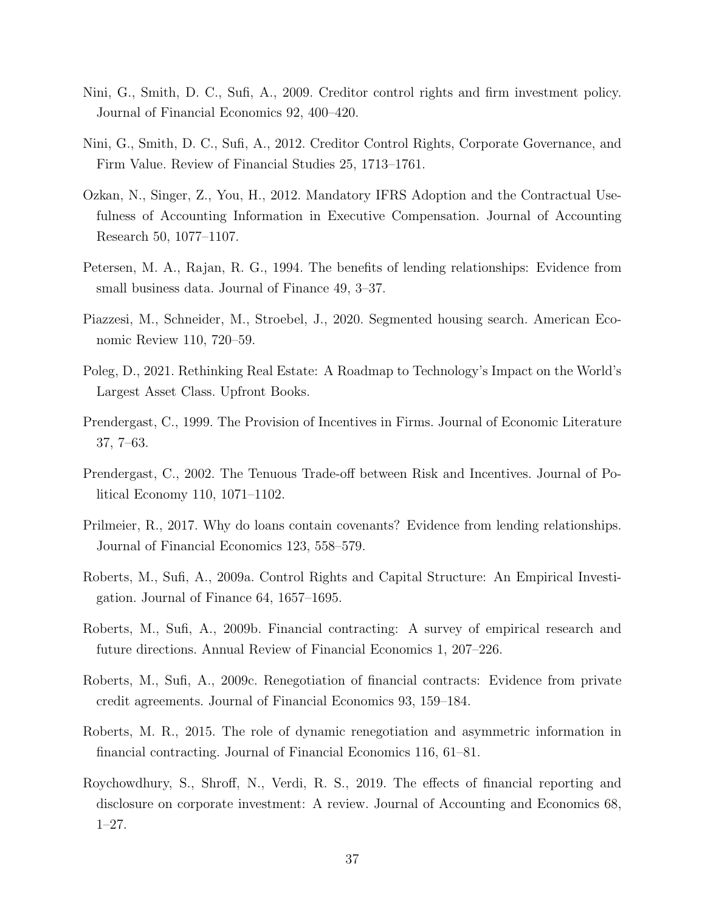Nini, G., Smith, D. C., Sufi, A., 2009. Creditor control rights and firm investment policy. Journal of Financial Economics 92, 400–420.

Nini, G., Smith, D. C., Sufi, A., 2012. Creditor Control Rights, Corporate Governance, and Firm Value. Review of Financial Studies 25, 1713–1761.

Ozkan, N., Singer, Z., You, H., 2012. Mandatory IFRS Adoption and the Contractual Usefulness of Accounting Information in Executive Compensation. Journal of Accounting Research 50, 1077–1107.

Petersen, M. A., Rajan, R. G., 1994. The benefits of lending relationships: Evidence from small business data. Journal of Finance 49, 3–37.

Piazzesi, M., Schneider, M., Stroebel, J., 2020. Segmented housing search. American Economic Review 110, 720–59.

Poleg, D., 2021. Rethinking Real Estate: A Roadmap to Technology's Impact on the World's Largest Asset Class. Upfront Books.

Prendergast, C., 1999. The Provision of Incentives in Firms. Journal of Economic Literature 37, 7–63.

Prendergast, C., 2002. The Tenuous Trade-off between Risk and Incentives. Journal of Political Economy 110, 1071–1102.

Prilmeier, R., 2017. Why do loans contain covenants? Evidence from lending relationships. Journal of Financial Economics 123, 558–579.

Roberts, M., Sufi, A., 2009a. Control Rights and Capital Structure: An Empirical Investigation. Journal of Finance 64, 1657–1695.

Roberts, M., Sufi, A., 2009b. Financial contracting: A survey of empirical research and future directions. Annual Review of Financial Economics 1, 207–226.

Roberts, M., Sufi, A., 2009c. Renegotiation of financial contracts: Evidence from private credit agreements. Journal of Financial Economics 93, 159–184.

Roberts, M. R., 2015. The role of dynamic renegotiation and asymmetric information in financial contracting. Journal of Financial Economics 116, 61–81.

Roychowdhury, S., Shroff, N., Verdi, R. S., 2019. The effects of financial reporting and disclosure on corporate investment: A review. Journal of Accounting and Economics 68, 1–27.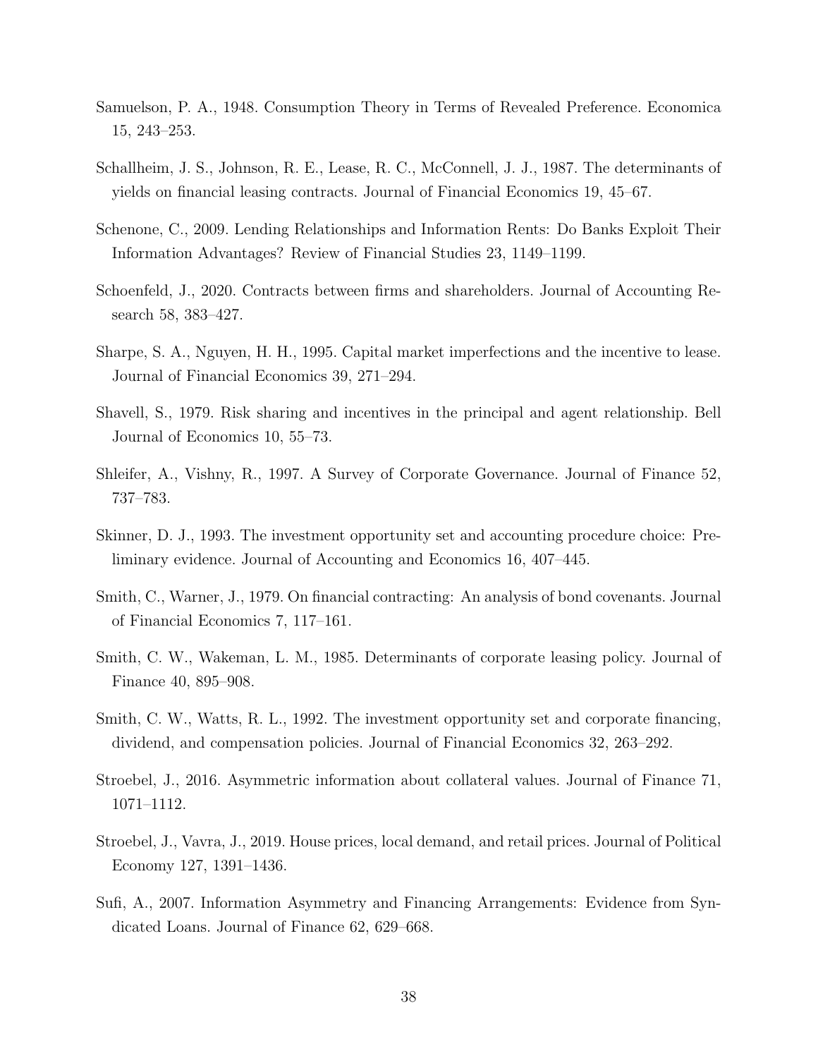Samuelson, P. A., 1948. Consumption Theory in Terms of Revealed Preference. Economica 15, 243–253.

Schallheim, J. S., Johnson, R. E., Lease, R. C., McConnell, J. J., 1987. The determinants of yields on financial leasing contracts. Journal of Financial Economics 19, 45–67.

Schenone, C., 2009. Lending Relationships and Information Rents: Do Banks Exploit Their Information Advantages? Review of Financial Studies 23, 1149–1199.

Schoenfeld, J., 2020. Contracts between firms and shareholders. Journal of Accounting Research 58, 383–427.

Sharpe, S. A., Nguyen, H. H., 1995. Capital market imperfections and the incentive to lease. Journal of Financial Economics 39, 271–294.

Shavell, S., 1979. Risk sharing and incentives in the principal and agent relationship. Bell Journal of Economics 10, 55–73.

Shleifer, A., Vishny, R., 1997. A Survey of Corporate Governance. Journal of Finance 52, 737–783.

Skinner, D. J., 1993. The investment opportunity set and accounting procedure choice: Preliminary evidence. Journal of Accounting and Economics 16, 407–445.

Smith, C., Warner, J., 1979. On financial contracting: An analysis of bond covenants. Journal of Financial Economics 7, 117–161.

Smith, C. W., Wakeman, L. M., 1985. Determinants of corporate leasing policy. Journal of Finance 40, 895–908.

Smith, C. W., Watts, R. L., 1992. The investment opportunity set and corporate financing, dividend, and compensation policies. Journal of Financial Economics 32, 263–292.

Stroebel, J., 2016. Asymmetric information about collateral values. Journal of Finance 71, 1071–1112.

Stroebel, J., Vavra, J., 2019. House prices, local demand, and retail prices. Journal of Political Economy 127, 1391–1436.

Sufi, A., 2007. Information Asymmetry and Financing Arrangements: Evidence from Syndicated Loans. Journal of Finance 62, 629–668.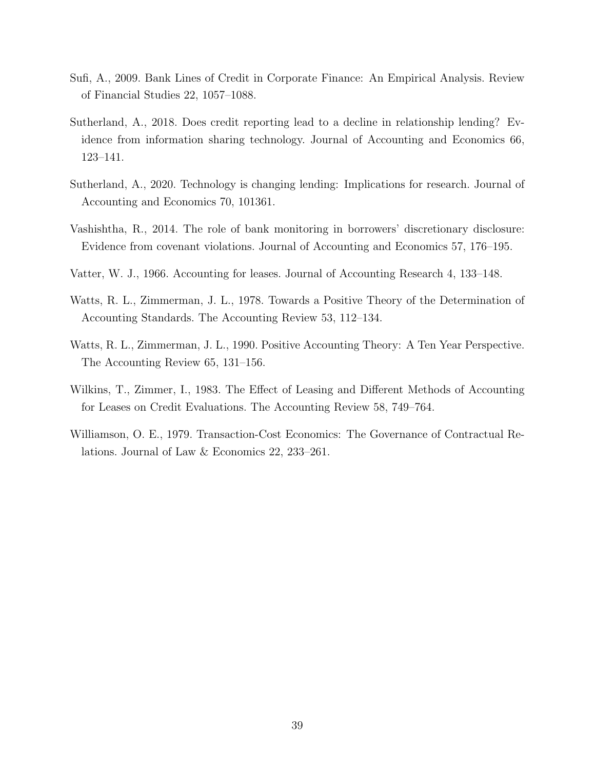Sufi, A., 2009. Bank Lines of Credit in Corporate Finance: An Empirical Analysis. Review of Financial Studies 22, 1057–1088.

Sutherland, A., 2018. Does credit reporting lead to a decline in relationship lending? Evidence from information sharing technology. Journal of Accounting and Economics 66, 123–141.

Sutherland, A., 2020. Technology is changing lending: Implications for research. Journal of Accounting and Economics 70, 101361.

Vashishtha, R., 2014. The role of bank monitoring in borrowers' discretionary disclosure: Evidence from covenant violations. Journal of Accounting and Economics 57, 176–195.

Vatter, W. J., 1966. Accounting for leases. Journal of Accounting Research 4, 133–148.

Watts, R. L., Zimmerman, J. L., 1978. Towards a Positive Theory of the Determination of Accounting Standards. The Accounting Review 53, 112–134.

Watts, R. L., Zimmerman, J. L., 1990. Positive Accounting Theory: A Ten Year Perspective. The Accounting Review 65, 131–156.

Wilkins, T., Zimmer, I., 1983. The Effect of Leasing and Different Methods of Accounting for Leases on Credit Evaluations. The Accounting Review 58, 749–764.

Williamson, O. E., 1979. Transaction-Cost Economics: The Governance of Contractual Relations. Journal of Law & Economics 22, 233–261.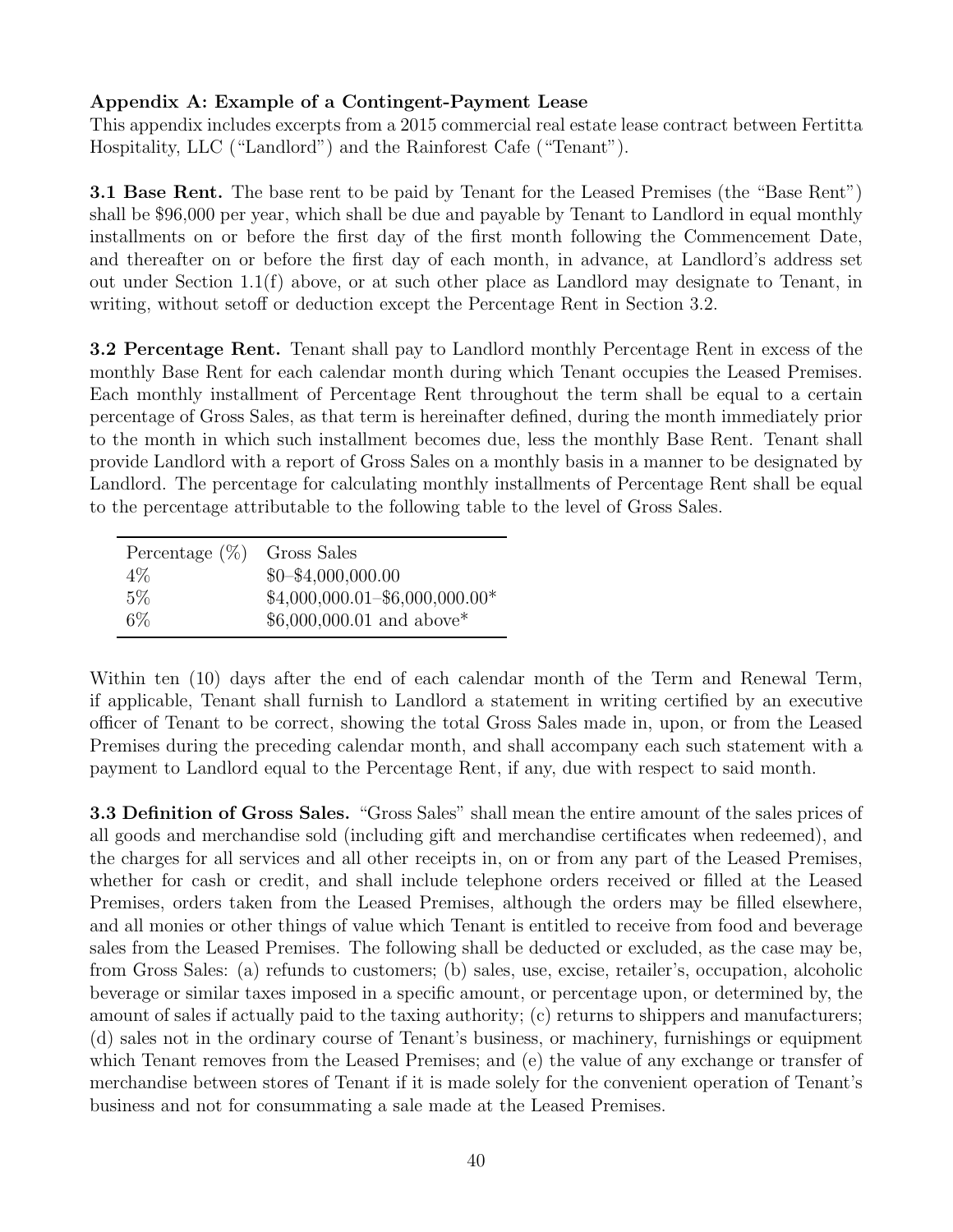**Appendix A: Example of a Contingent-Payment Lease**

This appendix includes excerpts from a 2015 commercial real estate lease contract between Fertitta Hospitality, LLC ("Landlord") and the Rainforest Cafe ("Tenant").

**3.1 Base Rent.** The base rent to be paid by Tenant for the Leased Premises (the "Base Rent") shall be $96,000 per year, which shall be due and payable by Tenant to Landlord in equal monthly installments on or before the first day of the first month following the Commencement Date, and thereafter on or before the first day of each month, in advance, at Landlord's address set out under Section 1.1(f) above, or at such other place as Landlord may designate to Tenant, in writing, without setoff or deduction except the Percentage Rent in Section 3.2.

**3.2 Percentage Rent.** Tenant shall pay to Landlord monthly Percentage Rent in excess of the monthly Base Rent for each calendar month during which Tenant occupies the Leased Premises. Each monthly installment of Percentage Rent throughout the term shall be equal to a certain percentage of Gross Sales, as that term is hereinafter defined, during the month immediately prior to the month in which such installment becomes due, less the monthly Base Rent. Tenant shall provide Landlord with a report of Gross Sales on a monthly basis in a manner to be designated by Landlord. The percentage for calculating monthly installments of Percentage Rent shall be equal to the percentage attributable to the following table to the level of Gross Sales.

| Percentage (%) | Gross Sales |
|---|---|
| 4% | $0–$4,000,000.00 |
| 5% | $4,000,000.01–$6,000,000.00* |
| 6% | $6,000,000.01 and above* |

Within ten (10) days after the end of each calendar month of the Term and Renewal Term, if applicable, Tenant shall furnish to Landlord a statement in writing certified by an executive officer of Tenant to be correct, showing the total Gross Sales made in, upon, or from the Leased Premises during the preceding calendar month, and shall accompany each such statement with a payment to Landlord equal to the Percentage Rent, if any, due with respect to said month.

**3.3 Definition of Gross Sales.** "Gross Sales" shall mean the entire amount of the sales prices of all goods and merchandise sold (including gift and merchandise certificates when redeemed), and the charges for all services and all other receipts in, on or from any part of the Leased Premises, whether for cash or credit, and shall include telephone orders received or filled at the Leased Premises, orders taken from the Leased Premises, although the orders may be filled elsewhere, and all monies or other things of value which Tenant is entitled to receive from food and beverage sales from the Leased Premises. The following shall be deducted or excluded, as the case may be, from Gross Sales: (a) refunds to customers; (b) sales, use, excise, retailer's, occupation, alcoholic beverage or similar taxes imposed in a specific amount, or percentage upon, or determined by, the amount of sales if actually paid to the taxing authority; (c) returns to shippers and manufacturers; (d) sales not in the ordinary course of Tenant's business, or machinery, furnishings or equipment which Tenant removes from the Leased Premises; and (e) the value of any exchange or transfer of merchandise between stores of Tenant if it is made solely for the convenient operation of Tenant's business and not for consummating a sale made at the Leased Premises.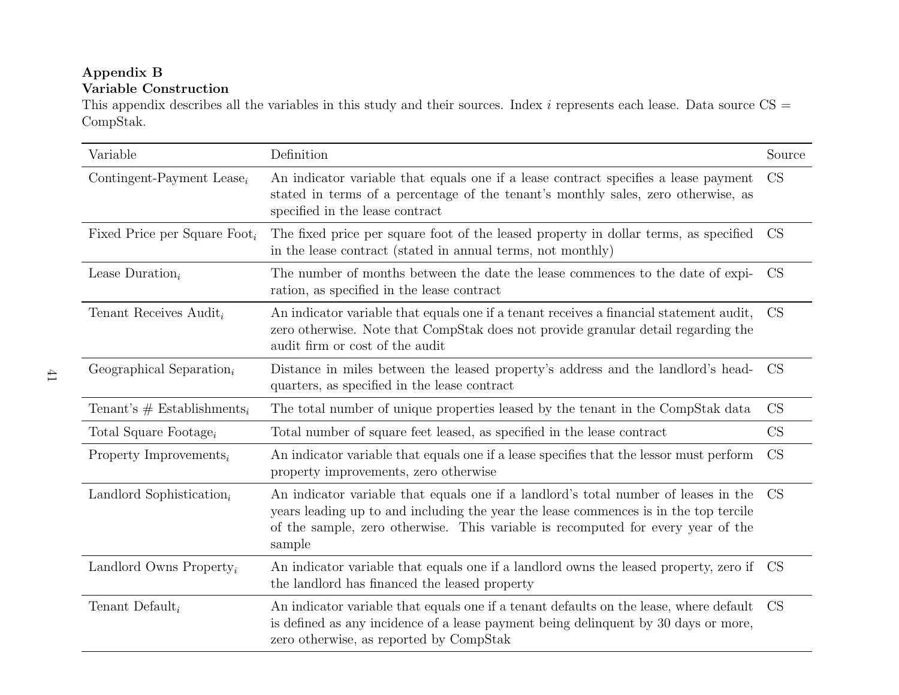**Appendix B**
**Variable Construction**

This appendix describes all the variables in this study and their sources. Index $i$ represents each lease. Data source CS = CompStak.

| Variable | Definition | Source |
|---|---|---|
| Contingent-Payment Lease$_i$ | An indicator variable that equals one if a lease contract specifies a lease payment stated in terms of a percentage of the tenant's monthly sales, zero otherwise, as specified in the lease contract | CS |
| Fixed Price per Square Foot$_i$ | The fixed price per square foot of the leased property in dollar terms, as specified in the lease contract (stated in annual terms, not monthly) | CS |
| Lease Duration$_i$ | The number of months between the date the lease commences to the date of expiration, as specified in the lease contract | CS |
| Tenant Receives Audit$_i$ | An indicator variable that equals one if a tenant receives a financial statement audit, zero otherwise. Note that CompStak does not provide granular detail regarding the audit firm or cost of the audit | CS |
| Geographical Separation$_i$ | Distance in miles between the leased property's address and the landlord's headquarters, as specified in the lease contract | CS |
| Tenant's # Establishments$_i$ | The total number of unique properties leased by the tenant in the CompStak data | CS |
| Total Square Footage$_i$ | Total number of square feet leased, as specified in the lease contract | CS |
| Property Improvements$_i$ | An indicator variable that equals one if a lease specifies that the lessor must perform property improvements, zero otherwise | CS |
| Landlord Sophistication$_i$ | An indicator variable that equals one if a landlord's total number of leases in the years leading up to and including the year the lease commences is in the top tercile of the sample, zero otherwise. This variable is recomputed for every year of the sample | CS |
| Landlord Owns Property$_i$ | An indicator variable that equals one if a landlord owns the leased property, zero if the landlord has financed the leased property | CS |
| Tenant Default$_i$ | An indicator variable that equals one if a tenant defaults on the lease, where default is defined as any incidence of a lease payment being delinquent by 30 days or more, zero otherwise, as reported by CompStak | CS |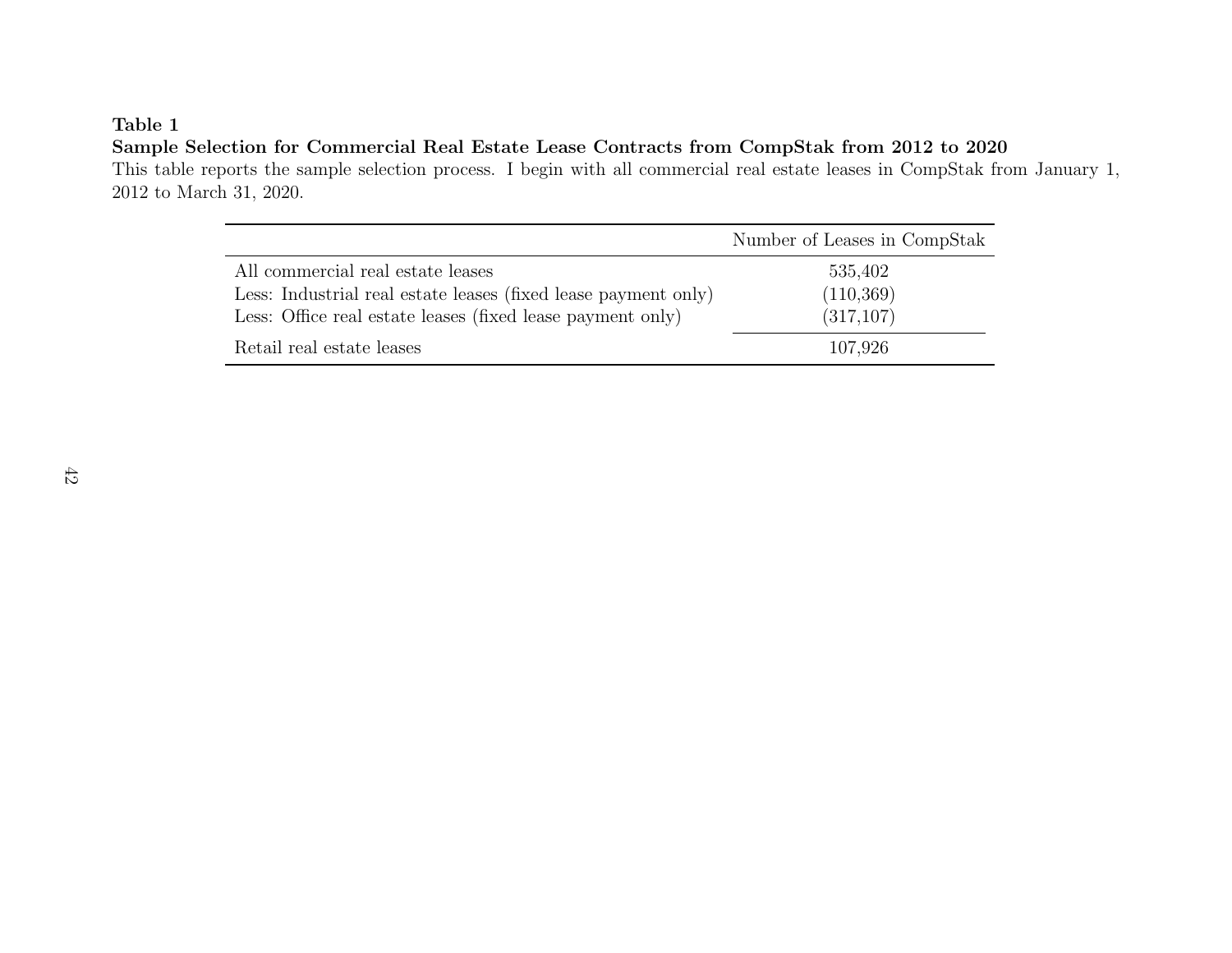**Table 1**

**Sample Selection for Commercial Real Estate Lease Contracts from CompStak from 2012 to 2020**

This table reports the sample selection process. I begin with all commercial real estate leases in CompStak from January 1, 2012 to March 31, 2020.

| | Number of Leases in CompStak |
|---|---|
| All commercial real estate leases | 535,402 |
| Less: Industrial real estate leases (fixed lease payment only) | (110,369) |
| Less: Office real estate leases (fixed lease payment only) | (317,107) |
| Retail real estate leases | 107,926 |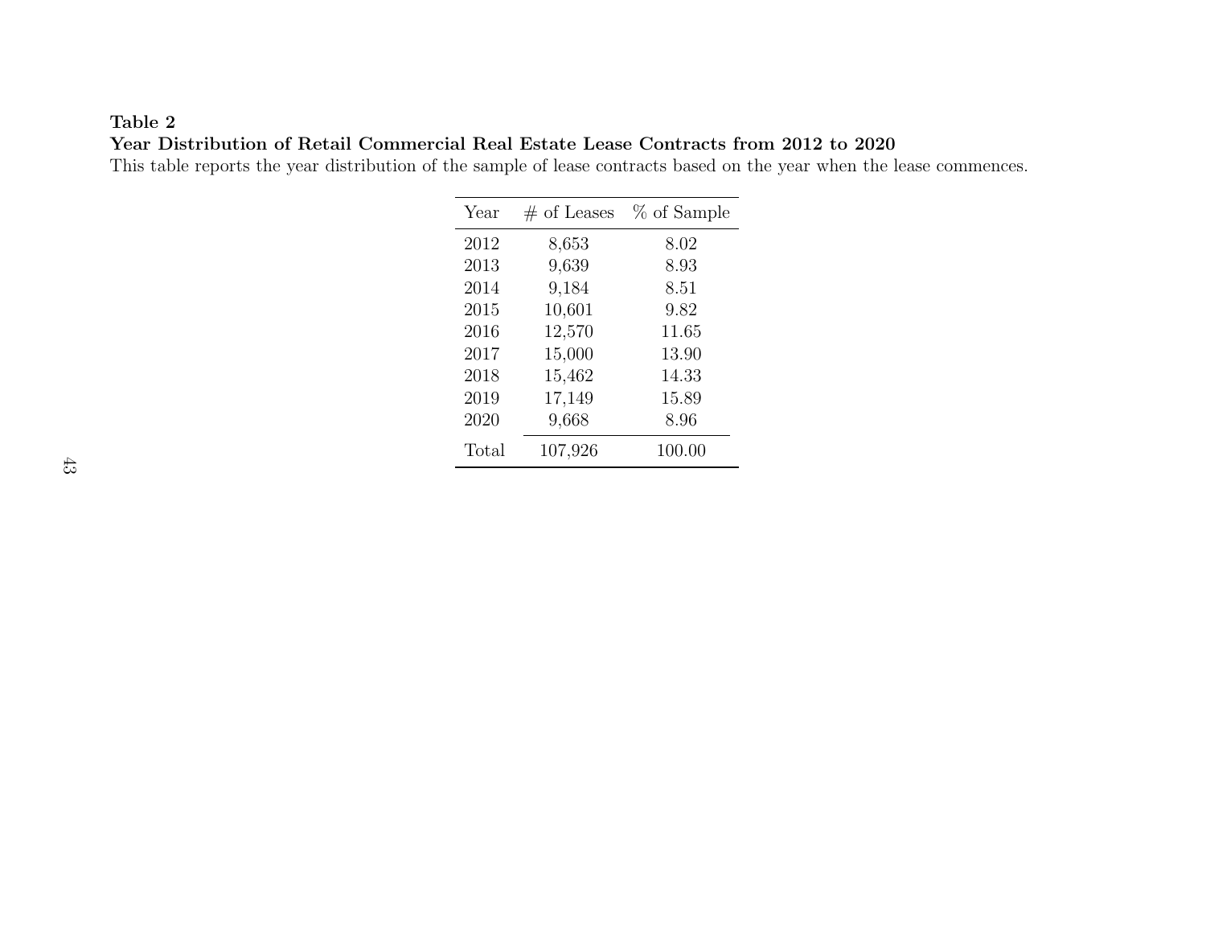**Table 2**

**Year Distribution of Retail Commercial Real Estate Lease Contracts from 2012 to 2020**

This table reports the year distribution of the sample of lease contracts based on the year when the lease commences.

| Year | # of Leases | % of Sample |
|---|---|---|
| 2012 | 8,653 | 8.02 |
| 2013 | 9,639 | 8.93 |
| 2014 | 9,184 | 8.51 |
| 2015 | 10,601 | 9.82 |
| 2016 | 12,570 | 11.65 |
| 2017 | 15,000 | 13.90 |
| 2018 | 15,462 | 14.33 |
| 2019 | 17,149 | 15.89 |
| 2020 | 9,668 | 8.96 |
| Total | 107,926 | 100.00 |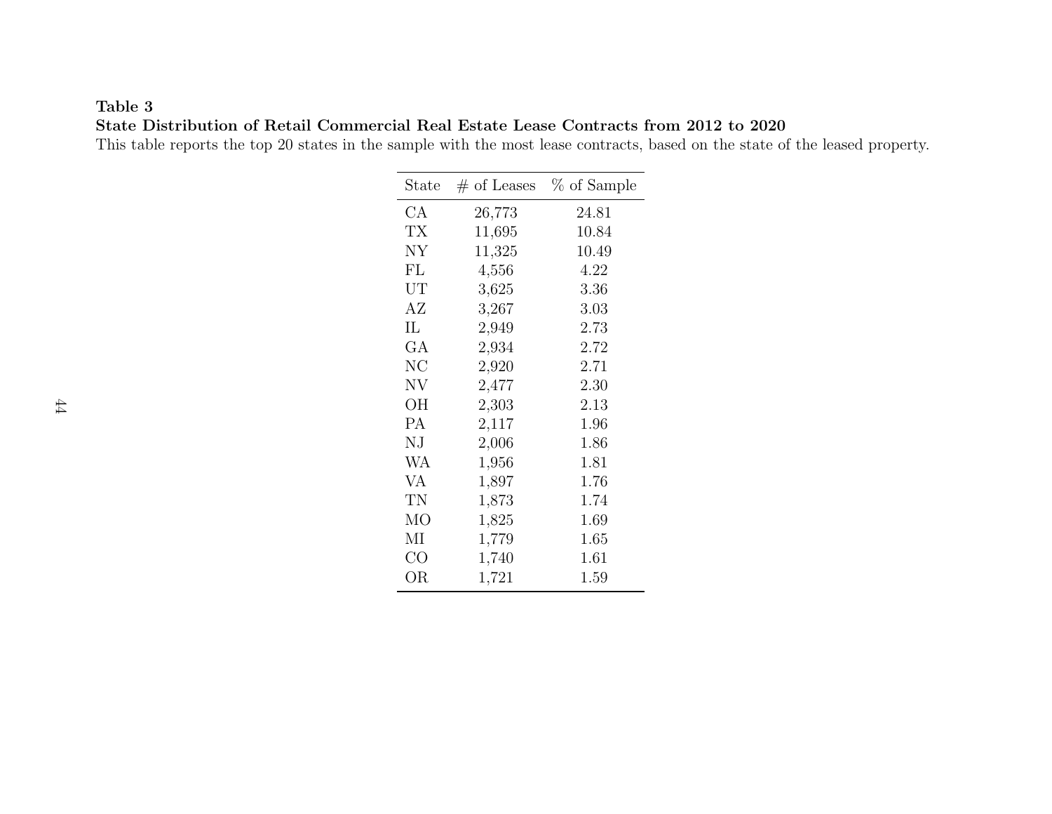**Table 3**

**State Distribution of Retail Commercial Real Estate Lease Contracts from 2012 to 2020**

This table reports the top 20 states in the sample with the most lease contracts, based on the state of the leased property.

| State | # of Leases | % of Sample |
|---|---|---|
| CA | 26,773 | 24.81 |
| TX | 11,695 | 10.84 |
| NY | 11,325 | 10.49 |
| FL | 4,556 | 4.22 |
| UT | 3,625 | 3.36 |
| AZ | 3,267 | 3.03 |
| IL | 2,949 | 2.73 |
| GA | 2,934 | 2.72 |
| NC | 2,920 | 2.71 |
| NV | 2,477 | 2.30 |
| OH | 2,303 | 2.13 |
| PA | 2,117 | 1.96 |
| NJ | 2,006 | 1.86 |
| WA | 1,956 | 1.81 |
| VA | 1,897 | 1.76 |
| TN | 1,873 | 1.74 |
| MO | 1,825 | 1.69 |
| MI | 1,779 | 1.65 |
| CO | 1,740 | 1.61 |
| OR | 1,721 | 1.59 |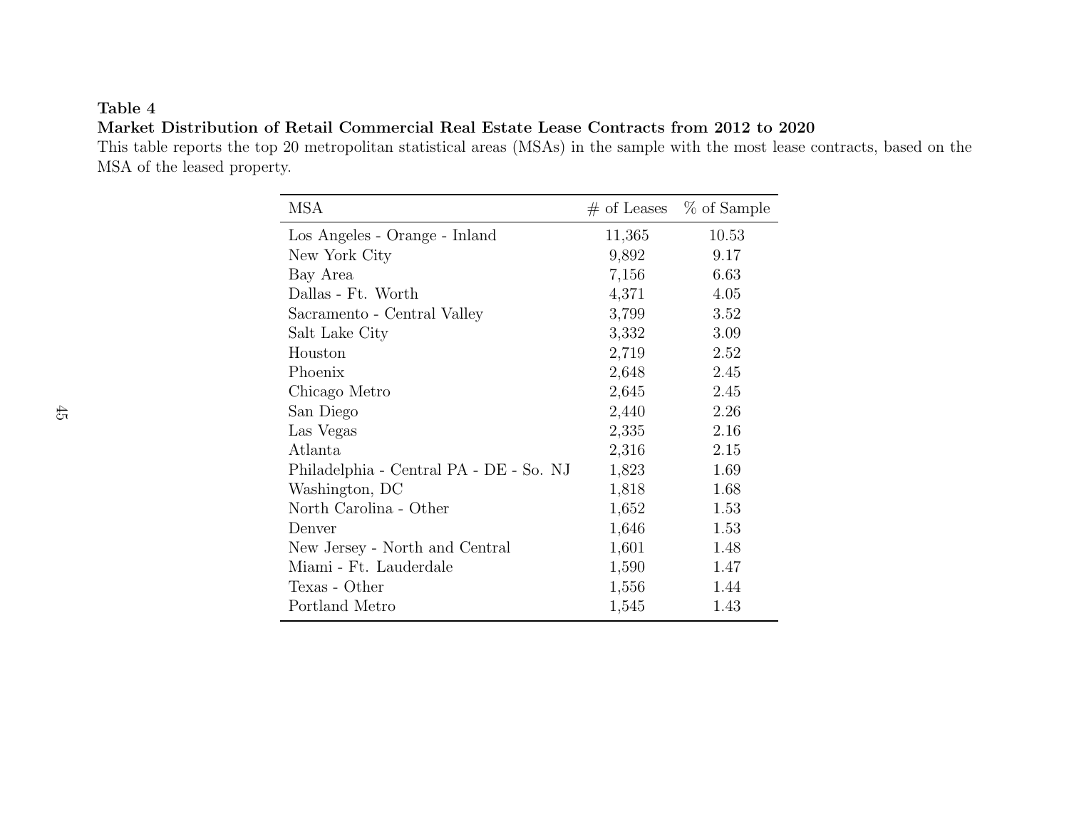**Table 4**

**Market Distribution of Retail Commercial Real Estate Lease Contracts from 2012 to 2020**

This table reports the top 20 metropolitan statistical areas (MSAs) in the sample with the most lease contracts, based on the MSA of the leased property.

| MSA | # of Leases | % of Sample |
|---|---|---|
| Los Angeles - Orange - Inland | 11,365 | 10.53 |
| New York City | 9,892 | 9.17 |
| Bay Area | 7,156 | 6.63 |
| Dallas - Ft. Worth | 4,371 | 4.05 |
| Sacramento - Central Valley | 3,799 | 3.52 |
| Salt Lake City | 3,332 | 3.09 |
| Houston | 2,719 | 2.52 |
| Phoenix | 2,648 | 2.45 |
| Chicago Metro | 2,645 | 2.45 |
| San Diego | 2,440 | 2.26 |
| Las Vegas | 2,335 | 2.16 |
| Atlanta | 2,316 | 2.15 |
| Philadelphia - Central PA - DE - So. NJ | 1,823 | 1.69 |
| Washington, DC | 1,818 | 1.68 |
| North Carolina - Other | 1,652 | 1.53 |
| Denver | 1,646 | 1.53 |
| New Jersey - North and Central | 1,601 | 1.48 |
| Miami - Ft. Lauderdale | 1,590 | 1.47 |
| Texas - Other | 1,556 | 1.44 |
| Portland Metro | 1,545 | 1.43 |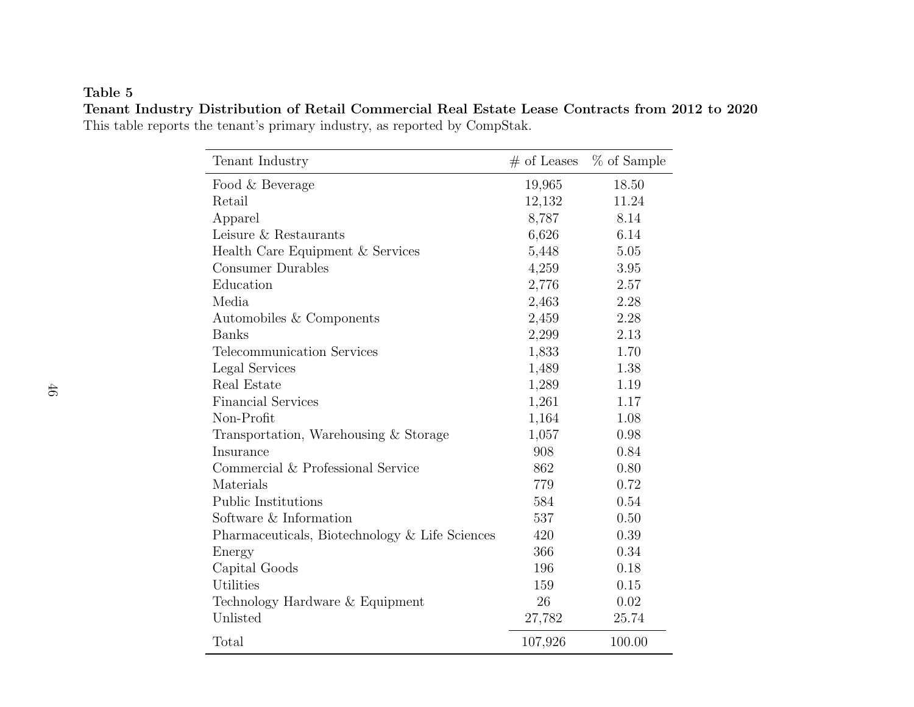**Table 5**

**Tenant Industry Distribution of Retail Commercial Real Estate Lease Contracts from 2012 to 2020**

This table reports the tenant's primary industry, as reported by CompStak.

| Tenant Industry | # of Leases | % of Sample |
|---|---|---|
| Food & Beverage | 19,965 | 18.50 |
| Retail | 12,132 | 11.24 |
| Apparel | 8,787 | 8.14 |
| Leisure & Restaurants | 6,626 | 6.14 |
| Health Care Equipment & Services | 5,448 | 5.05 |
| Consumer Durables | 4,259 | 3.95 |
| Education | 2,776 | 2.57 |
| Media | 2,463 | 2.28 |
| Automobiles & Components | 2,459 | 2.28 |
| Banks | 2,299 | 2.13 |
| Telecommunication Services | 1,833 | 1.70 |
| Legal Services | 1,489 | 1.38 |
| Real Estate | 1,289 | 1.19 |
| Financial Services | 1,261 | 1.17 |
| Non-Profit | 1,164 | 1.08 |
| Transportation, Warehousing & Storage | 1,057 | 0.98 |
| Insurance | 908 | 0.84 |
| Commercial & Professional Service | 862 | 0.80 |
| Materials | 779 | 0.72 |
| Public Institutions | 584 | 0.54 |
| Software & Information | 537 | 0.50 |
| Pharmaceuticals, Biotechnology & Life Sciences | 420 | 0.39 |
| Energy | 366 | 0.34 |
| Capital Goods | 196 | 0.18 |
| Utilities | 159 | 0.15 |
| Technology Hardware & Equipment | 26 | 0.02 |
| Unlisted | 27,782 | 25.74 |
| Total | 107,926 | 100.00 |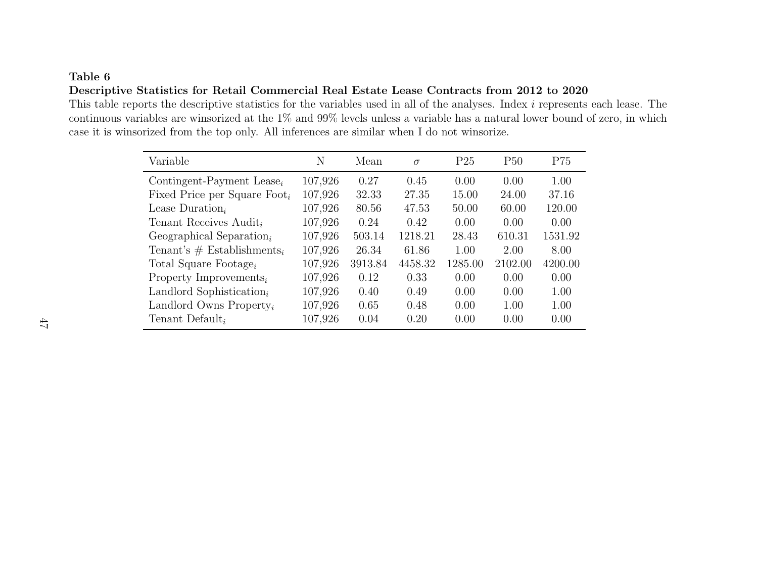**Table 6**

**Descriptive Statistics for Retail Commercial Real Estate Lease Contracts from 2012 to 2020**

This table reports the descriptive statistics for the variables used in all of the analyses. Index $i$ represents each lease. The continuous variables are winsorized at the 1% and 99% levels unless a variable has a natural lower bound of zero, in which case it is winsorized from the top only. All inferences are similar when I do not winsorize.

| Variable | N | Mean | $\sigma$ | P25 | P50 | P75 |
|---|---|---|---|---|---|---|
| Contingent-Payment Lease$_i$ | 107,926 | 0.27 | 0.45 | 0.00 | 0.00 | 1.00 |
| Fixed Price per Square Foot$_i$ | 107,926 | 32.33 | 27.35 | 15.00 | 24.00 | 37.16 |
| Lease Duration$_i$ | 107,926 | 80.56 | 47.53 | 50.00 | 60.00 | 120.00 |
| Tenant Receives Audit$_i$ | 107,926 | 0.24 | 0.42 | 0.00 | 0.00 | 0.00 |
| Geographical Separation$_i$ | 107,926 | 503.14 | 1218.21 | 28.43 | 610.31 | 1531.92 |
| Tenant's # Establishments$_i$ | 107,926 | 26.34 | 61.86 | 1.00 | 2.00 | 8.00 |
| Total Square Footage$_i$ | 107,926 | 3913.84 | 4458.32 | 1285.00 | 2102.00 | 4200.00 |
| Property Improvements$_i$ | 107,926 | 0.12 | 0.33 | 0.00 | 0.00 | 0.00 |
| Landlord Sophistication$_i$ | 107,926 | 0.40 | 0.49 | 0.00 | 0.00 | 1.00 |
| Landlord Owns Property$_i$ | 107,926 | 0.65 | 0.48 | 0.00 | 1.00 | 1.00 |
| Tenant Default$_i$ | 107,926 | 0.04 | 0.20 | 0.00 | 0.00 | 0.00 |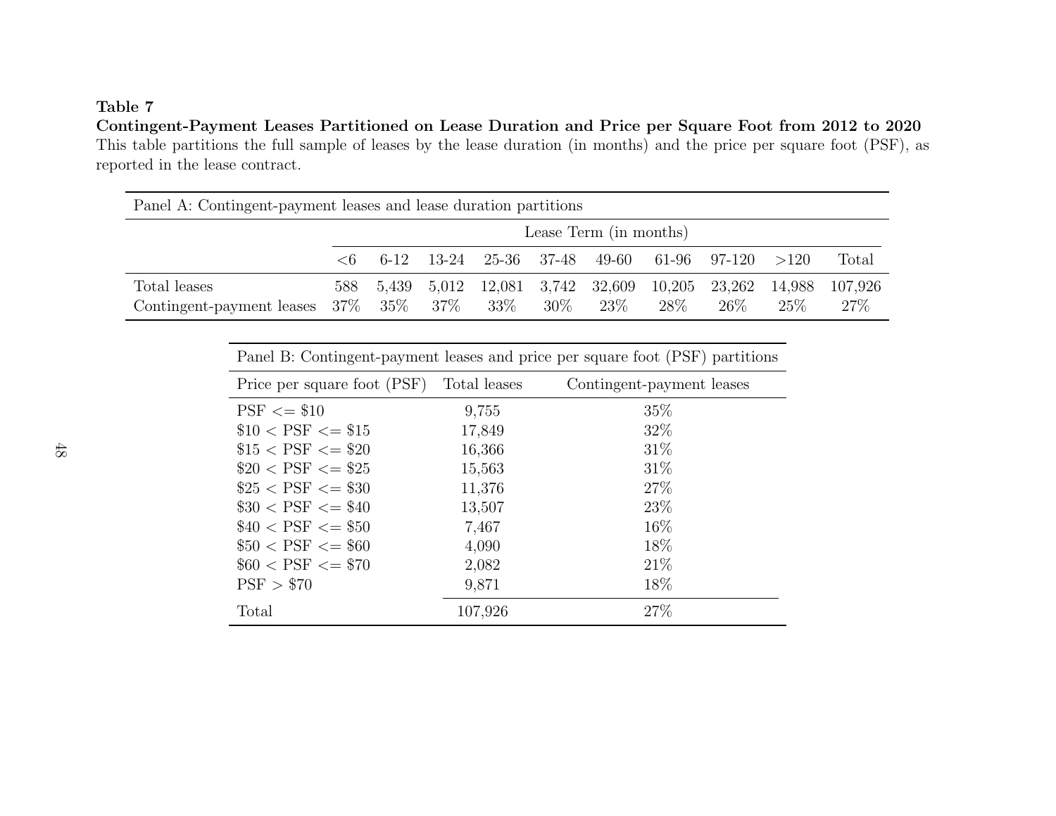**Table 7**

**Contingent-Payment Leases Partitioned on Lease Duration and Price per Square Foot from 2012 to 2020**

This table partitions the full sample of leases by the lease duration (in months) and the price per square foot (PSF), as reported in the lease contract.

| Panel A: Contingent-payment leases and lease duration partitions | | | | | | | | | | |
|---|---|---|---|---|---|---|---|---|---|---|
| | Lease Term (in months) | | | | | | | | | |
| | <6 | 6-12 | 13-24 | 25-36 | 37-48 | 49-60 | 61-96 | 97-120 | >120 | Total |
| Total leases | 588 | 5,439 | 5,012 | 12,081 | 3,742 | 32,609 | 10,205 | 23,262 | 14,988 | 107,926 |
| Contingent-payment leases | 37% | 35% | 37% | 33% | 30% | 23% | 28% | 26% | 25% | 27% |

| Panel B: Contingent-payment leases and price per square foot (PSF) partitions | | |
|---|---|---|
| Price per square foot (PSF) | Total leases | Contingent-payment leases |
| PSF <= $10 | 9,755 | 35% |
| $10 < PSF <= $15 | 17,849 | 32% |
| $15 < PSF <= $20 | 16,366 | 31% |
| $20 < PSF <= $25 | 15,563 | 31% |
| $25 < PSF <= $30 | 11,376 | 27% |
| $30 < PSF <= $40 | 13,507 | 23% |
| $40 < PSF <= $50 | 7,467 | 16% |
| $50 < PSF <= $60 | 4,090 | 18% |
| $60 < PSF <= $70 | 2,082 | 21% |
| PSF > $70 | 9,871 | 18% |
| Total | 107,926 | 27% |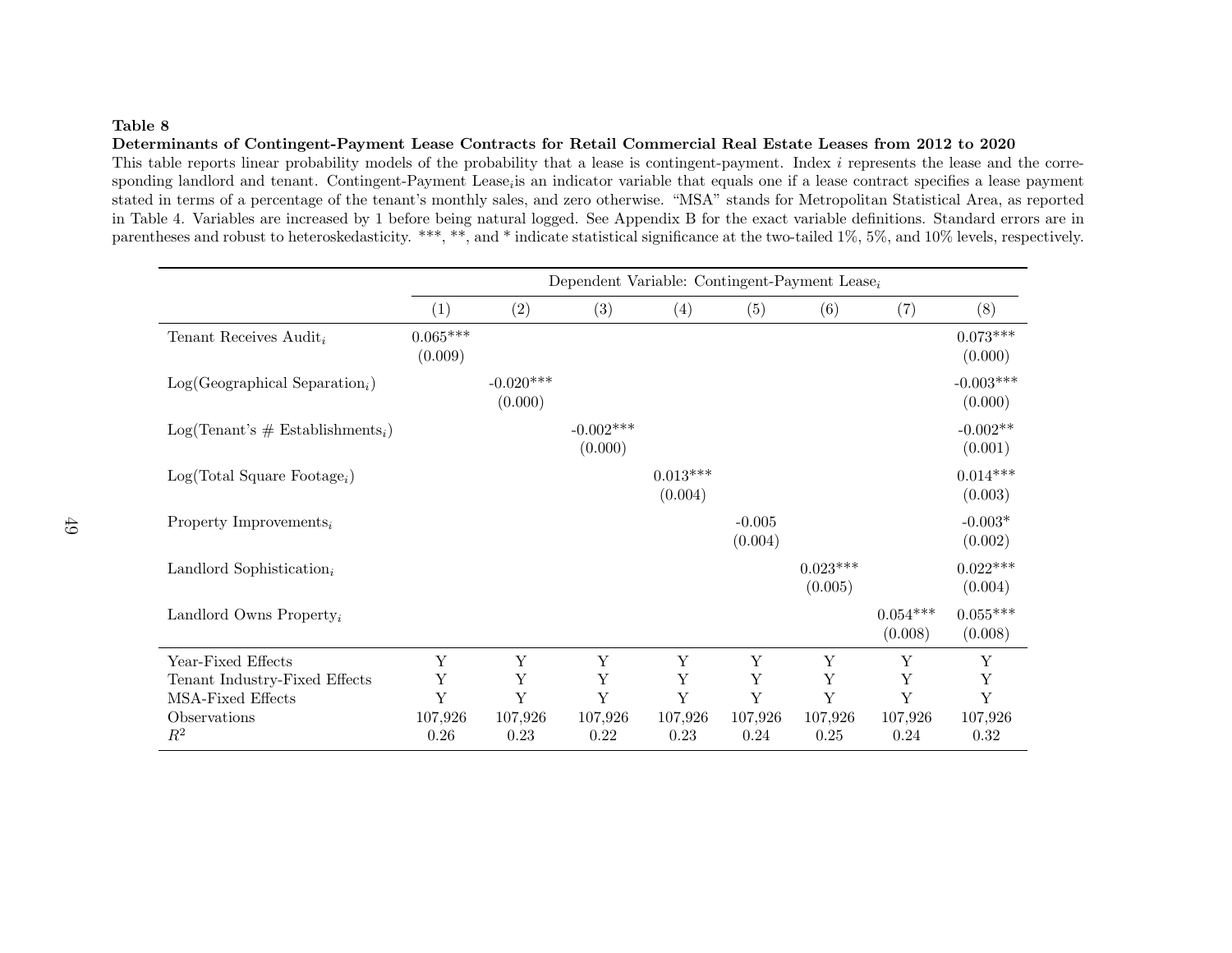**Table 8**

**Determinants of Contingent-Payment Lease Contracts for Retail Commercial Real Estate Leases from 2012 to 2020**

This table reports linear probability models of the probability that a lease is contingent-payment. Index $i$ represents the lease and the corresponding landlord and tenant. Contingent-Payment Lease$_i$is an indicator variable that equals one if a lease contract specifies a lease payment stated in terms of a percentage of the tenant's monthly sales, and zero otherwise. "MSA" stands for Metropolitan Statistical Area, as reported in Table 4. Variables are increased by 1 before being natural logged. See Appendix B for the exact variable definitions. Standard errors are in parentheses and robust to heteroskedasticity. ***, **, and * indicate statistical significance at the two-tailed 1%, 5%, and 10% levels, respectively.

| | Dependent Variable: Contingent-Payment Lease$_i$ | | | | | | | |
|---|---|---|---|---|---|---|---|---|
| | (1) | (2) | (3) | (4) | (5) | (6) | (7) | (8) |
| Tenant Receives Audit$_i$ | 0.065*** | | | | | | | 0.073*** |
| | (0.009) | | | | | | | (0.000) |
| Log(Geographical Separation$_i$) | | -0.020*** | | | | | | -0.003*** |
| | | (0.000) | | | | | | (0.000) |
| Log(Tenant's # Establishments$_i$) | | | -0.002*** | | | | | -0.002** |
| | | | (0.000) | | | | | (0.001) |
| Log(Total Square Footage$_i$) | | | | 0.013*** | | | | 0.014*** |
| | | | | (0.004) | | | | (0.003) |
| Property Improvements$_i$ | | | | | -0.005 | | | -0.003* |
| | | | | | (0.004) | | | (0.002) |
| Landlord Sophistication$_i$ | | | | | | 0.023*** | | 0.022*** |
| | | | | | | (0.005) | | (0.004) |
| Landlord Owns Property$_i$ | | | | | | | 0.054*** | 0.055*** |
| | | | | | | | (0.008) | (0.008) |
| Year-Fixed Effects | Y | Y | Y | Y | Y | Y | Y | Y |
| Tenant Industry-Fixed Effects | Y | Y | Y | Y | Y | Y | Y | Y |
| MSA-Fixed Effects | Y | Y | Y | Y | Y | Y | Y | Y |
| Observations | 107,926 | 107,926 | 107,926 | 107,926 | 107,926 | 107,926 | 107,926 | 107,926 |
| $R^2$ | 0.26 | 0.23 | 0.22 | 0.23 | 0.24 | 0.25 | 0.24 | 0.32 |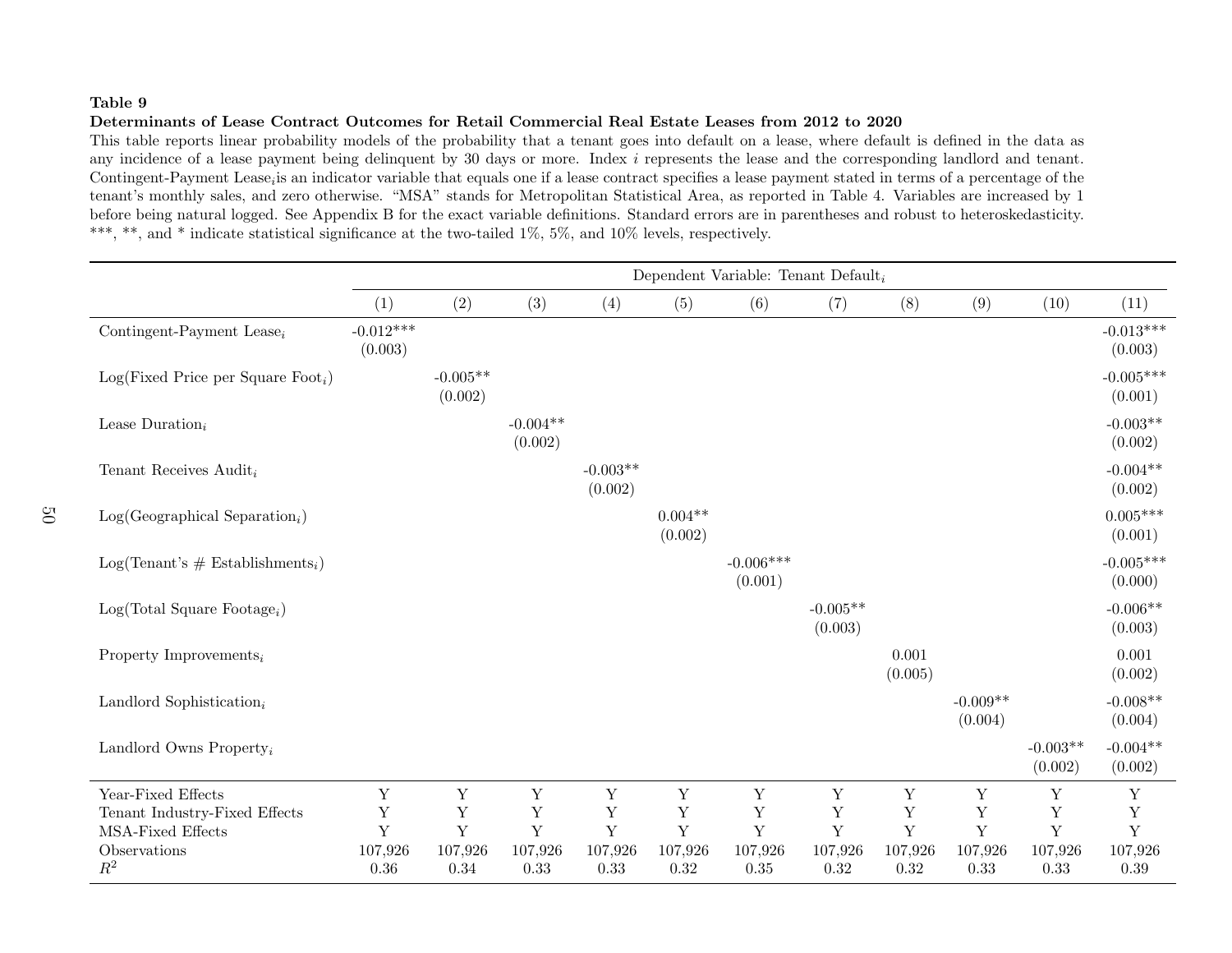**Table 9**

**Determinants of Lease Contract Outcomes for Retail Commercial Real Estate Leases from 2012 to 2020**

This table reports linear probability models of the probability that a tenant goes into default on a lease, where default is defined in the data as any incidence of a lease payment being delinquent by 30 days or more. Index $i$ represents the lease and the corresponding landlord and tenant. Contingent-Payment Lease$_i$is an indicator variable that equals one if a lease contract specifies a lease payment stated in terms of a percentage of the tenant's monthly sales, and zero otherwise. "MSA" stands for Metropolitan Statistical Area, as reported in Table 4. Variables are increased by 1 before being natural logged. See Appendix B for the exact variable definitions. Standard errors are in parentheses and robust to heteroskedasticity. ***, **, and * indicate statistical significance at the two-tailed 1%, 5%, and 10% levels, respectively.

| | Dependent Variable: Tenant Default$_i$ | | | | | | | | | | |
|---|---|---|---|---|---|---|---|---|---|---|---|
| | (1) | (2) | (3) | (4) | (5) | (6) | (7) | (8) | (9) | (10) | (11) |
| Contingent-Payment Lease$_i$ | -0.012*** | | | | | | | | | | -0.013*** |
| | (0.003) | | | | | | | | | | (0.003) |
| Log(Fixed Price per Square Foot$_i$) | | -0.005** | | | | | | | | | -0.005*** |
| | | (0.002) | | | | | | | | | (0.001) |
| Lease Duration$_i$ | | | -0.004** | | | | | | | | -0.003** |
| | | | (0.002) | | | | | | | | (0.002) |
| Tenant Receives Audit$_i$ | | | | -0.003** | | | | | | | -0.004** |
| | | | | (0.002) | | | | | | | (0.002) |
| Log(Geographical Separation$_i$) | | | | | 0.004** | | | | | | 0.005*** |
| | | | | | (0.002) | | | | | | (0.001) |
| Log(Tenant's # Establishments$_i$) | | | | | | -0.006*** | | | | | -0.005*** |
| | | | | | | (0.001) | | | | | (0.000) |
| Log(Total Square Footage$_i$) | | | | | | | -0.005** | | | | -0.006** |
| | | | | | | | (0.003) | | | | (0.003) |
| Property Improvements$_i$ | | | | | | | | 0.001 | | | 0.001 |
| | | | | | | | | (0.005) | | | (0.002) |
| Landlord Sophistication$_i$ | | | | | | | | | -0.009** | | -0.008** |
| | | | | | | | | | (0.004) | | (0.004) |
| Landlord Owns Property$_i$ | | | | | | | | | | -0.003** | -0.004** |
| | | | | | | | | | | (0.002) | (0.002) |
| Year-Fixed Effects | Y | Y | Y | Y | Y | Y | Y | Y | Y | Y | Y |
| Tenant Industry-Fixed Effects | Y | Y | Y | Y | Y | Y | Y | Y | Y | Y | Y |
| MSA-Fixed Effects | Y | Y | Y | Y | Y | Y | Y | Y | Y | Y | Y |
| Observations | 107,926 | 107,926 | 107,926 | 107,926 | 107,926 | 107,926 | 107,926 | 107,926 | 107,926 | 107,926 | 107,926 |
| $R^2$ | 0.36 | 0.34 | 0.33 | 0.33 | 0.32 | 0.35 | 0.32 | 0.32 | 0.33 | 0.33 | 0.39 |